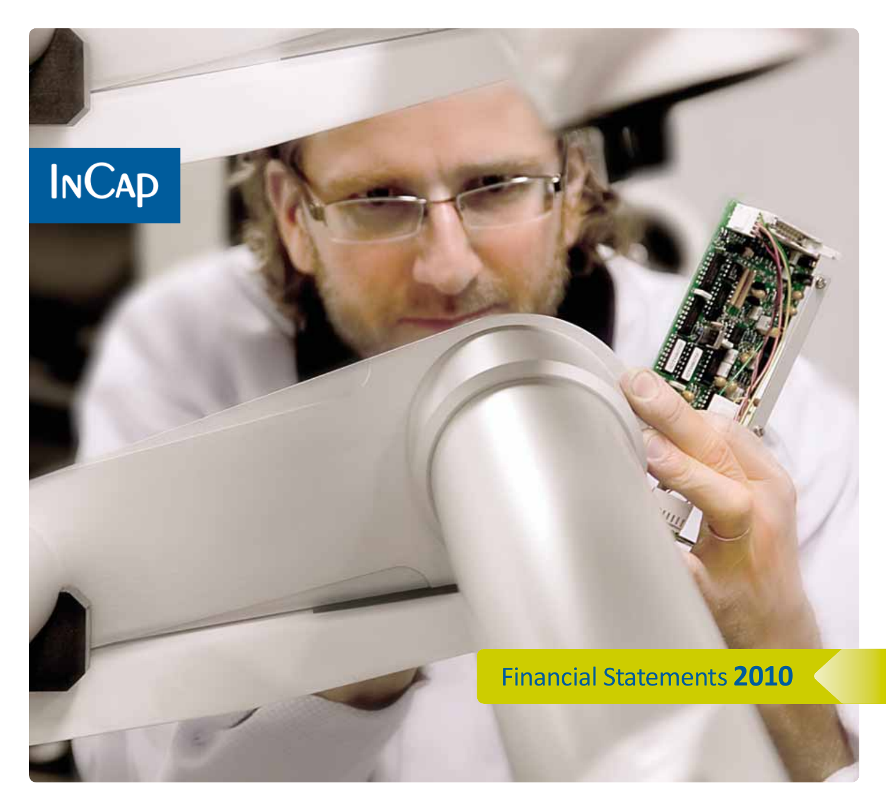InCap

# Financial Statements 2010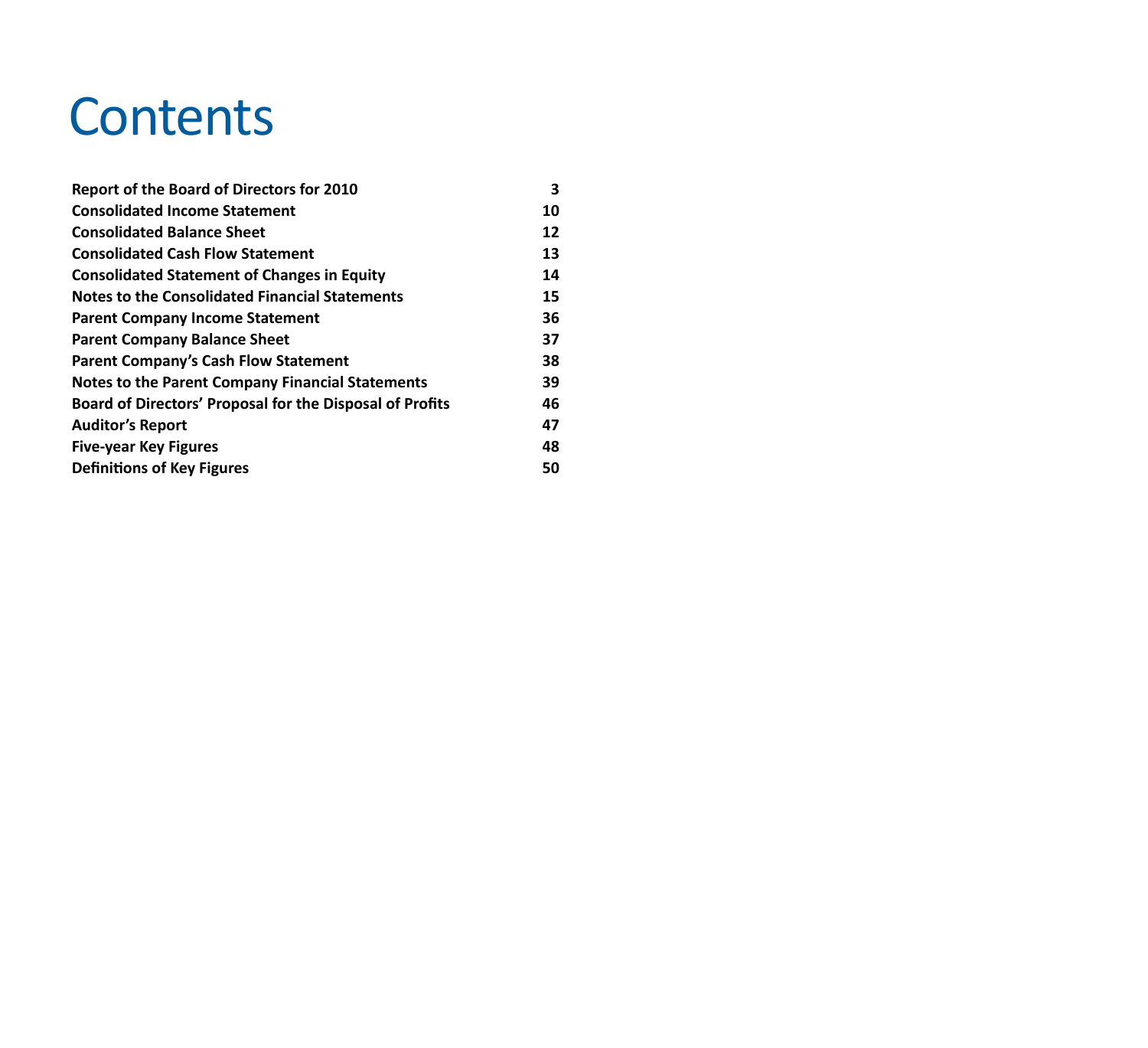# Contents

| | |
|---|---|
| **Report of the Board of Directors for 2010** | **3** |
| **Consolidated Income Statement** | **10** |
| **Consolidated Balance Sheet** | **12** |
| **Consolidated Cash Flow Statement** | **13** |
| **Consolidated Statement of Changes in Equity** | **14** |
| **Notes to the Consolidated Financial Statements** | **15** |
| **Parent Company Income Statement** | **36** |
| **Parent Company Balance Sheet** | **37** |
| **Parent Company's Cash Flow Statement** | **38** |
| **Notes to the Parent Company Financial Statements** | **39** |
| **Board of Directors' Proposal for the Disposal of Profits** | **46** |
| **Auditor's Report** | **47** |
| **Five-year Key Figures** | **48** |
| **Definitions of Key Figures** | **50** |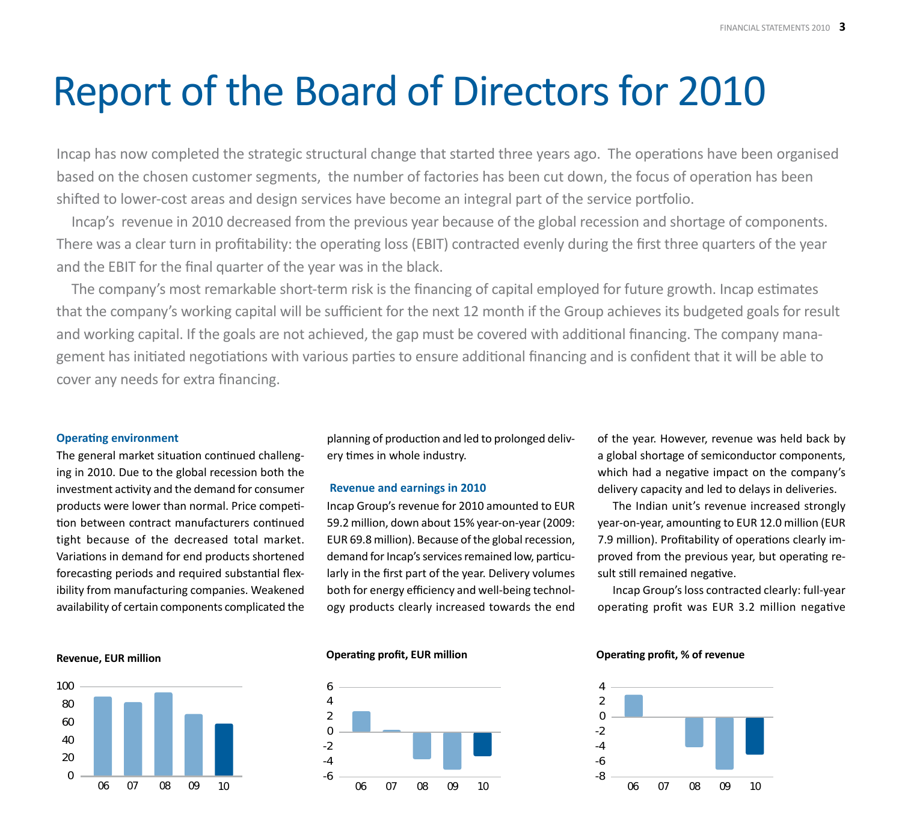# Report of the Board of Directors for 2010

Incap has now completed the strategic structural change that started three years ago. The operations have been organised based on the chosen customer segments, the number of factories has been cut down, the focus of operation has been shifted to lower-cost areas and design services have become an integral part of the service portfolio.

Incap's revenue in 2010 decreased from the previous year because of the global recession and shortage of components. There was a clear turn in profitability: the operating loss (EBIT) contracted evenly during the first three quarters of the year and the EBIT for the final quarter of the year was in the black.

The company's most remarkable short-term risk is the financing of capital employed for future growth. Incap estimates that the company's working capital will be sufficient for the next 12 month if the Group achieves its budgeted goals for result and working capital. If the goals are not achieved, the gap must be covered with additional financing. The company management has initiated negotiations with various parties to ensure additional financing and is confident that it will be able to cover any needs for extra financing.

### Operating environment

The general market situation continued challenging in 2010. Due to the global recession both the investment activity and the demand for consumer products were lower than normal. Price competition between contract manufacturers continued tight because of the decreased total market. Variations in demand for end products shortened forecasting periods and required substantial flexibility from manufacturing companies. Weakened availability of certain components complicated the planning of production and led to prolonged delivery times in whole industry.

### Revenue and earnings in 2010

Incap Group's revenue for 2010 amounted to EUR 59.2 million, down about 15% year-on-year (2009: EUR 69.8 million). Because of the global recession, demand for Incap's services remained low, particularly in the first part of the year. Delivery volumes both for energy efficiency and well-being technology products clearly increased towards the end of the year. However, revenue was held back by a global shortage of semiconductor components, which had a negative impact on the company's delivery capacity and led to delays in deliveries.

The Indian unit's revenue increased strongly year-on-year, amounting to EUR 12.0 million (EUR 7.9 million). Profitability of operations clearly improved from the previous year, but operating result still remained negative.

Incap Group's loss contracted clearly: full-year operating profit was EUR 3.2 million negative

**Revenue, EUR million**

**Operating profit, EUR million**

**Operating profit, % of revenue**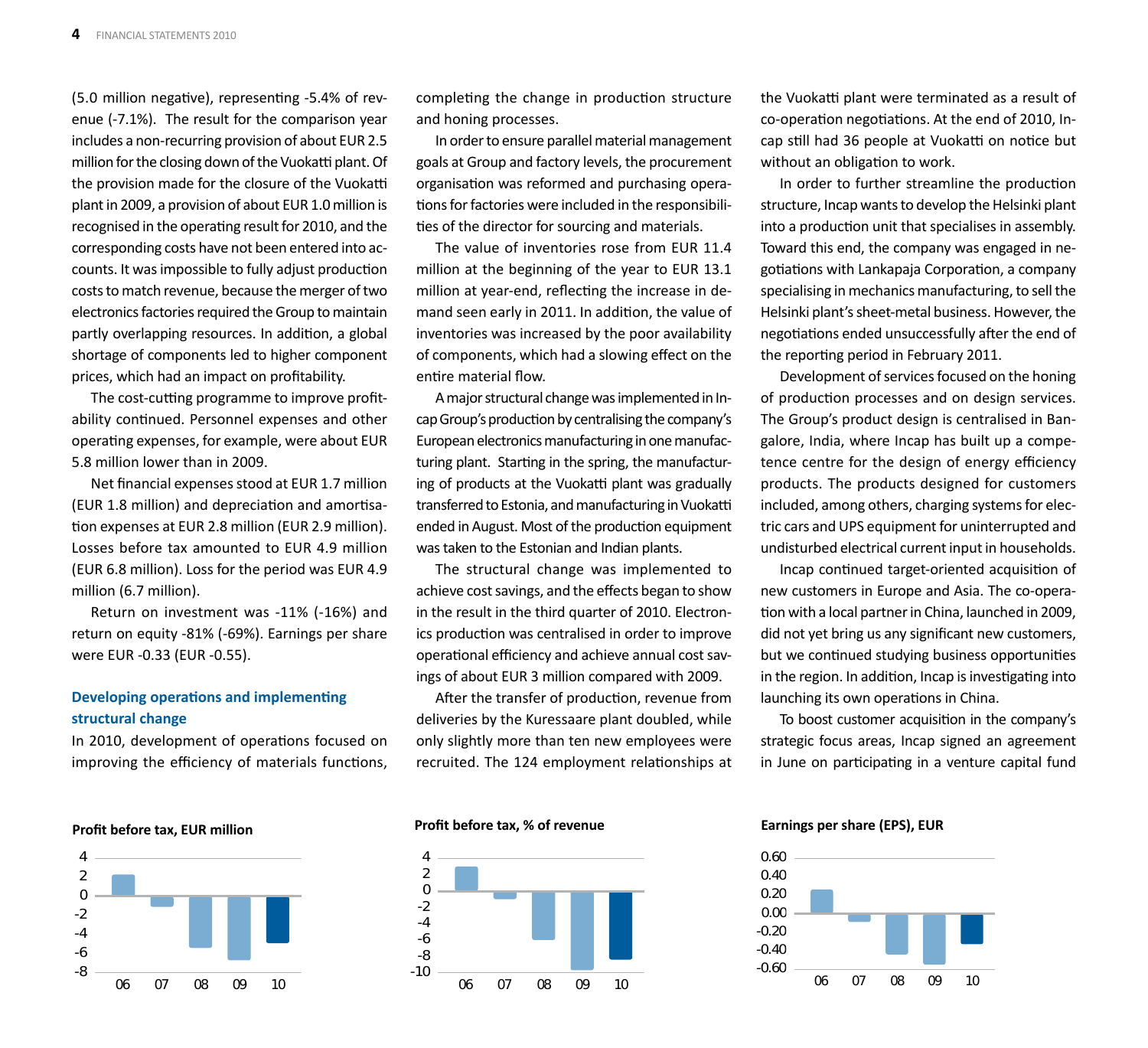(5.0 million negative), representing -5.4% of revenue (-7.1%). The result for the comparison year includes a non-recurring provision of about EUR 2.5 million for the closing down of the Vuokatti plant. Of the provision made for the closure of the Vuokatti plant in 2009, a provision of about EUR 1.0 million is recognised in the operating result for 2010, and the corresponding costs have not been entered into accounts. It was impossible to fully adjust production costs to match revenue, because the merger of two electronics factories required the Group to maintain partly overlapping resources. In addition, a global shortage of components led to higher component prices, which had an impact on profitability.

The cost-cutting programme to improve profitability continued. Personnel expenses and other operating expenses, for example, were about EUR 5.8 million lower than in 2009.

Net financial expenses stood at EUR 1.7 million (EUR 1.8 million) and depreciation and amortisation expenses at EUR 2.8 million (EUR 2.9 million). Losses before tax amounted to EUR 4.9 million (EUR 6.8 million). Loss for the period was EUR 4.9 million (6.7 million).

Return on investment was -11% (-16%) and return on equity -81% (-69%). Earnings per share were EUR -0.33 (EUR -0.55).

### Developing operations and implementing structural change

In 2010, development of operations focused on improving the efficiency of materials functions, completing the change in production structure and honing processes.

In order to ensure parallel material management goals at Group and factory levels, the procurement organisation was reformed and purchasing operations for factories were included in the responsibilities of the director for sourcing and materials.

The value of inventories rose from EUR 11.4 million at the beginning of the year to EUR 13.1 million at year-end, reflecting the increase in demand seen early in 2011. In addition, the value of inventories was increased by the poor availability of components, which had a slowing effect on the entire material flow.

A major structural change was implemented in Incap Group's production by centralising the company's European electronics manufacturing in one manufacturing plant. Starting in the spring, the manufacturing of products at the Vuokatti plant was gradually transferred to Estonia, and manufacturing in Vuokatti ended in August. Most of the production equipment was taken to the Estonian and Indian plants.

The structural change was implemented to achieve cost savings, and the effects began to show in the result in the third quarter of 2010. Electronics production was centralised in order to improve operational efficiency and achieve annual cost savings of about EUR 3 million compared with 2009.

After the transfer of production, revenue from deliveries by the Kuressaare plant doubled, while only slightly more than ten new employees were recruited. The 124 employment relationships at the Vuokatti plant were terminated as a result of co-operation negotiations. At the end of 2010, Incap still had 36 people at Vuokatti on notice but without an obligation to work.

In order to further streamline the production structure, Incap wants to develop the Helsinki plant into a production unit that specialises in assembly. Toward this end, the company was engaged in negotiations with Lankapaja Corporation, a company specialising in mechanics manufacturing, to sell the Helsinki plant's sheet-metal business. However, the negotiations ended unsuccessfully after the end of the reporting period in February 2011.

Development of services focused on the honing of production processes and on design services. The Group's product design is centralised in Bangalore, India, where Incap has built up a competence centre for the design of energy efficiency products. The products designed for customers included, among others, charging systems for electric cars and UPS equipment for uninterrupted and undisturbed electrical current input in households.

Incap continued target-oriented acquisition of new customers in Europe and Asia. The co-operation with a local partner in China, launched in 2009, did not yet bring us any significant new customers, but we continued studying business opportunities in the region. In addition, Incap is investigating into launching its own operations in China.

To boost customer acquisition in the company's strategic focus areas, Incap signed an agreement in June on participating in a venture capital fund

**Profit before tax, EUR million**

**Profit before tax, % of revenue**

**Earnings per share (EPS), EUR**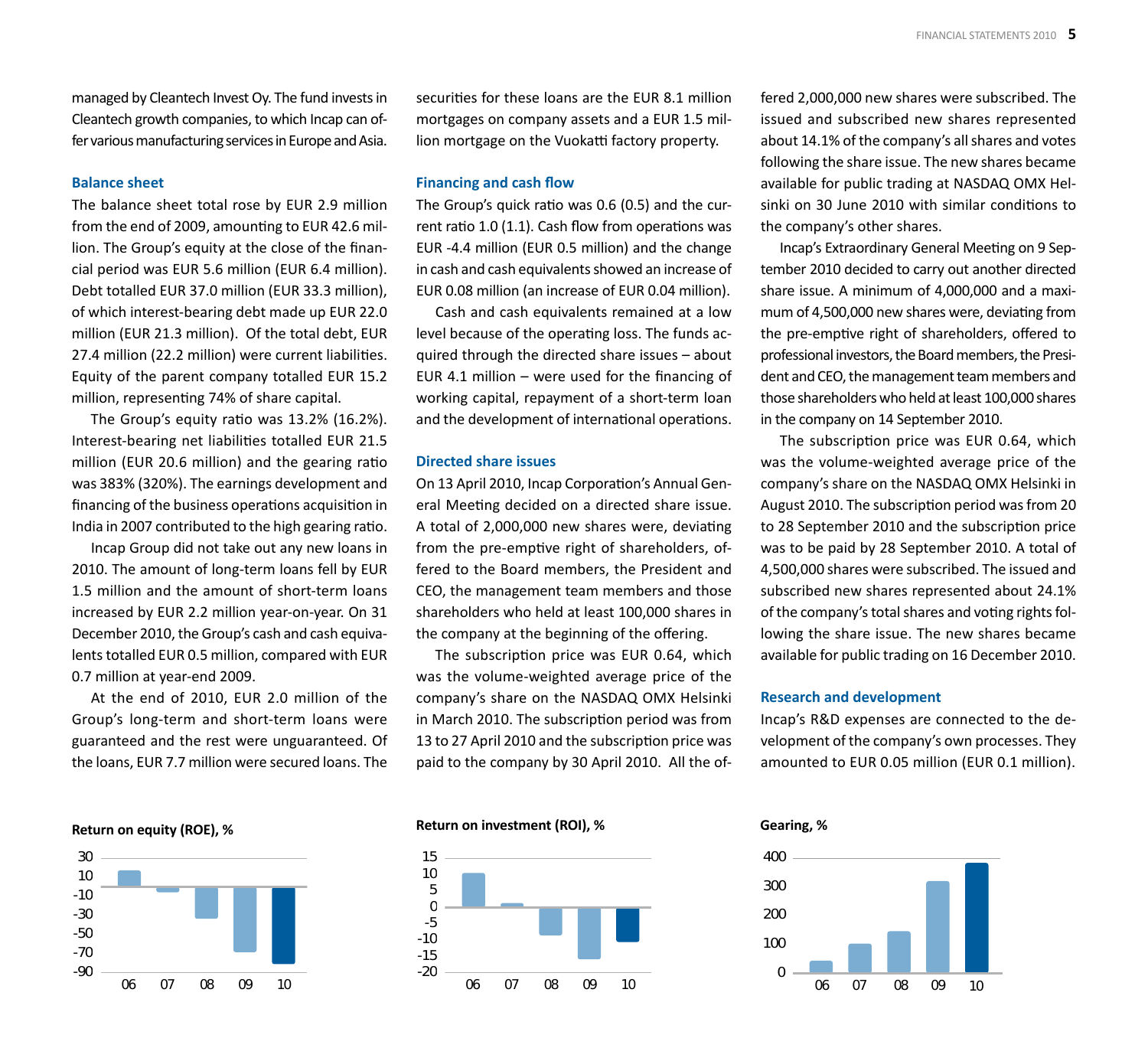managed by Cleantech Invest Oy. The fund invests in Cleantech growth companies, to which Incap can offer various manufacturing services in Europe and Asia.

### Balance sheet

The balance sheet total rose by EUR 2.9 million from the end of 2009, amounting to EUR 42.6 million. The Group's equity at the close of the financial period was EUR 5.6 million (EUR 6.4 million). Debt totalled EUR 37.0 million (EUR 33.3 million), of which interest-bearing debt made up EUR 22.0 million (EUR 21.3 million). Of the total debt, EUR 27.4 million (22.2 million) were current liabilities. Equity of the parent company totalled EUR 15.2 million, representing 74% of share capital.

The Group's equity ratio was 13.2% (16.2%). Interest-bearing net liabilities totalled EUR 21.5 million (EUR 20.6 million) and the gearing ratio was 383% (320%). The earnings development and financing of the business operations acquisition in India in 2007 contributed to the high gearing ratio.

Incap Group did not take out any new loans in 2010. The amount of long-term loans fell by EUR 1.5 million and the amount of short-term loans increased by EUR 2.2 million year-on-year. On 31 December 2010, the Group's cash and cash equivalents totalled EUR 0.5 million, compared with EUR 0.7 million at year-end 2009.

At the end of 2010, EUR 2.0 million of the Group's long-term and short-term loans were guaranteed and the rest were unguaranteed. Of the loans, EUR 7.7 million were secured loans. The securities for these loans are the EUR 8.1 million mortgages on company assets and a EUR 1.5 million mortgage on the Vuokatti factory property.

### Financing and cash flow

The Group's quick ratio was 0.6 (0.5) and the current ratio 1.0 (1.1). Cash flow from operations was EUR -4.4 million (EUR 0.5 million) and the change in cash and cash equivalents showed an increase of EUR 0.08 million (an increase of EUR 0.04 million).

Cash and cash equivalents remained at a low level because of the operating loss. The funds acquired through the directed share issues – about EUR 4.1 million – were used for the financing of working capital, repayment of a short-term loan and the development of international operations.

### Directed share issues

On 13 April 2010, Incap Corporation's Annual General Meeting decided on a directed share issue. A total of 2,000,000 new shares were, deviating from the pre-emptive right of shareholders, offered to the Board members, the President and CEO, the management team members and those shareholders who held at least 100,000 shares in the company at the beginning of the offering.

The subscription price was EUR 0.64, which was the volume-weighted average price of the company's share on the NASDAQ OMX Helsinki in March 2010. The subscription period was from 13 to 27 April 2010 and the subscription price was paid to the company by 30 April 2010. All the offered 2,000,000 new shares were subscribed. The issued and subscribed new shares represented about 14.1% of the company's all shares and votes following the share issue. The new shares became available for public trading at NASDAQ OMX Helsinki on 30 June 2010 with similar conditions to the company's other shares.

Incap's Extraordinary General Meeting on 9 September 2010 decided to carry out another directed share issue. A minimum of 4,000,000 and a maximum of 4,500,000 new shares were, deviating from the pre-emptive right of shareholders, offered to professional investors, the Board members, the President and CEO, the management team members and those shareholders who held at least 100,000 shares in the company on 14 September 2010.

The subscription price was EUR 0.64, which was the volume-weighted average price of the company's share on the NASDAQ OMX Helsinki in August 2010. The subscription period was from 20 to 28 September 2010 and the subscription price was to be paid by 28 September 2010. A total of 4,500,000 shares were subscribed. The issued and subscribed new shares represented about 24.1% of the company's total shares and voting rights following the share issue. The new shares became available for public trading on 16 December 2010.

### Research and development

Incap's R&D expenses are connected to the development of the company's own processes. They amounted to EUR 0.05 million (EUR 0.1 million).

**Return on equity (ROE), %**

**Return on investment (ROI), %**

**Gearing, %**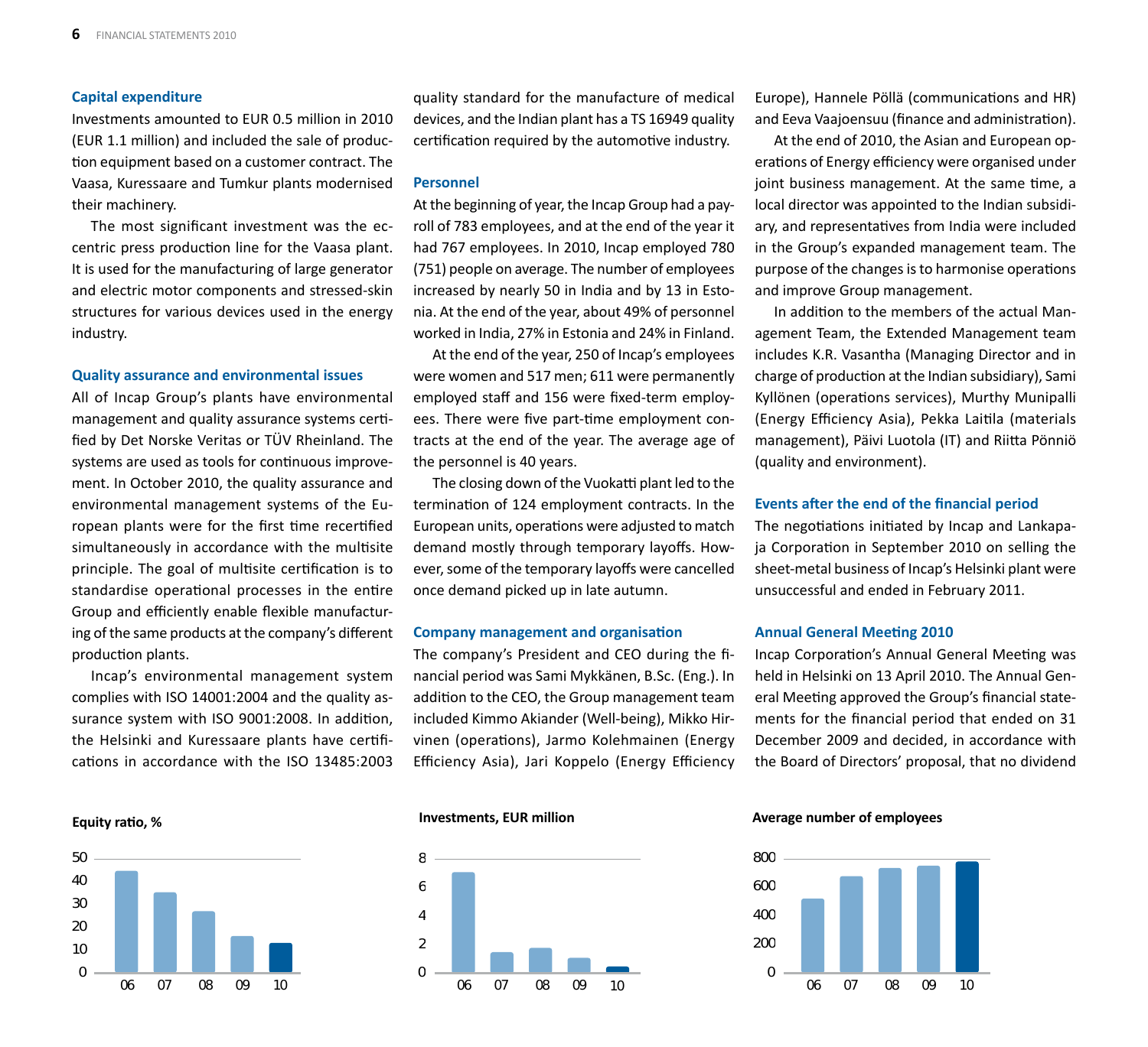### Capital expenditure

Investments amounted to EUR 0.5 million in 2010 (EUR 1.1 million) and included the sale of production equipment based on a customer contract. The Vaasa, Kuressaare and Tumkur plants modernised their machinery.

The most significant investment was the eccentric press production line for the Vaasa plant. It is used for the manufacturing of large generator and electric motor components and stressed-skin structures for various devices used in the energy industry.

### Quality assurance and environmental issues

All of Incap Group's plants have environmental management and quality assurance systems certified by Det Norske Veritas or TÜV Rheinland. The systems are used as tools for continuous improvement. In October 2010, the quality assurance and environmental management systems of the European plants were for the first time recertified simultaneously in accordance with the multisite principle. The goal of multisite certification is to standardise operational processes in the entire Group and efficiently enable flexible manufacturing of the same products at the company's different production plants.

Incap's environmental management system complies with ISO 14001:2004 and the quality assurance system with ISO 9001:2008. In addition, the Helsinki and Kuressaare plants have certifications in accordance with the ISO 13485:2003 quality standard for the manufacture of medical devices, and the Indian plant has a TS 16949 quality certification required by the automotive industry.

### Personnel

At the beginning of year, the Incap Group had a payroll of 783 employees, and at the end of the year it had 767 employees. In 2010, Incap employed 780 (751) people on average. The number of employees increased by nearly 50 in India and by 13 in Estonia. At the end of the year, about 49% of personnel worked in India, 27% in Estonia and 24% in Finland.

At the end of the year, 250 of Incap's employees were women and 517 men; 611 were permanently employed staff and 156 were fixed-term employees. There were five part-time employment contracts at the end of the year. The average age of the personnel is 40 years.

The closing down of the Vuokatti plant led to the termination of 124 employment contracts. In the European units, operations were adjusted to match demand mostly through temporary layoffs. However, some of the temporary layoffs were cancelled once demand picked up in late autumn.

### Company management and organisation

The company's President and CEO during the financial period was Sami Mykkänen, B.Sc. (Eng.). In addition to the CEO, the Group management team included Kimmo Akiander (Well-being), Mikko Hirvinen (operations), Jarmo Kolehmainen (Energy Efficiency Asia), Jari Koppelo (Energy Efficiency Europe), Hannele Pöllä (communications and HR) and Eeva Vaajoensuu (finance and administration).

At the end of 2010, the Asian and European operations of Energy efficiency were organised under joint business management. At the same time, a local director was appointed to the Indian subsidiary, and representatives from India were included in the Group's expanded management team. The purpose of the changes is to harmonise operations and improve Group management.

In addition to the members of the actual Management Team, the Extended Management team includes K.R. Vasantha (Managing Director and in charge of production at the Indian subsidiary), Sami Kyllönen (operations services), Murthy Munipalli (Energy Efficiency Asia), Pekka Laitila (materials management), Päivi Luotola (IT) and Riitta Pönniö (quality and environment).

### Events after the end of the financial period

The negotiations initiated by Incap and Lankapaja Corporation in September 2010 on selling the sheet-metal business of Incap's Helsinki plant were unsuccessful and ended in February 2011.

### Annual General Meeting 2010

Incap Corporation's Annual General Meeting was held in Helsinki on 13 April 2010. The Annual General Meeting approved the Group's financial statements for the financial period that ended on 31 December 2009 and decided, in accordance with the Board of Directors' proposal, that no dividend

**Equity ratio, %**

**Investments, EUR million**

**Average number of employees**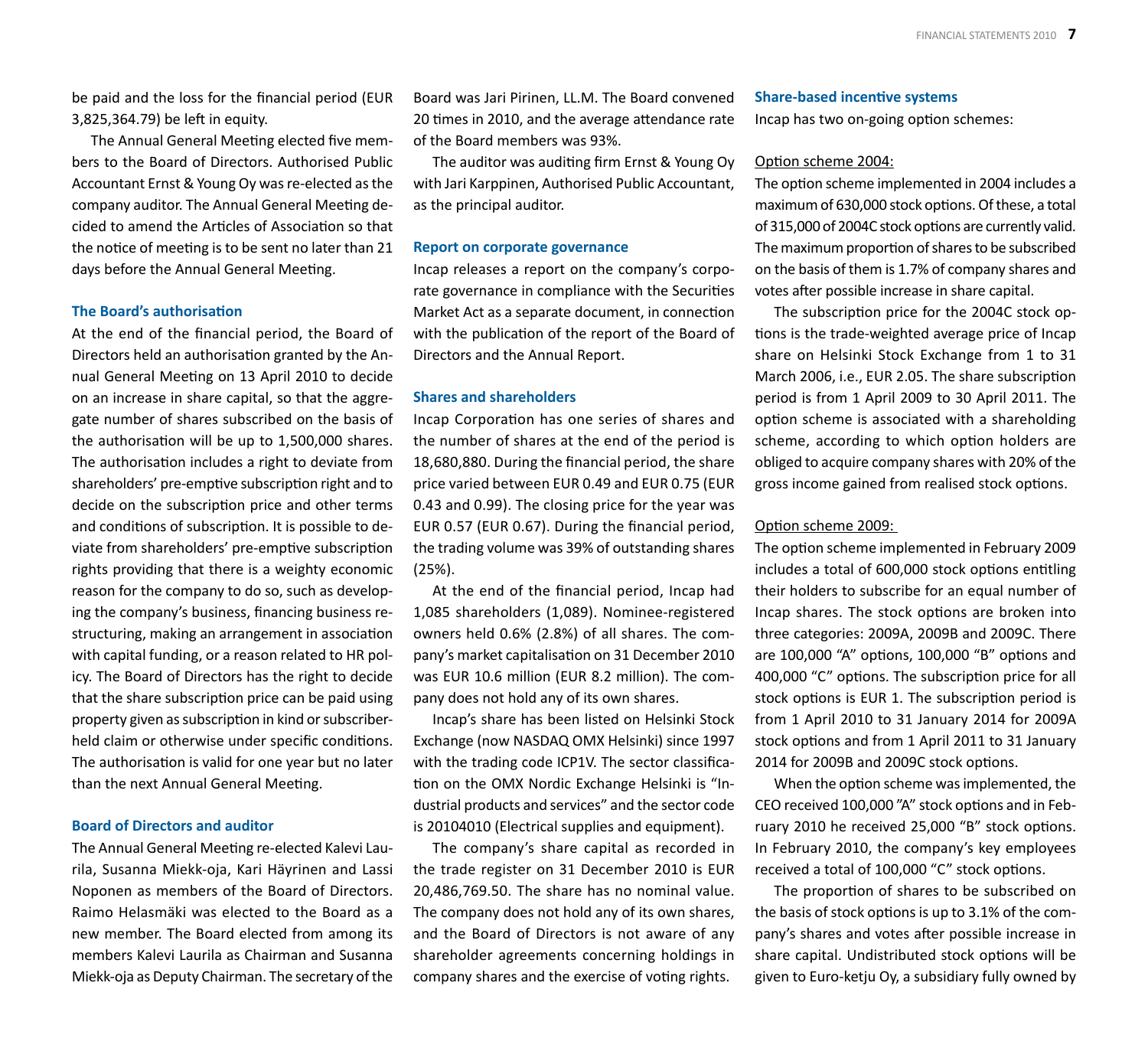be paid and the loss for the financial period (EUR 3,825,364.79) be left in equity.

The Annual General Meeting elected five members to the Board of Directors. Authorised Public Accountant Ernst & Young Oy was re-elected as the company auditor. The Annual General Meeting decided to amend the Articles of Association so that the notice of meeting is to be sent no later than 21 days before the Annual General Meeting.

### The Board's authorisation

At the end of the financial period, the Board of Directors held an authorisation granted by the Annual General Meeting on 13 April 2010 to decide on an increase in share capital, so that the aggregate number of shares subscribed on the basis of the authorisation will be up to 1,500,000 shares. The authorisation includes a right to deviate from shareholders' pre-emptive subscription right and to decide on the subscription price and other terms and conditions of subscription. It is possible to deviate from shareholders' pre-emptive subscription rights providing that there is a weighty economic reason for the company to do so, such as developing the company's business, financing business restructuring, making an arrangement in association with capital funding, or a reason related to HR policy. The Board of Directors has the right to decide that the share subscription price can be paid using property given as subscription in kind or subscriber-held claim or otherwise under specific conditions. The authorisation is valid for one year but no later than the next Annual General Meeting.

### Board of Directors and auditor

The Annual General Meeting re-elected Kalevi Laurila, Susanna Miekk-oja, Kari Häyrinen and Lassi Noponen as members of the Board of Directors. Raimo Helasmäki was elected to the Board as a new member. The Board elected from among its members Kalevi Laurila as Chairman and Susanna Miekk-oja as Deputy Chairman. The secretary of the Board was Jari Pirinen, LL.M. The Board convened 20 times in 2010, and the average attendance rate of the Board members was 93%.

The auditor was auditing firm Ernst & Young Oy with Jari Karppinen, Authorised Public Accountant, as the principal auditor.

### Report on corporate governance

Incap releases a report on the company's corporate governance in compliance with the Securities Market Act as a separate document, in connection with the publication of the report of the Board of Directors and the Annual Report.

### Shares and shareholders

Incap Corporation has one series of shares and the number of shares at the end of the period is 18,680,880. During the financial period, the share price varied between EUR 0.49 and EUR 0.75 (EUR 0.43 and 0.99). The closing price for the year was EUR 0.57 (EUR 0.67). During the financial period, the trading volume was 39% of outstanding shares (25%).

At the end of the financial period, Incap had 1,085 shareholders (1,089). Nominee-registered owners held 0.6% (2.8%) of all shares. The company's market capitalisation on 31 December 2010 was EUR 10.6 million (EUR 8.2 million). The company does not hold any of its own shares.

Incap's share has been listed on Helsinki Stock Exchange (now NASDAQ OMX Helsinki) since 1997 with the trading code ICP1V. The sector classification on the OMX Nordic Exchange Helsinki is "Industrial products and services" and the sector code is 20104010 (Electrical supplies and equipment).

The company's share capital as recorded in the trade register on 31 December 2010 is EUR 20,486,769.50. The share has no nominal value. The company does not hold any of its own shares, and the Board of Directors is not aware of any shareholder agreements concerning holdings in company shares and the exercise of voting rights.

### Share-based incentive systems

Incap has two on-going option schemes:

Option scheme 2004:

The option scheme implemented in 2004 includes a maximum of 630,000 stock options. Of these, a total of 315,000 of 2004C stock options are currently valid. The maximum proportion of shares to be subscribed on the basis of them is 1.7% of company shares and votes after possible increase in share capital.

The subscription price for the 2004C stock options is the trade-weighted average price of Incap share on Helsinki Stock Exchange from 1 to 31 March 2006, i.e., EUR 2.05. The share subscription period is from 1 April 2009 to 30 April 2011. The option scheme is associated with a shareholding scheme, according to which option holders are obliged to acquire company shares with 20% of the gross income gained from realised stock options.

Option scheme 2009:

The option scheme implemented in February 2009 includes a total of 600,000 stock options entitling their holders to subscribe for an equal number of Incap shares. The stock options are broken into three categories: 2009A, 2009B and 2009C. There are 100,000 "A" options, 100,000 "B" options and 400,000 "C" options. The subscription price for all stock options is EUR 1. The subscription period is from 1 April 2010 to 31 January 2014 for 2009A stock options and from 1 April 2011 to 31 January 2014 for 2009B and 2009C stock options.

When the option scheme was implemented, the CEO received 100,000 "A" stock options and in February 2010 he received 25,000 "B" stock options. In February 2010, the company's key employees received a total of 100,000 "C" stock options.

The proportion of shares to be subscribed on the basis of stock options is up to 3.1% of the company's shares and votes after possible increase in share capital. Undistributed stock options will be given to Euro-ketju Oy, a subsidiary fully owned by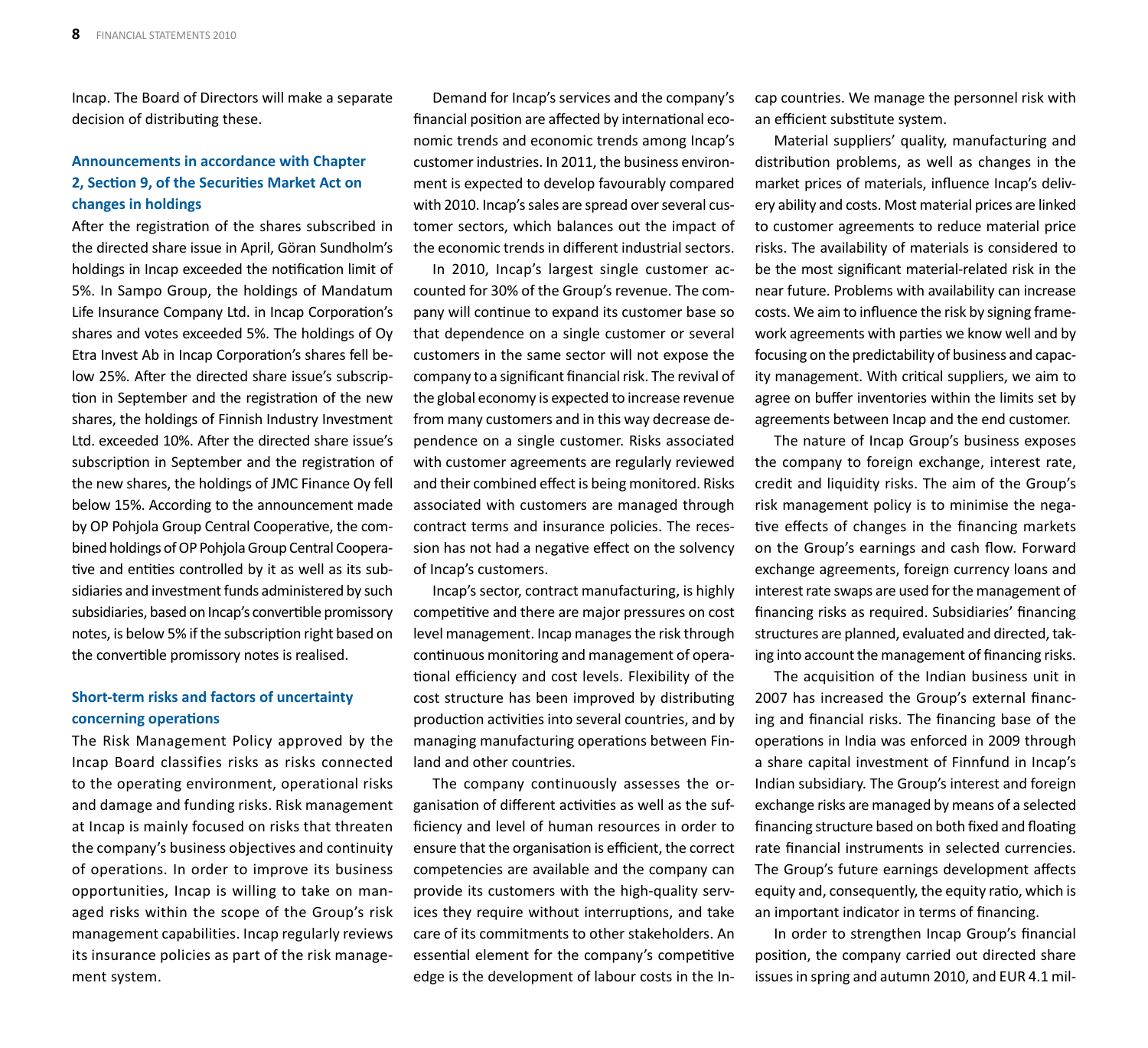Incap. The Board of Directors will make a separate decision of distributing these.

### Announcements in accordance with Chapter 2, Section 9, of the Securities Market Act on changes in holdings

After the registration of the shares subscribed in the directed share issue in April, Göran Sundholm's holdings in Incap exceeded the notification limit of 5%. In Sampo Group, the holdings of Mandatum Life Insurance Company Ltd. in Incap Corporation's shares and votes exceeded 5%. The holdings of Oy Etra Invest Ab in Incap Corporation's shares fell below 25%. After the directed share issue's subscription in September and the registration of the new shares, the holdings of Finnish Industry Investment Ltd. exceeded 10%. After the directed share issue's subscription in September and the registration of the new shares, the holdings of JMC Finance Oy fell below 15%. According to the announcement made by OP Pohjola Group Central Cooperative, the combined holdings of OP Pohjola Group Central Cooperative and entities controlled by it as well as its subsidiaries and investment funds administered by such subsidiaries, based on Incap's convertible promissory notes, is below 5% if the subscription right based on the convertible promissory notes is realised.

### Short-term risks and factors of uncertainty concerning operations

The Risk Management Policy approved by the Incap Board classifies risks as risks connected to the operating environment, operational risks and damage and funding risks. Risk management at Incap is mainly focused on risks that threaten the company's business objectives and continuity of operations. In order to improve its business opportunities, Incap is willing to take on managed risks within the scope of the Group's risk management capabilities. Incap regularly reviews its insurance policies as part of the risk management system.

Demand for Incap's services and the company's financial position are affected by international economic trends and economic trends among Incap's customer industries. In 2011, the business environment is expected to develop favourably compared with 2010. Incap's sales are spread over several customer sectors, which balances out the impact of the economic trends in different industrial sectors.

In 2010, Incap's largest single customer accounted for 30% of the Group's revenue. The company will continue to expand its customer base so that dependence on a single customer or several customers in the same sector will not expose the company to a significant financial risk. The revival of the global economy is expected to increase revenue from many customers and in this way decrease dependence on a single customer. Risks associated with customer agreements are regularly reviewed and their combined effect is being monitored. Risks associated with customers are managed through contract terms and insurance policies. The recession has not had a negative effect on the solvency of Incap's customers.

Incap's sector, contract manufacturing, is highly competitive and there are major pressures on cost level management. Incap manages the risk through continuous monitoring and management of operational efficiency and cost levels. Flexibility of the cost structure has been improved by distributing production activities into several countries, and by managing manufacturing operations between Finland and other countries.

The company continuously assesses the organisation of different activities as well as the sufficiency and level of human resources in order to ensure that the organisation is efficient, the correct competencies are available and the company can provide its customers with the high-quality services they require without interruptions, and take care of its commitments to other stakeholders. An essential element for the company's competitive edge is the development of labour costs in the Incap countries. We manage the personnel risk with an efficient substitute system.

Material suppliers' quality, manufacturing and distribution problems, as well as changes in the market prices of materials, influence Incap's delivery ability and costs. Most material prices are linked to customer agreements to reduce material price risks. The availability of materials is considered to be the most significant material-related risk in the near future. Problems with availability can increase costs. We aim to influence the risk by signing framework agreements with parties we know well and by focusing on the predictability of business and capacity management. With critical suppliers, we aim to agree on buffer inventories within the limits set by agreements between Incap and the end customer.

The nature of Incap Group's business exposes the company to foreign exchange, interest rate, credit and liquidity risks. The aim of the Group's risk management policy is to minimise the negative effects of changes in the financing markets on the Group's earnings and cash flow. Forward exchange agreements, foreign currency loans and interest rate swaps are used for the management of financing risks as required. Subsidiaries' financing structures are planned, evaluated and directed, taking into account the management of financing risks.

The acquisition of the Indian business unit in 2007 has increased the Group's external financing and financial risks. The financing base of the operations in India was enforced in 2009 through a share capital investment of Finnfund in Incap's Indian subsidiary. The Group's interest and foreign exchange risks are managed by means of a selected financing structure based on both fixed and floating rate financial instruments in selected currencies. The Group's future earnings development affects equity and, consequently, the equity ratio, which is an important indicator in terms of financing.

In order to strengthen Incap Group's financial position, the company carried out directed share issues in spring and autumn 2010, and EUR 4.1 mil-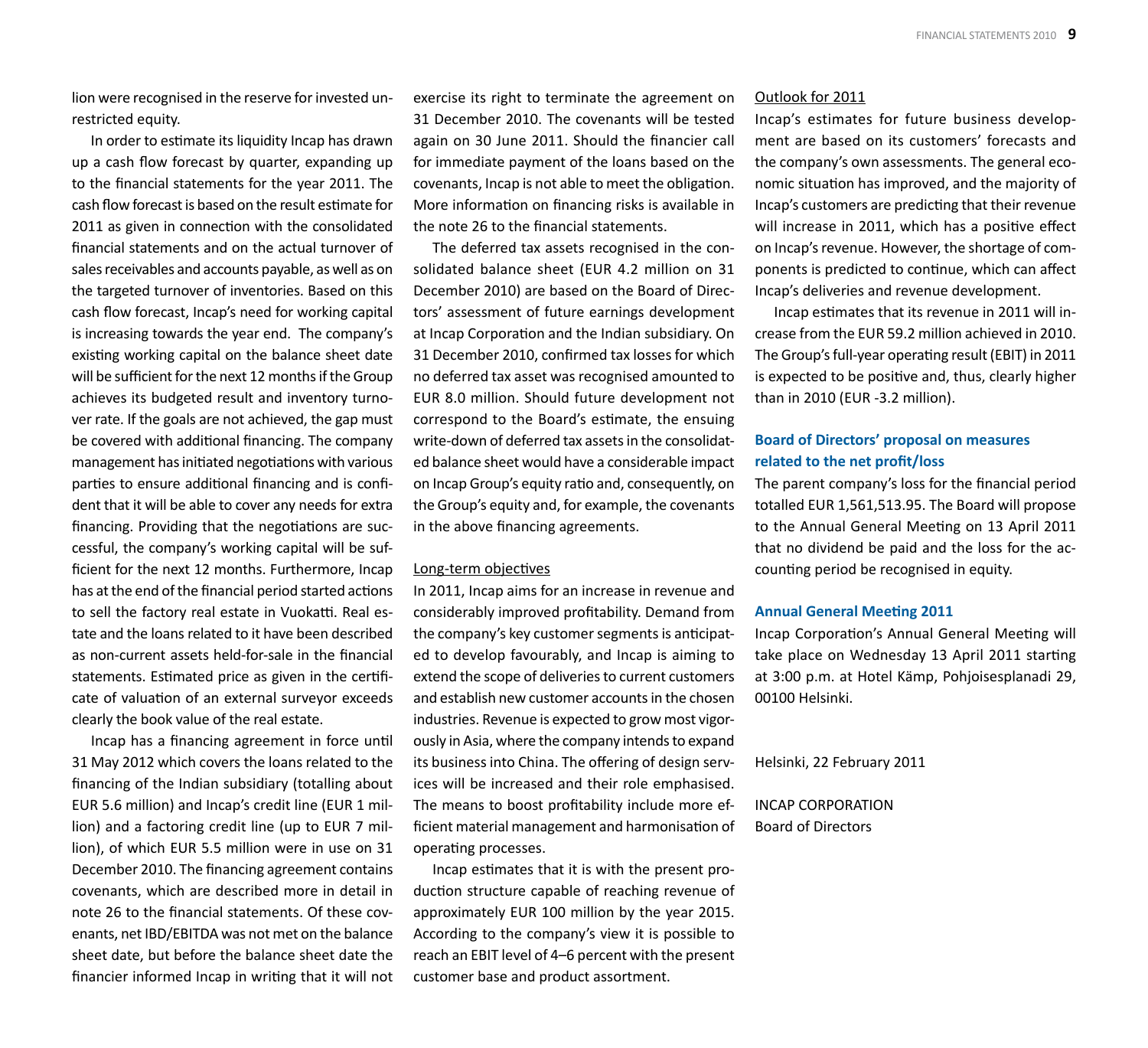lion were recognised in the reserve for invested unrestricted equity.

In order to estimate its liquidity Incap has drawn up a cash flow forecast by quarter, expanding up to the financial statements for the year 2011. The cash flow forecast is based on the result estimate for 2011 as given in connection with the consolidated financial statements and on the actual turnover of sales receivables and accounts payable, as well as on the targeted turnover of inventories. Based on this cash flow forecast, Incap's need for working capital is increasing towards the year end. The company's existing working capital on the balance sheet date will be sufficient for the next 12 months if the Group achieves its budgeted result and inventory turnover rate. If the goals are not achieved, the gap must be covered with additional financing. The company management has initiated negotiations with various parties to ensure additional financing and is confident that it will be able to cover any needs for extra financing. Providing that the negotiations are successful, the company's working capital will be sufficient for the next 12 months. Furthermore, Incap has at the end of the financial period started actions to sell the factory real estate in Vuokatti. Real estate and the loans related to it have been described as non-current assets held-for-sale in the financial statements. Estimated price as given in the certificate of valuation of an external surveyor exceeds clearly the book value of the real estate.

Incap has a financing agreement in force until 31 May 2012 which covers the loans related to the financing of the Indian subsidiary (totalling about EUR 5.6 million) and Incap's credit line (EUR 1 million) and a factoring credit line (up to EUR 7 million), of which EUR 5.5 million were in use on 31 December 2010. The financing agreement contains covenants, which are described more in detail in note 26 to the financial statements. Of these covenants, net IBD/EBITDA was not met on the balance sheet date, but before the balance sheet date the financier informed Incap in writing that it will not exercise its right to terminate the agreement on 31 December 2010. The covenants will be tested again on 30 June 2011. Should the financier call for immediate payment of the loans based on the covenants, Incap is not able to meet the obligation. More information on financing risks is available in the note 26 to the financial statements.

The deferred tax assets recognised in the consolidated balance sheet (EUR 4.2 million on 31 December 2010) are based on the Board of Directors' assessment of future earnings development at Incap Corporation and the Indian subsidiary. On 31 December 2010, confirmed tax losses for which no deferred tax asset was recognised amounted to EUR 8.0 million. Should future development not correspond to the Board's estimate, the ensuing write-down of deferred tax assets in the consolidated balance sheet would have a considerable impact on Incap Group's equity ratio and, consequently, on the Group's equity and, for example, the covenants in the above financing agreements.

Long-term objectives

In 2011, Incap aims for an increase in revenue and considerably improved profitability. Demand from the company's key customer segments is anticipated to develop favourably, and Incap is aiming to extend the scope of deliveries to current customers and establish new customer accounts in the chosen industries. Revenue is expected to grow most vigorously in Asia, where the company intends to expand its business into China. The offering of design services will be increased and their role emphasised. The means to boost profitability include more efficient material management and harmonisation of operating processes.

Incap estimates that it is with the present production structure capable of reaching revenue of approximately EUR 100 million by the year 2015. According to the company's view it is possible to reach an EBIT level of 4–6 percent with the present customer base and product assortment.

Outlook for 2011

Incap's estimates for future business development are based on its customers' forecasts and the company's own assessments. The general economic situation has improved, and the majority of Incap's customers are predicting that their revenue will increase in 2011, which has a positive effect on Incap's revenue. However, the shortage of components is predicted to continue, which can affect Incap's deliveries and revenue development.

Incap estimates that its revenue in 2011 will increase from the EUR 59.2 million achieved in 2010. The Group's full-year operating result (EBIT) in 2011 is expected to be positive and, thus, clearly higher than in 2010 (EUR -3.2 million).

## Board of Directors' proposal on measures related to the net profit/loss

The parent company's loss for the financial period totalled EUR 1,561,513.95. The Board will propose to the Annual General Meeting on 13 April 2011 that no dividend be paid and the loss for the accounting period be recognised in equity.

## Annual General Meeting 2011

Incap Corporation's Annual General Meeting will take place on Wednesday 13 April 2011 starting at 3:00 p.m. at Hotel Kämp, Pohjoisesplanadi 29, 00100 Helsinki.

Helsinki, 22 February 2011

INCAP CORPORATION
Board of Directors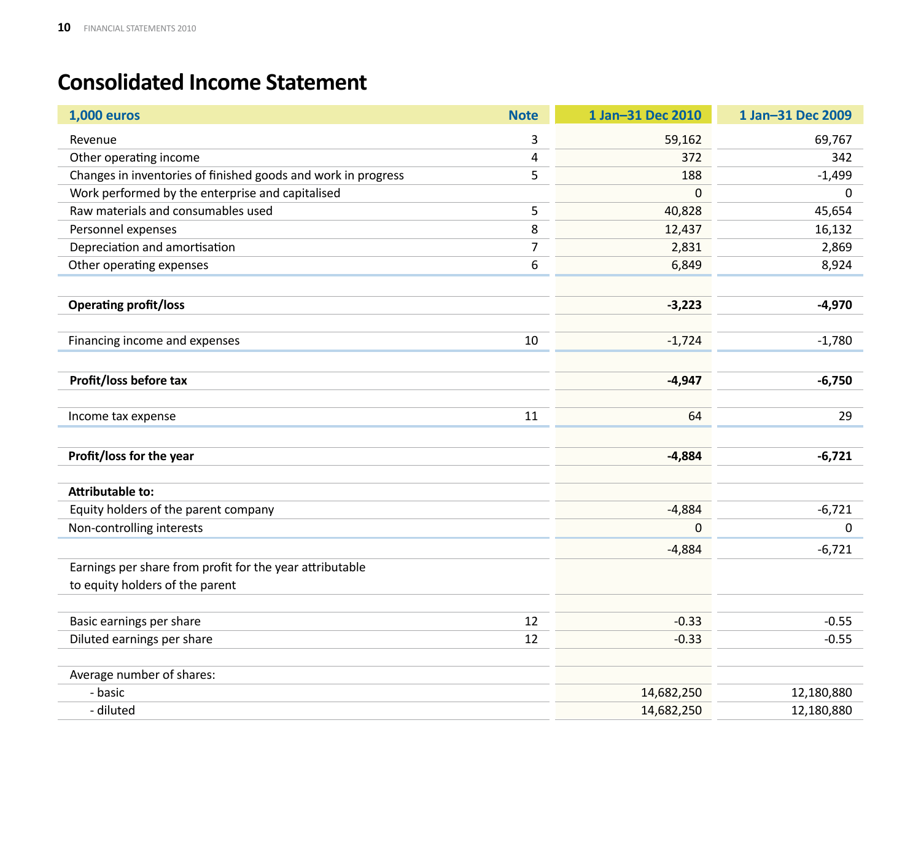# Consolidated Income Statement

| 1,000 euros | Note | 1 Jan–31 Dec 2010 | 1 Jan–31 Dec 2009 |
|---|---|---|---|
| Revenue | 3 | 59,162 | 69,767 |
| Other operating income | 4 | 372 | 342 |
| Changes in inventories of finished goods and work in progress | 5 | 188 | -1,499 |
| Work performed by the enterprise and capitalised | | 0 | 0 |
| Raw materials and consumables used | 5 | 40,828 | 45,654 |
| Personnel expenses | 8 | 12,437 | 16,132 |
| Depreciation and amortisation | 7 | 2,831 | 2,869 |
| Other operating expenses | 6 | 6,849 | 8,924 |
| | | | |
| **Operating profit/loss** | | **-3,223** | **-4,970** |
| | | | |
| Financing income and expenses | 10 | -1,724 | -1,780 |
| | | | |
| **Profit/loss before tax** | | **-4,947** | **-6,750** |
| | | | |
| Income tax expense | 11 | 64 | 29 |
| | | | |
| **Profit/loss for the year** | | **-4,884** | **-6,721** |
| | | | |
| **Attributable to:** | | | |
| Equity holders of the parent company | | -4,884 | -6,721 |
| Non-controlling interests | | 0 | 0 |
| | | -4,884 | -6,721 |
| Earnings per share from profit for the year attributable to equity holders of the parent | | | |
| | | | |
| Basic earnings per share | 12 | -0.33 | -0.55 |
| Diluted earnings per share | 12 | -0.33 | -0.55 |
| | | | |
| Average number of shares: | | | |
| - basic | | 14,682,250 | 12,180,880 |
| - diluted | | 14,682,250 | 12,180,880 |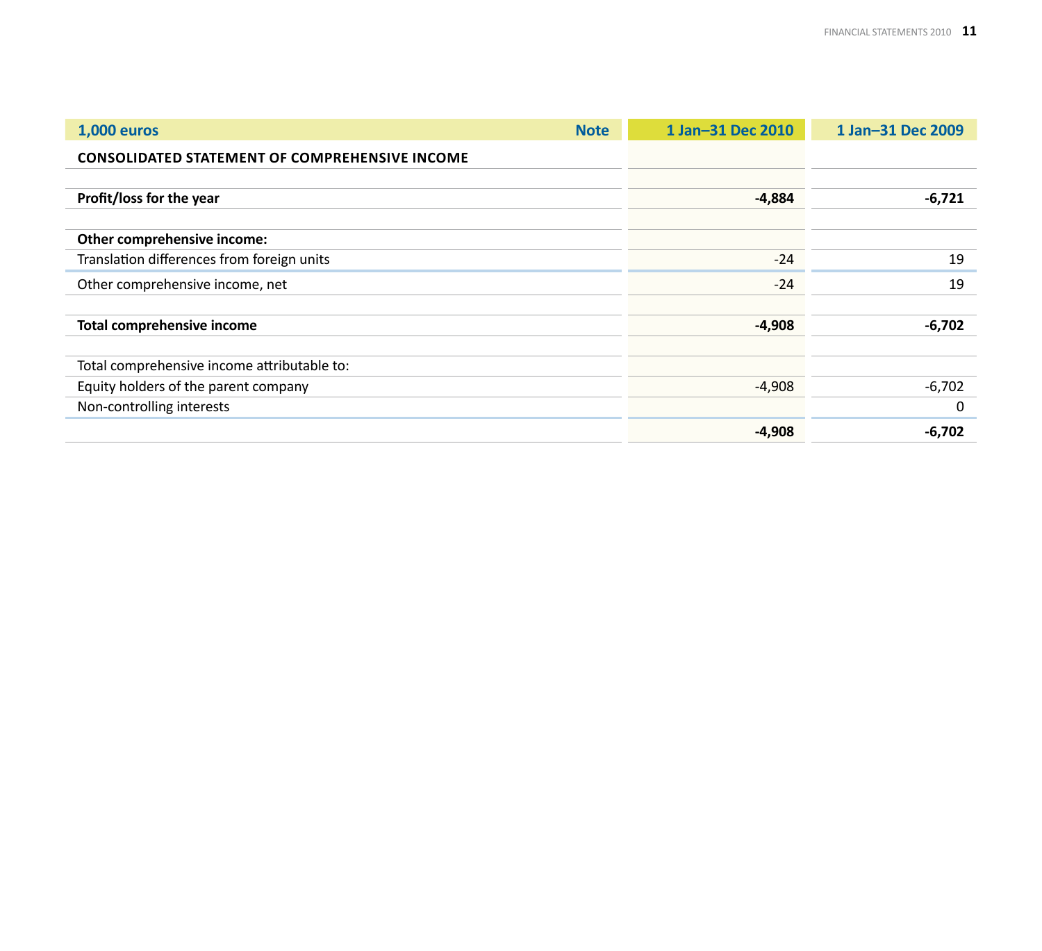| 1,000 euros | Note | 1 Jan–31 Dec 2010 | 1 Jan–31 Dec 2009 |
|---|---|---|---|
| **CONSOLIDATED STATEMENT OF COMPREHENSIVE INCOME** | | | |
| | | | |
| **Profit/loss for the year** | | **-4,884** | **-6,721** |
| | | | |
| **Other comprehensive income:** | | | |
| Translation differences from foreign units | | -24 | 19 |
| Other comprehensive income, net | | -24 | 19 |
| | | | |
| **Total comprehensive income** | | **-4,908** | **-6,702** |
| | | | |
| Total comprehensive income attributable to: | | | |
| Equity holders of the parent company | | -4,908 | -6,702 |
| Non-controlling interests | | | 0 |
| | | **-4,908** | **-6,702** |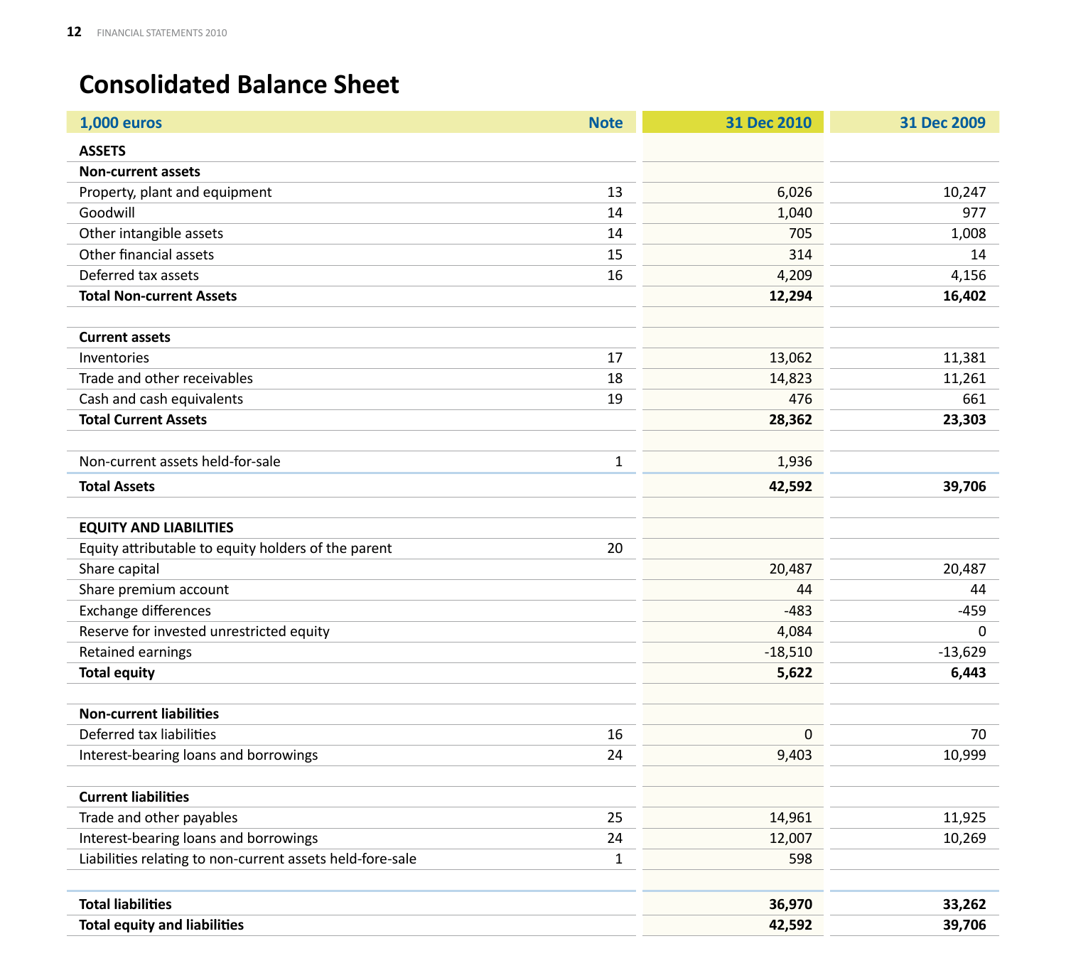# Consolidated Balance Sheet

| 1,000 euros | Note | 31 Dec 2010 | 31 Dec 2009 |
|---|---|---|---|
| **ASSETS** | | | |
| **Non-current assets** | | | |
| Property, plant and equipment | 13 | 6,026 | 10,247 |
| Goodwill | 14 | 1,040 | 977 |
| Other intangible assets | 14 | 705 | 1,008 |
| Other financial assets | 15 | 314 | 14 |
| Deferred tax assets | 16 | 4,209 | 4,156 |
| **Total Non-current Assets** | | **12,294** | **16,402** |
| | | | |
| **Current assets** | | | |
| Inventories | 17 | 13,062 | 11,381 |
| Trade and other receivables | 18 | 14,823 | 11,261 |
| Cash and cash equivalents | 19 | 476 | 661 |
| **Total Current Assets** | | **28,362** | **23,303** |
| | | | |
| Non-current assets held-for-sale | 1 | 1,936 | |
| **Total Assets** | | **42,592** | **39,706** |
| | | | |
| **EQUITY AND LIABILITIES** | | | |
| Equity attributable to equity holders of the parent | 20 | | |
| Share capital | | 20,487 | 20,487 |
| Share premium account | | 44 | 44 |
| Exchange differences | | -483 | -459 |
| Reserve for invested unrestricted equity | | 4,084 | 0 |
| Retained earnings | | -18,510 | -13,629 |
| **Total equity** | | **5,622** | **6,443** |
| | | | |
| **Non-current liabilities** | | | |
| Deferred tax liabilities | 16 | 0 | 70 |
| Interest-bearing loans and borrowings | 24 | 9,403 | 10,999 |
| | | | |
| **Current liabilities** | | | |
| Trade and other payables | 25 | 14,961 | 11,925 |
| Interest-bearing loans and borrowings | 24 | 12,007 | 10,269 |
| Liabilities relating to non-current assets held-fore-sale | 1 | 598 | |
| | | | |
| **Total liabilities** | | **36,970** | **33,262** |
| **Total equity and liabilities** | | **42,592** | **39,706** |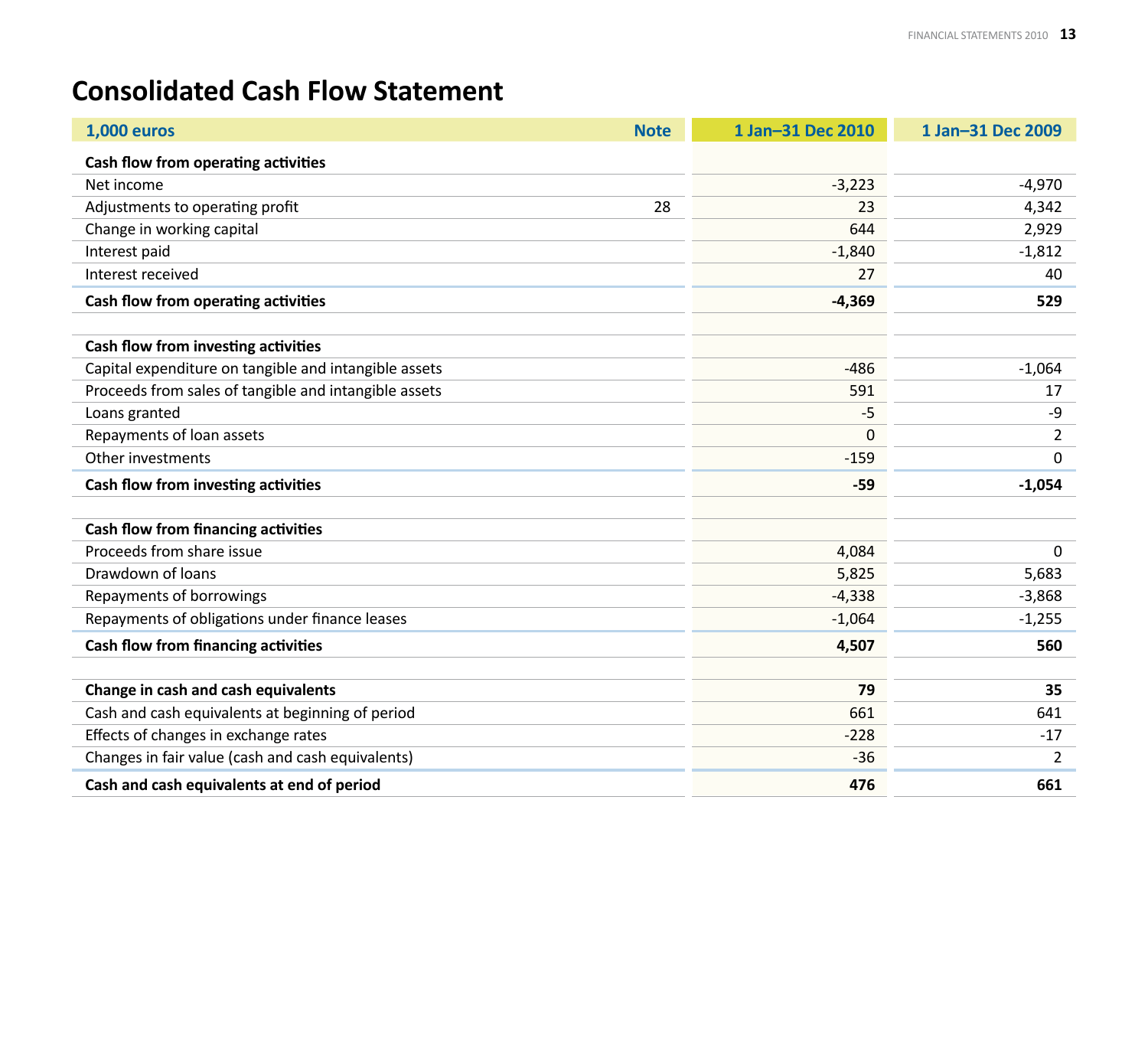# Consolidated Cash Flow Statement

| 1,000 euros | Note | 1 Jan–31 Dec 2010 | 1 Jan–31 Dec 2009 |
|---|---|---|---|
| **Cash flow from operating activities** | | | |
| Net income | | -3,223 | -4,970 |
| Adjustments to operating profit | 28 | 23 | 4,342 |
| Change in working capital | | 644 | 2,929 |
| Interest paid | | -1,840 | -1,812 |
| Interest received | | 27 | 40 |
| **Cash flow from operating activities** | | **-4,369** | **529** |
| | | | |
| **Cash flow from investing activities** | | | |
| Capital expenditure on tangible and intangible assets | | -486 | -1,064 |
| Proceeds from sales of tangible and intangible assets | | 591 | 17 |
| Loans granted | | -5 | -9 |
| Repayments of loan assets | | 0 | 2 |
| Other investments | | -159 | 0 |
| **Cash flow from investing activities** | | **-59** | **-1,054** |
| | | | |
| **Cash flow from financing activities** | | | |
| Proceeds from share issue | | 4,084 | 0 |
| Drawdown of loans | | 5,825 | 5,683 |
| Repayments of borrowings | | -4,338 | -3,868 |
| Repayments of obligations under finance leases | | -1,064 | -1,255 |
| **Cash flow from financing activities** | | **4,507** | **560** |
| | | | |
| **Change in cash and cash equivalents** | | **79** | **35** |
| Cash and cash equivalents at beginning of period | | 661 | 641 |
| Effects of changes in exchange rates | | -228 | -17 |
| Changes in fair value (cash and cash equivalents) | | -36 | 2 |
| **Cash and cash equivalents at end of period** | | **476** | **661** |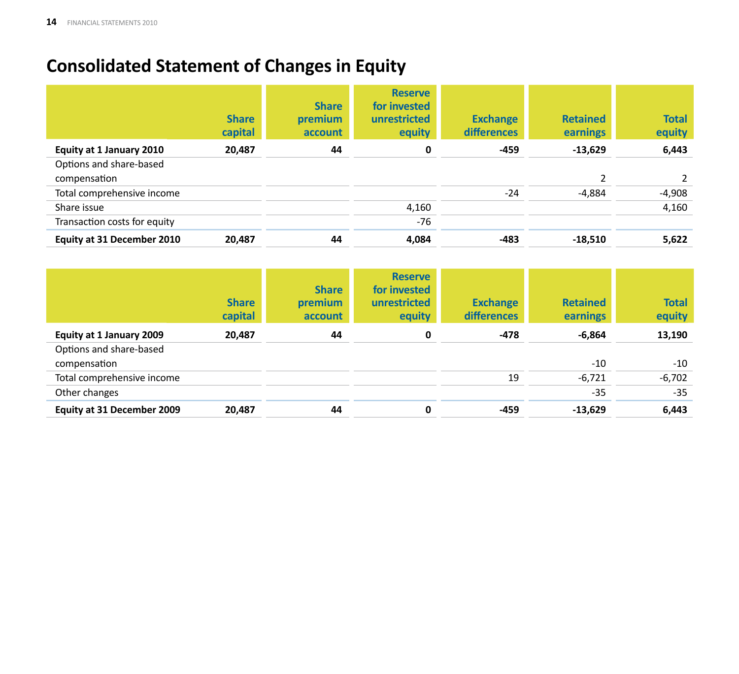# Consolidated Statement of Changes in Equity

| | Share capital | Share premium account | Reserve for invested unrestricted equity | Exchange differences | Retained earnings | Total equity |
|---|---|---|---|---|---|---|
| **Equity at 1 January 2010** | **20,487** | **44** | **0** | **-459** | **-13,629** | **6,443** |
| Options and share-based compensation | | | | | 2 | 2 |
| Total comprehensive income | | | | -24 | -4,884 | -4,908 |
| Share issue | | | 4,160 | | | 4,160 |
| Transaction costs for equity | | | -76 | | | |
| **Equity at 31 December 2010** | **20,487** | **44** | **4,084** | **-483** | **-18,510** | **5,622** |

| | Share capital | Share premium account | Reserve for invested unrestricted equity | Exchange differences | Retained earnings | Total equity |
|---|---|---|---|---|---|---|
| **Equity at 1 January 2009** | **20,487** | **44** | **0** | **-478** | **-6,864** | **13,190** |
| Options and share-based compensation | | | | | -10 | -10 |
| Total comprehensive income | | | | 19 | -6,721 | -6,702 |
| Other changes | | | | | -35 | -35 |
| **Equity at 31 December 2009** | **20,487** | **44** | **0** | **-459** | **-13,629** | **6,443** |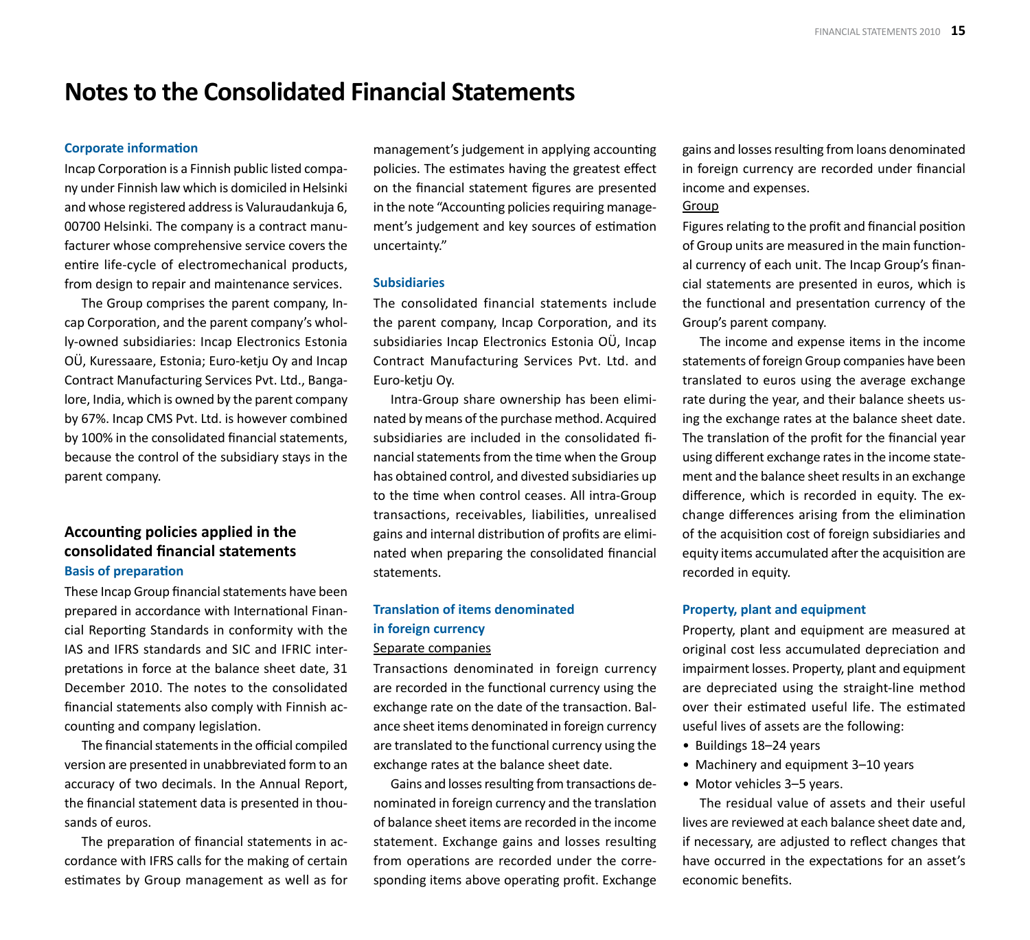# Notes to the Consolidated Financial Statements

### Corporate information

Incap Corporation is a Finnish public listed company under Finnish law which is domiciled in Helsinki and whose registered address is Valuraudankuja 6, 00700 Helsinki. The company is a contract manufacturer whose comprehensive service covers the entire life-cycle of electromechanical products, from design to repair and maintenance services.

The Group comprises the parent company, Incap Corporation, and the parent company's wholly-owned subsidiaries: Incap Electronics Estonia OÜ, Kuressaare, Estonia; Euro-ketju Oy and Incap Contract Manufacturing Services Pvt. Ltd., Bangalore, India, which is owned by the parent company by 67%. Incap CMS Pvt. Ltd. is however combined by 100% in the consolidated financial statements, because the control of the subsidiary stays in the parent company.

## Accounting policies applied in the consolidated financial statements

### Basis of preparation

These Incap Group financial statements have been prepared in accordance with International Financial Reporting Standards in conformity with the IAS and IFRS standards and SIC and IFRIC interpretations in force at the balance sheet date, 31 December 2010. The notes to the consolidated financial statements also comply with Finnish accounting and company legislation.

The financial statements in the official compiled version are presented in unabbreviated form to an accuracy of two decimals. In the Annual Report, the financial statement data is presented in thousands of euros.

The preparation of financial statements in accordance with IFRS calls for the making of certain estimates by Group management as well as for management's judgement in applying accounting policies. The estimates having the greatest effect on the financial statement figures are presented in the note "Accounting policies requiring management's judgement and key sources of estimation uncertainty."

### Subsidiaries

The consolidated financial statements include the parent company, Incap Corporation, and its subsidiaries Incap Electronics Estonia OÜ, Incap Contract Manufacturing Services Pvt. Ltd. and Euro-ketju Oy.

Intra-Group share ownership has been eliminated by means of the purchase method. Acquired subsidiaries are included in the consolidated financial statements from the time when the Group has obtained control, and divested subsidiaries up to the time when control ceases. All intra-Group transactions, receivables, liabilities, unrealised gains and internal distribution of profits are eliminated when preparing the consolidated financial statements.

### Translation of items denominated in foreign currency

Separate companies

Transactions denominated in foreign currency are recorded in the functional currency using the exchange rate on the date of the transaction. Balance sheet items denominated in foreign currency are translated to the functional currency using the exchange rates at the balance sheet date.

Gains and losses resulting from transactions denominated in foreign currency and the translation of balance sheet items are recorded in the income statement. Exchange gains and losses resulting from operations are recorded under the corresponding items above operating profit. Exchange gains and losses resulting from loans denominated in foreign currency are recorded under financial income and expenses.

Group

Figures relating to the profit and financial position of Group units are measured in the main functional currency of each unit. The Incap Group's financial statements are presented in euros, which is the functional and presentation currency of the Group's parent company.

The income and expense items in the income statements of foreign Group companies have been translated to euros using the average exchange rate during the year, and their balance sheets using the exchange rates at the balance sheet date. The translation of the profit for the financial year using different exchange rates in the income statement and the balance sheet results in an exchange difference, which is recorded in equity. The exchange differences arising from the elimination of the acquisition cost of foreign subsidiaries and equity items accumulated after the acquisition are recorded in equity.

### Property, plant and equipment

Property, plant and equipment are measured at original cost less accumulated depreciation and impairment losses. Property, plant and equipment are depreciated using the straight-line method over their estimated useful life. The estimated useful lives of assets are the following:

- Buildings 18–24 years
- Machinery and equipment 3–10 years
- Motor vehicles 3–5 years.

The residual value of assets and their useful lives are reviewed at each balance sheet date and, if necessary, are adjusted to reflect changes that have occurred in the expectations for an asset's economic benefits.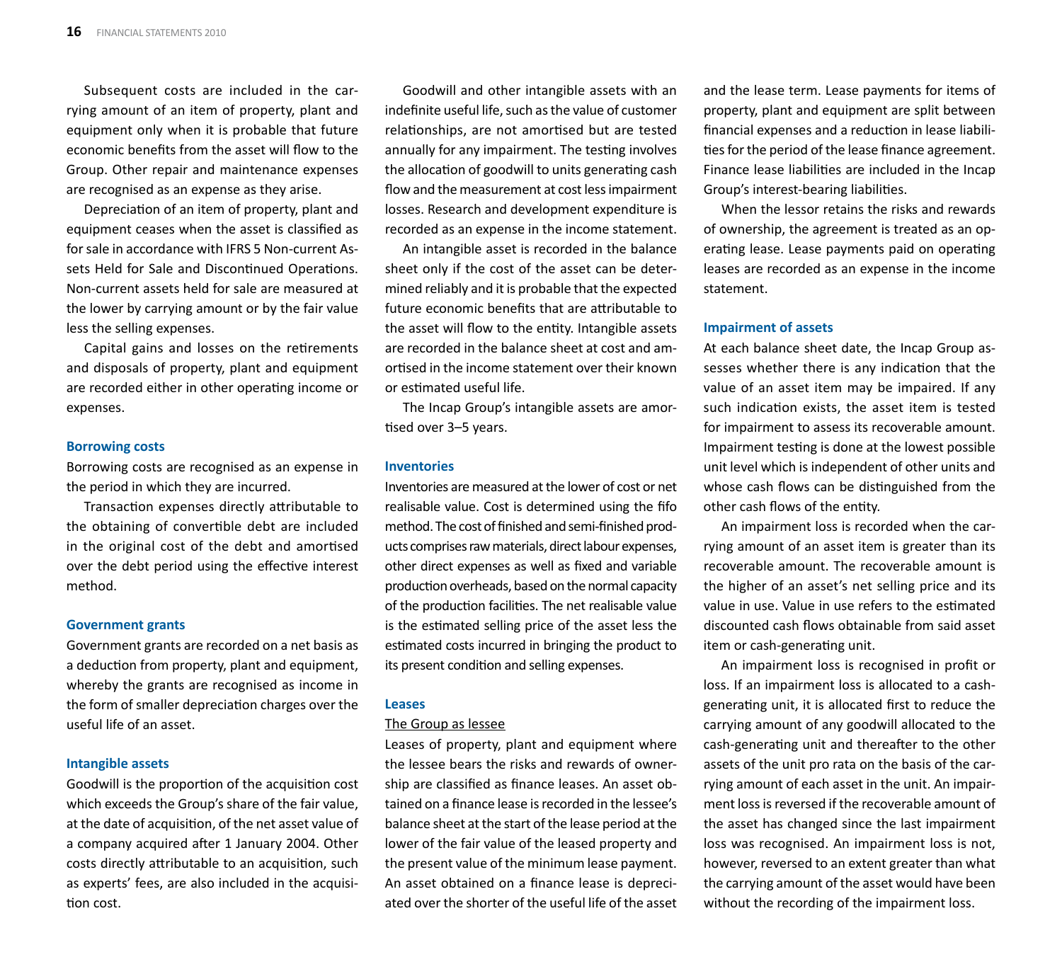Subsequent costs are included in the carrying amount of an item of property, plant and equipment only when it is probable that future economic benefits from the asset will flow to the Group. Other repair and maintenance expenses are recognised as an expense as they arise.

Depreciation of an item of property, plant and equipment ceases when the asset is classified as for sale in accordance with IFRS 5 Non-current Assets Held for Sale and Discontinued Operations. Non-current assets held for sale are measured at the lower by carrying amount or by the fair value less the selling expenses.

Capital gains and losses on the retirements and disposals of property, plant and equipment are recorded either in other operating income or expenses.

### Borrowing costs

Borrowing costs are recognised as an expense in the period in which they are incurred.

Transaction expenses directly attributable to the obtaining of convertible debt are included in the original cost of the debt and amortised over the debt period using the effective interest method.

### Government grants

Government grants are recorded on a net basis as a deduction from property, plant and equipment, whereby the grants are recognised as income in the form of smaller depreciation charges over the useful life of an asset.

### Intangible assets

Goodwill is the proportion of the acquisition cost which exceeds the Group's share of the fair value, at the date of acquisition, of the net asset value of a company acquired after 1 January 2004. Other costs directly attributable to an acquisition, such as experts' fees, are also included in the acquisition cost.

Goodwill and other intangible assets with an indefinite useful life, such as the value of customer relationships, are not amortised but are tested annually for any impairment. The testing involves the allocation of goodwill to units generating cash flow and the measurement at cost less impairment losses. Research and development expenditure is recorded as an expense in the income statement.

An intangible asset is recorded in the balance sheet only if the cost of the asset can be determined reliably and it is probable that the expected future economic benefits that are attributable to the asset will flow to the entity. Intangible assets are recorded in the balance sheet at cost and amortised in the income statement over their known or estimated useful life.

The Incap Group's intangible assets are amortised over 3–5 years.

### Inventories

Inventories are measured at the lower of cost or net realisable value. Cost is determined using the fifo method. The cost of finished and semi-finished products comprises raw materials, direct labour expenses, other direct expenses as well as fixed and variable production overheads, based on the normal capacity of the production facilities. The net realisable value is the estimated selling price of the asset less the estimated costs incurred in bringing the product to its present condition and selling expenses.

### Leases

The Group as lessee

Leases of property, plant and equipment where the lessee bears the risks and rewards of ownership are classified as finance leases. An asset obtained on a finance lease is recorded in the lessee's balance sheet at the start of the lease period at the lower of the fair value of the leased property and the present value of the minimum lease payment. An asset obtained on a finance lease is depreciated over the shorter of the useful life of the asset and the lease term. Lease payments for items of property, plant and equipment are split between financial expenses and a reduction in lease liabilities for the period of the lease finance agreement. Finance lease liabilities are included in the Incap Group's interest-bearing liabilities.

When the lessor retains the risks and rewards of ownership, the agreement is treated as an operating lease. Lease payments paid on operating leases are recorded as an expense in the income statement.

### Impairment of assets

At each balance sheet date, the Incap Group assesses whether there is any indication that the value of an asset item may be impaired. If any such indication exists, the asset item is tested for impairment to assess its recoverable amount. Impairment testing is done at the lowest possible unit level which is independent of other units and whose cash flows can be distinguished from the other cash flows of the entity.

An impairment loss is recorded when the carrying amount of an asset item is greater than its recoverable amount. The recoverable amount is the higher of an asset's net selling price and its value in use. Value in use refers to the estimated discounted cash flows obtainable from said asset item or cash-generating unit.

An impairment loss is recognised in profit or loss. If an impairment loss is allocated to a cash-generating unit, it is allocated first to reduce the carrying amount of any goodwill allocated to the cash-generating unit and thereafter to the other assets of the unit pro rata on the basis of the carrying amount of each asset in the unit. An impairment loss is reversed if the recoverable amount of the asset has changed since the last impairment loss was recognised. An impairment loss is not, however, reversed to an extent greater than what the carrying amount of the asset would have been without the recording of the impairment loss.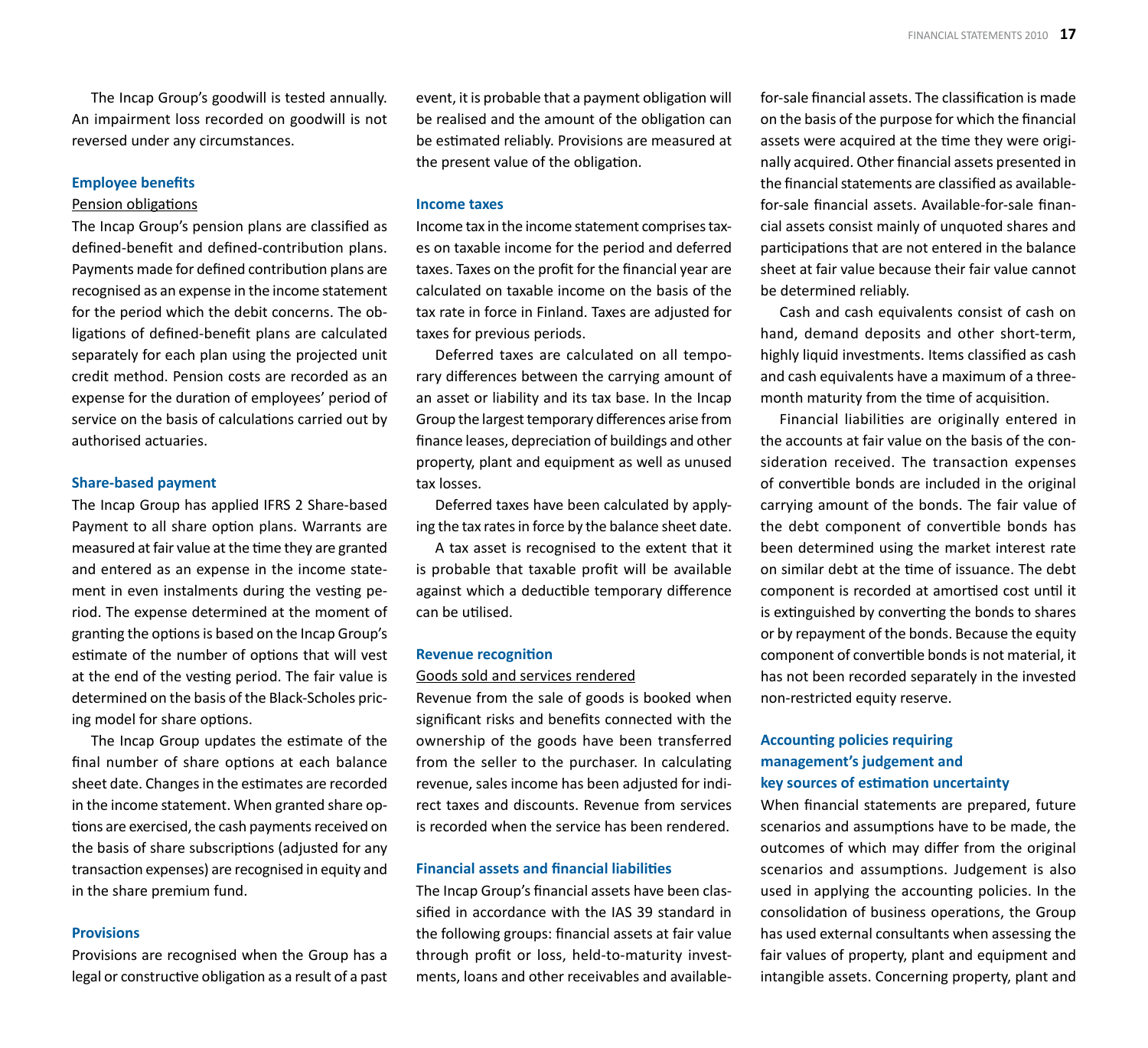The Incap Group's goodwill is tested annually. An impairment loss recorded on goodwill is not reversed under any circumstances.

### Employee benefits

Pension obligations

The Incap Group's pension plans are classified as defined-benefit and defined-contribution plans. Payments made for defined contribution plans are recognised as an expense in the income statement for the period which the debit concerns. The obligations of defined-benefit plans are calculated separately for each plan using the projected unit credit method. Pension costs are recorded as an expense for the duration of employees' period of service on the basis of calculations carried out by authorised actuaries.

### Share-based payment

The Incap Group has applied IFRS 2 Share-based Payment to all share option plans. Warrants are measured at fair value at the time they are granted and entered as an expense in the income statement in even instalments during the vesting period. The expense determined at the moment of granting the options is based on the Incap Group's estimate of the number of options that will vest at the end of the vesting period. The fair value is determined on the basis of the Black-Scholes pricing model for share options.

The Incap Group updates the estimate of the final number of share options at each balance sheet date. Changes in the estimates are recorded in the income statement. When granted share options are exercised, the cash payments received on the basis of share subscriptions (adjusted for any transaction expenses) are recognised in equity and in the share premium fund.

### Provisions

Provisions are recognised when the Group has a legal or constructive obligation as a result of a past event, it is probable that a payment obligation will be realised and the amount of the obligation can be estimated reliably. Provisions are measured at the present value of the obligation.

### Income taxes

Income tax in the income statement comprises taxes on taxable income for the period and deferred taxes. Taxes on the profit for the financial year are calculated on taxable income on the basis of the tax rate in force in Finland. Taxes are adjusted for taxes for previous periods.

Deferred taxes are calculated on all temporary differences between the carrying amount of an asset or liability and its tax base. In the Incap Group the largest temporary differences arise from finance leases, depreciation of buildings and other property, plant and equipment as well as unused tax losses.

Deferred taxes have been calculated by applying the tax rates in force by the balance sheet date.

A tax asset is recognised to the extent that it is probable that taxable profit will be available against which a deductible temporary difference can be utilised.

### Revenue recognition

Goods sold and services rendered

Revenue from the sale of goods is booked when significant risks and benefits connected with the ownership of the goods have been transferred from the seller to the purchaser. In calculating revenue, sales income has been adjusted for indirect taxes and discounts. Revenue from services is recorded when the service has been rendered.

### Financial assets and financial liabilities

The Incap Group's financial assets have been classified in accordance with the IAS 39 standard in the following groups: financial assets at fair value through profit or loss, held-to-maturity investments, loans and other receivables and available-for-sale financial assets. The classification is made on the basis of the purpose for which the financial assets were acquired at the time they were originally acquired. Other financial assets presented in the financial statements are classified as available-for-sale financial assets. Available-for-sale financial assets consist mainly of unquoted shares and participations that are not entered in the balance sheet at fair value because their fair value cannot be determined reliably.

Cash and cash equivalents consist of cash on hand, demand deposits and other short-term, highly liquid investments. Items classified as cash and cash equivalents have a maximum of a three-month maturity from the time of acquisition.

Financial liabilities are originally entered in the accounts at fair value on the basis of the consideration received. The transaction expenses of convertible bonds are included in the original carrying amount of the bonds. The fair value of the debt component of convertible bonds has been determined using the market interest rate on similar debt at the time of issuance. The debt component is recorded at amortised cost until it is extinguished by converting the bonds to shares or by repayment of the bonds. Because the equity component of convertible bonds is not material, it has not been recorded separately in the invested non-restricted equity reserve.

### Accounting policies requiring management's judgement and key sources of estimation uncertainty

When financial statements are prepared, future scenarios and assumptions have to be made, the outcomes of which may differ from the original scenarios and assumptions. Judgement is also used in applying the accounting policies. In the consolidation of business operations, the Group has used external consultants when assessing the fair values of property, plant and equipment and intangible assets. Concerning property, plant and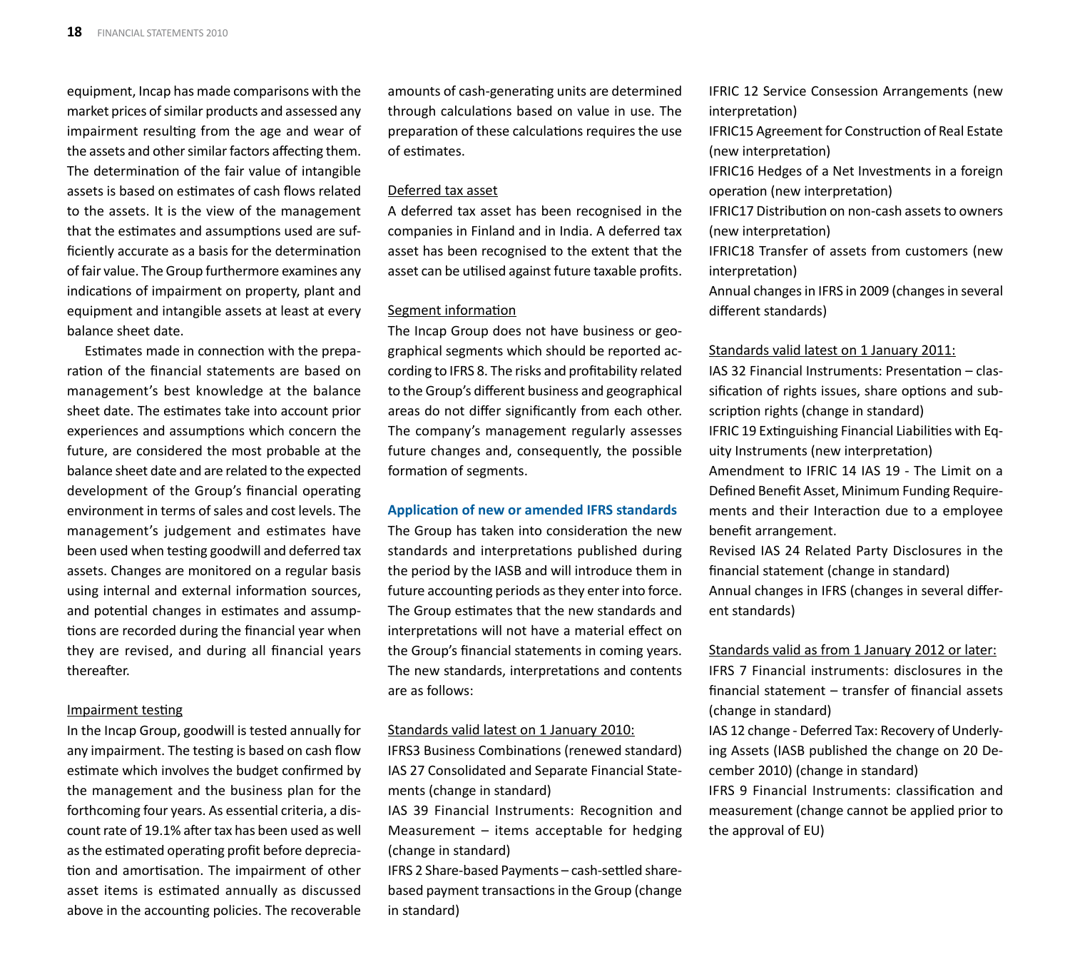equipment, Incap has made comparisons with the market prices of similar products and assessed any impairment resulting from the age and wear of the assets and other similar factors affecting them. The determination of the fair value of intangible assets is based on estimates of cash flows related to the assets. It is the view of the management that the estimates and assumptions used are sufficiently accurate as a basis for the determination of fair value. The Group furthermore examines any indications of impairment on property, plant and equipment and intangible assets at least at every balance sheet date.

Estimates made in connection with the preparation of the financial statements are based on management's best knowledge at the balance sheet date. The estimates take into account prior experiences and assumptions which concern the future, are considered the most probable at the balance sheet date and are related to the expected development of the Group's financial operating environment in terms of sales and cost levels. The management's judgement and estimates have been used when testing goodwill and deferred tax assets. Changes are monitored on a regular basis using internal and external information sources, and potential changes in estimates and assumptions are recorded during the financial year when they are revised, and during all financial years thereafter.

Impairment testing

In the Incap Group, goodwill is tested annually for any impairment. The testing is based on cash flow estimate which involves the budget confirmed by the management and the business plan for the forthcoming four years. As essential criteria, a discount rate of 19.1% after tax has been used as well as the estimated operating profit before depreciation and amortisation. The impairment of other asset items is estimated annually as discussed above in the accounting policies. The recoverable amounts of cash-generating units are determined through calculations based on value in use. The preparation of these calculations requires the use of estimates.

Deferred tax asset

A deferred tax asset has been recognised in the companies in Finland and in India. A deferred tax asset has been recognised to the extent that the asset can be utilised against future taxable profits.

Segment information

The Incap Group does not have business or geographical segments which should be reported according to IFRS 8. The risks and profitability related to the Group's different business and geographical areas do not differ significantly from each other. The company's management regularly assesses future changes and, consequently, the possible formation of segments.

**Application of new or amended IFRS standards**

The Group has taken into consideration the new standards and interpretations published during the period by the IASB and will introduce them in future accounting periods as they enter into force. The Group estimates that the new standards and interpretations will not have a material effect on the Group's financial statements in coming years. The new standards, interpretations and contents are as follows:

Standards valid latest on 1 January 2010:

IFRS3 Business Combinations (renewed standard)

IAS 27 Consolidated and Separate Financial Statements (change in standard)

IAS 39 Financial Instruments: Recognition and Measurement – items acceptable for hedging (change in standard)

IFRS 2 Share-based Payments – cash-settled share-based payment transactions in the Group (change in standard)

IFRIC 12 Service Consession Arrangements (new interpretation)

IFRIC15 Agreement for Construction of Real Estate (new interpretation)

IFRIC16 Hedges of a Net Investments in a foreign operation (new interpretation)

IFRIC17 Distribution on non-cash assets to owners (new interpretation)

IFRIC18 Transfer of assets from customers (new interpretation)

Annual changes in IFRS in 2009 (changes in several different standards)

Standards valid latest on 1 January 2011:

IAS 32 Financial Instruments: Presentation – classification of rights issues, share options and subscription rights (change in standard)

IFRIC 19 Extinguishing Financial Liabilities with Equity Instruments (new interpretation)

Amendment to IFRIC 14 IAS 19 - The Limit on a Defined Benefit Asset, Minimum Funding Requirements and their Interaction due to a employee benefit arrangement.

Revised IAS 24 Related Party Disclosures in the financial statement (change in standard)

Annual changes in IFRS (changes in several different standards)

Standards valid as from 1 January 2012 or later:

IFRS 7 Financial instruments: disclosures in the financial statement – transfer of financial assets (change in standard)

IAS 12 change - Deferred Tax: Recovery of Underlying Assets (IASB published the change on 20 December 2010) (change in standard)

IFRS 9 Financial Instruments: classification and measurement (change cannot be applied prior to the approval of EU)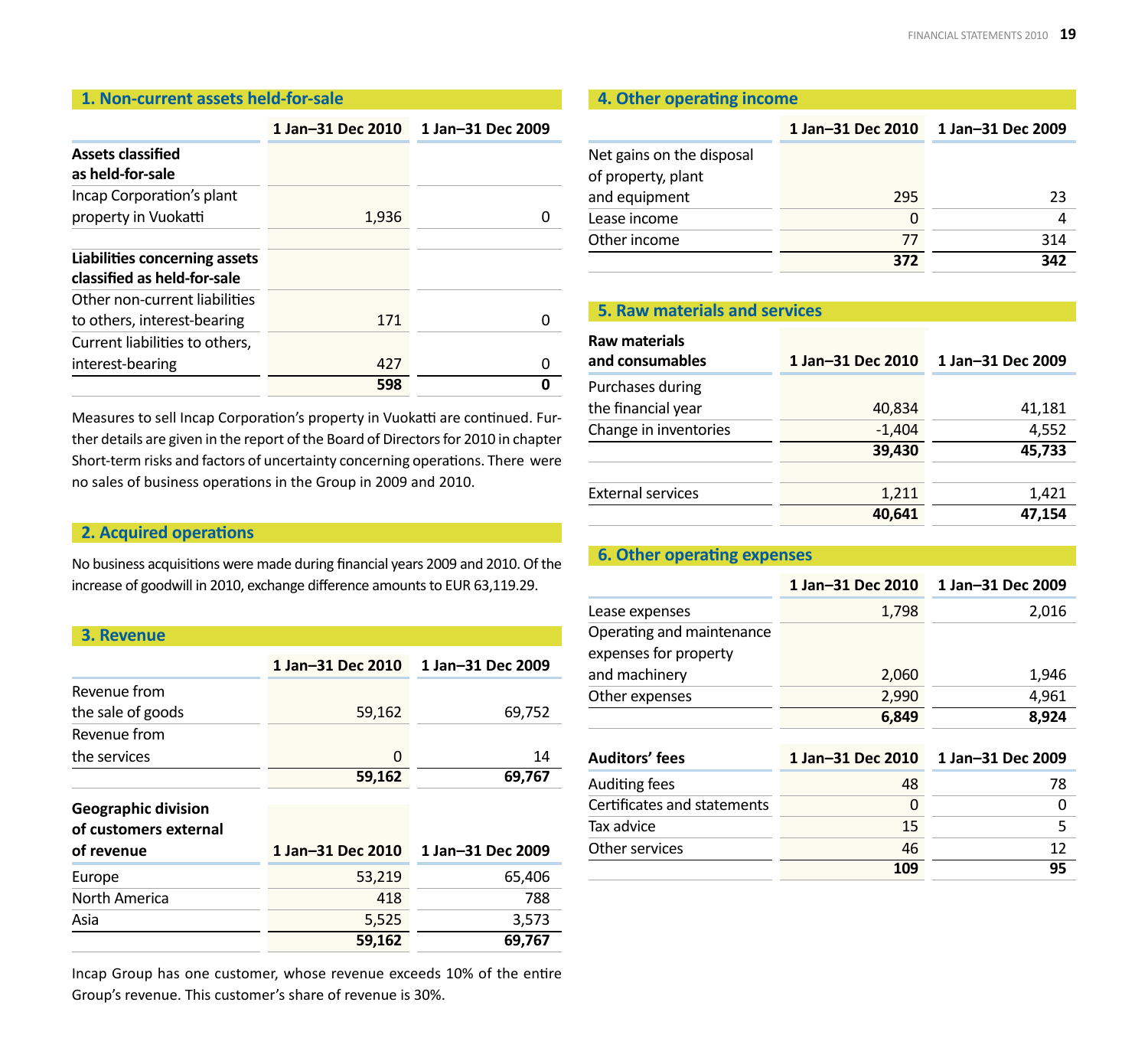## 1. Non-current assets held-for-sale

| | 1 Jan–31 Dec 2010 | 1 Jan–31 Dec 2009 |
|---|---|---|
| **Assets classified as held-for-sale** | | |
| Incap Corporation's plant property in Vuokatti | 1,936 | 0 |
| | | |
| **Liabilities concerning assets classified as held-for-sale** | | |
| Other non-current liabilities to others, interest-bearing | 171 | 0 |
| Current liabilities to others, interest-bearing | 427 | 0 |
| | **598** | **0** |

Measures to sell Incap Corporation's property in Vuokatti are continued. Further details are given in the report of the Board of Directors for 2010 in chapter Short-term risks and factors of uncertainty concerning operations. There were no sales of business operations in the Group in 2009 and 2010.

## 2. Acquired operations

No business acquisitions were made during financial years 2009 and 2010. Of the increase of goodwill in 2010, exchange difference amounts to EUR 63,119.29.

## 3. Revenue

| | 1 Jan–31 Dec 2010 | 1 Jan–31 Dec 2009 |
|---|---|---|
| Revenue from the sale of goods | 59,162 | 69,752 |
| Revenue from the services | 0 | 14 |
| | **59,162** | **69,767** |

| Geographic division of customers external of revenue | 1 Jan–31 Dec 2010 | 1 Jan–31 Dec 2009 |
|---|---|---|
| Europe | 53,219 | 65,406 |
| North America | 418 | 788 |
| Asia | 5,525 | 3,573 |
| | **59,162** | **69,767** |

Incap Group has one customer, whose revenue exceeds 10% of the entire Group's revenue. This customer's share of revenue is 30%.

## 4. Other operating income

| | 1 Jan–31 Dec 2010 | 1 Jan–31 Dec 2009 |
|---|---|---|
| Net gains on the disposal of property, plant and equipment | 295 | 23 |
| Lease income | 0 | 4 |
| Other income | 77 | 314 |
| | **372** | **342** |

## 5. Raw materials and services

| Raw materials and consumables | 1 Jan–31 Dec 2010 | 1 Jan–31 Dec 2009 |
|---|---|---|
| Purchases during the financial year | 40,834 | 41,181 |
| Change in inventories | -1,404 | 4,552 |
| | **39,430** | **45,733** |
| | | |
| External services | 1,211 | 1,421 |
| | **40,641** | **47,154** |

## 6. Other operating expenses

| | 1 Jan–31 Dec 2010 | 1 Jan–31 Dec 2009 |
|---|---|---|
| Lease expenses | 1,798 | 2,016 |
| Operating and maintenance expenses for property and machinery | 2,060 | 1,946 |
| Other expenses | 2,990 | 4,961 |
| | **6,849** | **8,924** |

| Auditors' fees | 1 Jan–31 Dec 2010 | 1 Jan–31 Dec 2009 |
|---|---|---|
| Auditing fees | 48 | 78 |
| Certificates and statements | 0 | 0 |
| Tax advice | 15 | 5 |
| Other services | 46 | 12 |
| | **109** | **95** |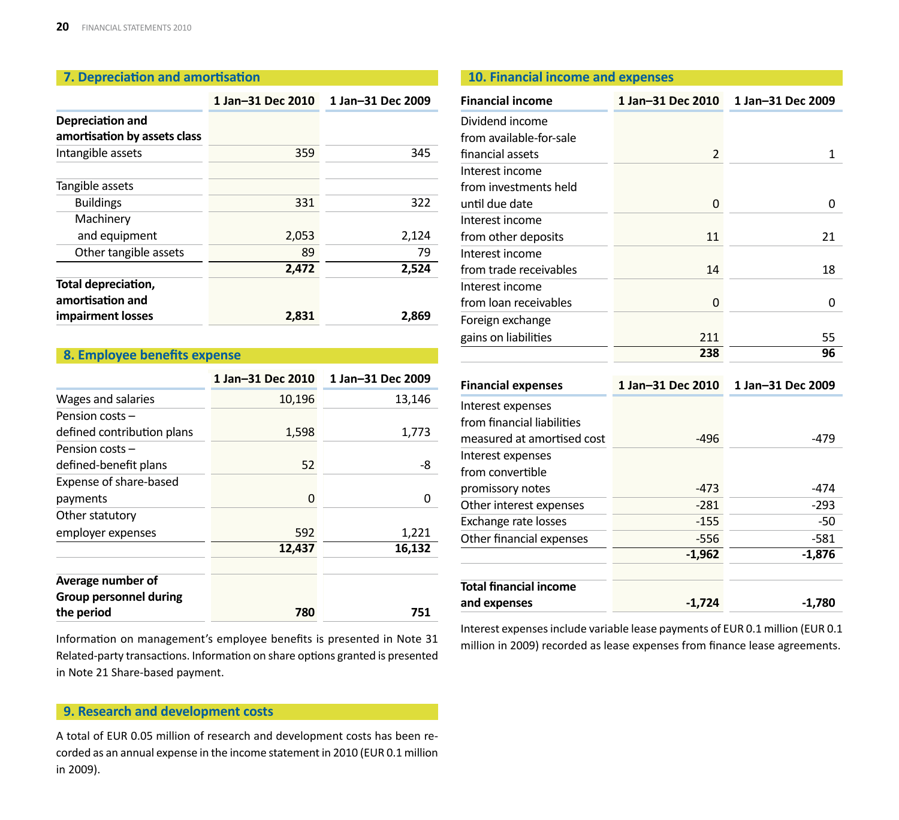## 7. Depreciation and amortisation

| | 1 Jan–31 Dec 2010 | 1 Jan–31 Dec 2009 |
|---|---|---|
| **Depreciation and amortisation by assets class** | | |
| Intangible assets | 359 | 345 |
| | | |
| Tangible assets | | |
| Buildings | 331 | 322 |
| Machinery and equipment | 2,053 | 2,124 |
| Other tangible assets | 89 | 79 |
| | **2,472** | **2,524** |
| **Total depreciation, amortisation and impairment losses** | **2,831** | **2,869** |

## 8. Employee benefits expense

| | 1 Jan–31 Dec 2010 | 1 Jan–31 Dec 2009 |
|---|---|---|
| Wages and salaries | 10,196 | 13,146 |
| Pension costs – defined contribution plans | 1,598 | 1,773 |
| Pension costs – defined-benefit plans | 52 | -8 |
| Expense of share-based payments | 0 | 0 |
| Other statutory employer expenses | 592 | 1,221 |
| | **12,437** | **16,132** |
| | | |
| **Average number of Group personnel during the period** | **780** | **751** |

Information on management's employee benefits is presented in Note 31 Related-party transactions. Information on share options granted is presented in Note 21 Share-based payment.

## 9. Research and development costs

A total of EUR 0.05 million of research and development costs has been recorded as an annual expense in the income statement in 2010 (EUR 0.1 million in 2009).

## 10. Financial income and expenses

| **Financial income** | 1 Jan–31 Dec 2010 | 1 Jan–31 Dec 2009 |
|---|---|---|
| Dividend income from available-for-sale financial assets | 2 | 1 |
| Interest income from investments held until due date | 0 | 0 |
| Interest income from other deposits | 11 | 21 |
| Interest income from trade receivables | 14 | 18 |
| Interest income from loan receivables | 0 | 0 |
| Foreign exchange gains on liabilities | 211 | 55 |
| | **238** | **96** |

| **Financial expenses** | 1 Jan–31 Dec 2010 | 1 Jan–31 Dec 2009 |
|---|---|---|
| Interest expenses from financial liabilities measured at amortised cost | -496 | -479 |
| Interest expenses from convertible promissory notes | -473 | -474 |
| Other interest expenses | -281 | -293 |
| Exchange rate losses | -155 | -50 |
| Other financial expenses | -556 | -581 |
| | **-1,962** | **-1,876** |
| | | |
| **Total financial income and expenses** | **-1,724** | **-1,780** |

Interest expenses include variable lease payments of EUR 0.1 million (EUR 0.1 million in 2009) recorded as lease expenses from finance lease agreements.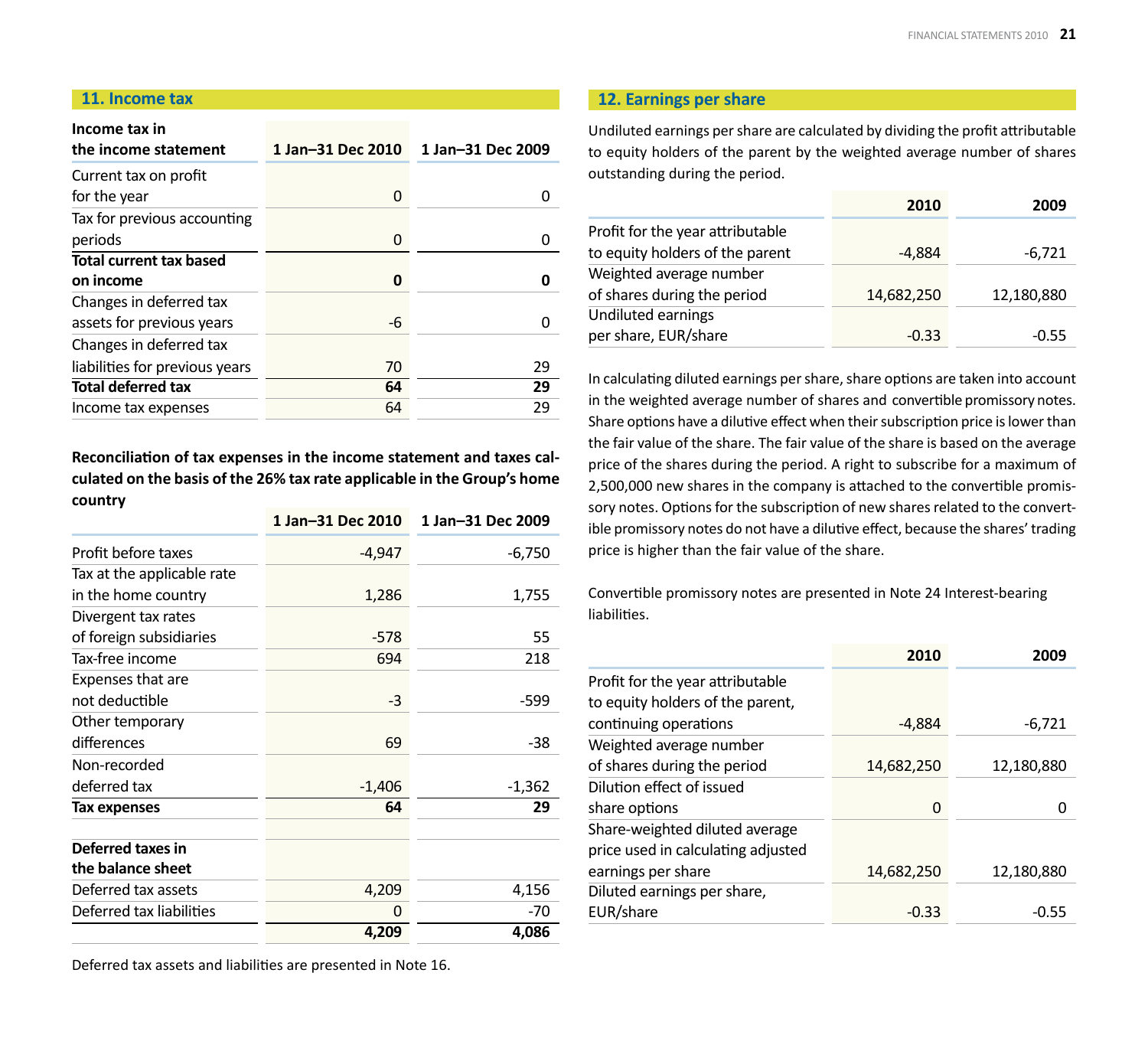## 11. Income tax

| Income tax in the income statement | 1 Jan–31 Dec 2010 | 1 Jan–31 Dec 2009 |
|---|---|---|
| Current tax on profit for the year | 0 | 0 |
| Tax for previous accounting periods | 0 | 0 |
| **Total current tax based on income** | **0** | **0** |
| Changes in deferred tax assets for previous years | -6 | 0 |
| Changes in deferred tax liabilities for previous years | 70 | 29 |
| **Total deferred tax** | **64** | **29** |
| Income tax expenses | 64 | 29 |

**Reconciliation of tax expenses in the income statement and taxes calculated on the basis of the 26% tax rate applicable in the Group's home country**

| | 1 Jan–31 Dec 2010 | 1 Jan–31 Dec 2009 |
|---|---|---|
| Profit before taxes | -4,947 | -6,750 |
| Tax at the applicable rate in the home country | 1,286 | 1,755 |
| Divergent tax rates of foreign subsidiaries | -578 | 55 |
| Tax-free income | 694 | 218 |
| Expenses that are not deductible | -3 | -599 |
| Other temporary differences | 69 | -38 |
| Non-recorded deferred tax | -1,406 | -1,362 |
| **Tax expenses** | **64** | **29** |
| | | |
| **Deferred taxes in the balance sheet** | | |
| Deferred tax assets | 4,209 | 4,156 |
| Deferred tax liabilities | 0 | -70 |
| | **4,209** | **4,086** |

Deferred tax assets and liabilities are presented in Note 16.

## 12. Earnings per share

Undiluted earnings per share are calculated by dividing the profit attributable to equity holders of the parent by the weighted average number of shares outstanding during the period.

| | 2010 | 2009 |
|---|---|---|
| Profit for the year attributable to equity holders of the parent | -4,884 | -6,721 |
| Weighted average number of shares during the period | 14,682,250 | 12,180,880 |
| Undiluted earnings per share, EUR/share | -0.33 | -0.55 |

In calculating diluted earnings per share, share options are taken into account in the weighted average number of shares and convertible promissory notes. Share options have a dilutive effect when their subscription price is lower than the fair value of the share. The fair value of the share is based on the average price of the shares during the period. A right to subscribe for a maximum of 2,500,000 new shares in the company is attached to the convertible promissory notes. Options for the subscription of new shares related to the convertible promissory notes do not have a dilutive effect, because the shares' trading price is higher than the fair value of the share.

Convertible promissory notes are presented in Note 24 Interest-bearing liabilities.

| | 2010 | 2009 |
|---|---|---|
| Profit for the year attributable to equity holders of the parent, continuing operations | -4,884 | -6,721 |
| Weighted average number of shares during the period | 14,682,250 | 12,180,880 |
| Dilution effect of issued share options | 0 | 0 |
| Share-weighted diluted average price used in calculating adjusted earnings per share | 14,682,250 | 12,180,880 |
| Diluted earnings per share, EUR/share | -0.33 | -0.55 |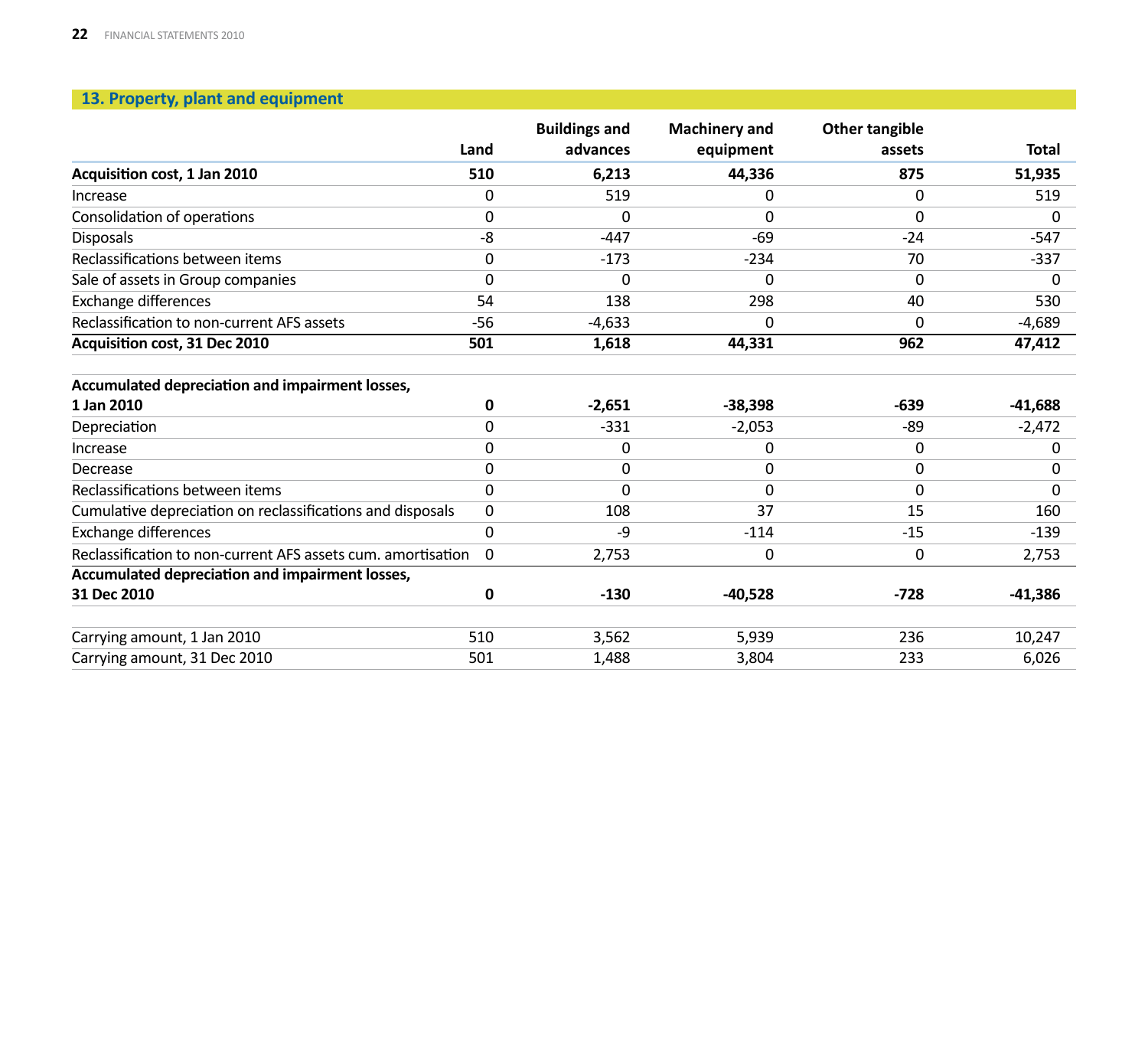## 13. Property, plant and equipment

| | Land | Buildings and advances | Machinery and equipment | Other tangible assets | Total |
|---|---|---|---|---|---|
| **Acquisition cost, 1 Jan 2010** | **510** | **6,213** | **44,336** | **875** | **51,935** |
| Increase | 0 | 519 | 0 | 0 | 519 |
| Consolidation of operations | 0 | 0 | 0 | 0 | 0 |
| Disposals | -8 | -447 | -69 | -24 | -547 |
| Reclassifications between items | 0 | -173 | -234 | 70 | -337 |
| Sale of assets in Group companies | 0 | 0 | 0 | 0 | 0 |
| Exchange differences | 54 | 138 | 298 | 40 | 530 |
| Reclassification to non-current AFS assets | -56 | -4,633 | 0 | 0 | -4,689 |
| **Acquisition cost, 31 Dec 2010** | **501** | **1,618** | **44,331** | **962** | **47,412** |
| | | | | | |
| **Accumulated depreciation and impairment losses, 1 Jan 2010** | **0** | **-2,651** | **-38,398** | **-639** | **-41,688** |
| Depreciation | 0 | -331 | -2,053 | -89 | -2,472 |
| Increase | 0 | 0 | 0 | 0 | 0 |
| Decrease | 0 | 0 | 0 | 0 | 0 |
| Reclassifications between items | 0 | 0 | 0 | 0 | 0 |
| Cumulative depreciation on reclassifications and disposals | 0 | 108 | 37 | 15 | 160 |
| Exchange differences | 0 | -9 | -114 | -15 | -139 |
| Reclassification to non-current AFS assets cum. amortisation | 0 | 2,753 | 0 | 0 | 2,753 |
| **Accumulated depreciation and impairment losses, 31 Dec 2010** | **0** | **-130** | **-40,528** | **-728** | **-41,386** |
| | | | | | |
| Carrying amount, 1 Jan 2010 | 510 | 3,562 | 5,939 | 236 | 10,247 |
| Carrying amount, 31 Dec 2010 | 501 | 1,488 | 3,804 | 233 | 6,026 |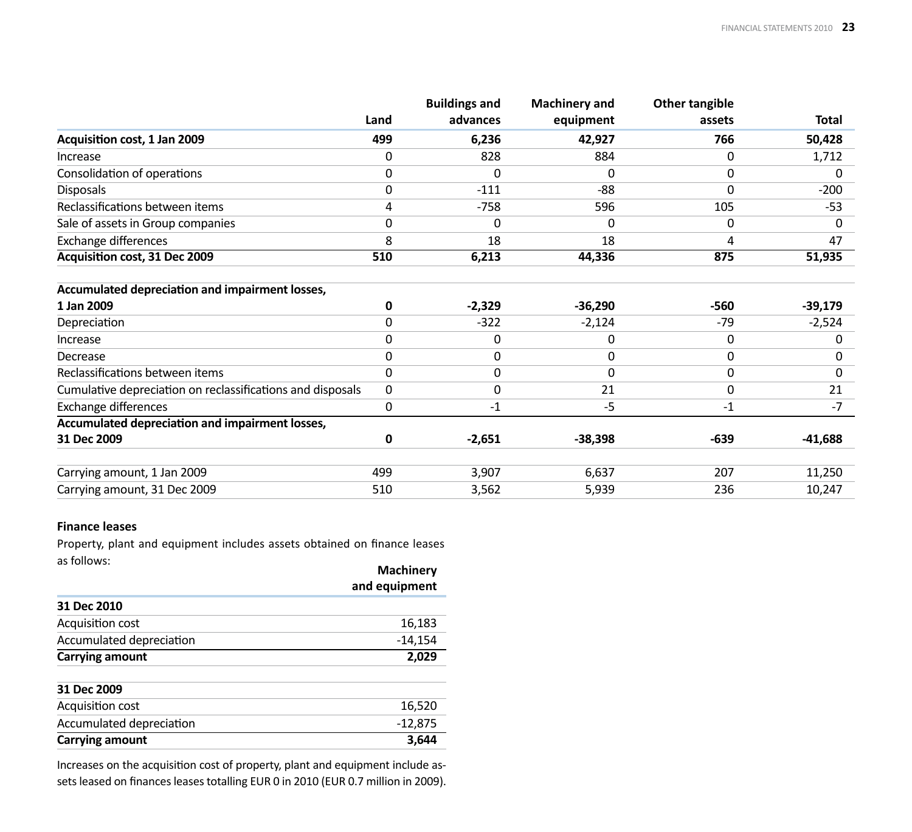| | Land | Buildings and advances | Machinery and equipment | Other tangible assets | Total |
|---|---|---|---|---|---|
| **Acquisition cost, 1 Jan 2009** | **499** | **6,236** | **42,927** | **766** | **50,428** |
| Increase | 0 | 828 | 884 | 0 | 1,712 |
| Consolidation of operations | 0 | 0 | 0 | 0 | 0 |
| Disposals | 0 | -111 | -88 | 0 | -200 |
| Reclassifications between items | 4 | -758 | 596 | 105 | -53 |
| Sale of assets in Group companies | 0 | 0 | 0 | 0 | 0 |
| Exchange differences | 8 | 18 | 18 | 4 | 47 |
| **Acquisition cost, 31 Dec 2009** | **510** | **6,213** | **44,336** | **875** | **51,935** |
| | | | | | |
| **Accumulated depreciation and impairment losses, 1 Jan 2009** | **0** | **-2,329** | **-36,290** | **-560** | **-39,179** |
| Depreciation | 0 | -322 | -2,124 | -79 | -2,524 |
| Increase | 0 | 0 | 0 | 0 | 0 |
| Decrease | 0 | 0 | 0 | 0 | 0 |
| Reclassifications between items | 0 | 0 | 0 | 0 | 0 |
| Cumulative depreciation on reclassifications and disposals | 0 | 0 | 21 | 0 | 21 |
| Exchange differences | 0 | -1 | -5 | -1 | -7 |
| **Accumulated depreciation and impairment losses, 31 Dec 2009** | **0** | **-2,651** | **-38,398** | **-639** | **-41,688** |
| | | | | | |
| Carrying amount, 1 Jan 2009 | 499 | 3,907 | 6,637 | 207 | 11,250 |
| Carrying amount, 31 Dec 2009 | 510 | 3,562 | 5,939 | 236 | 10,247 |

**Finance leases**

Property, plant and equipment includes assets obtained on finance leases as follows:

| | Machinery and equipment |
|---|---|
| **31 Dec 2010** | |
| Acquisition cost | 16,183 |
| Accumulated depreciation | -14,154 |
| **Carrying amount** | **2,029** |
| | |
| **31 Dec 2009** | |
| Acquisition cost | 16,520 |
| Accumulated depreciation | -12,875 |
| **Carrying amount** | **3,644** |

Increases on the acquisition cost of property, plant and equipment include assets leased on finances leases totalling EUR 0 in 2010 (EUR 0.7 million in 2009).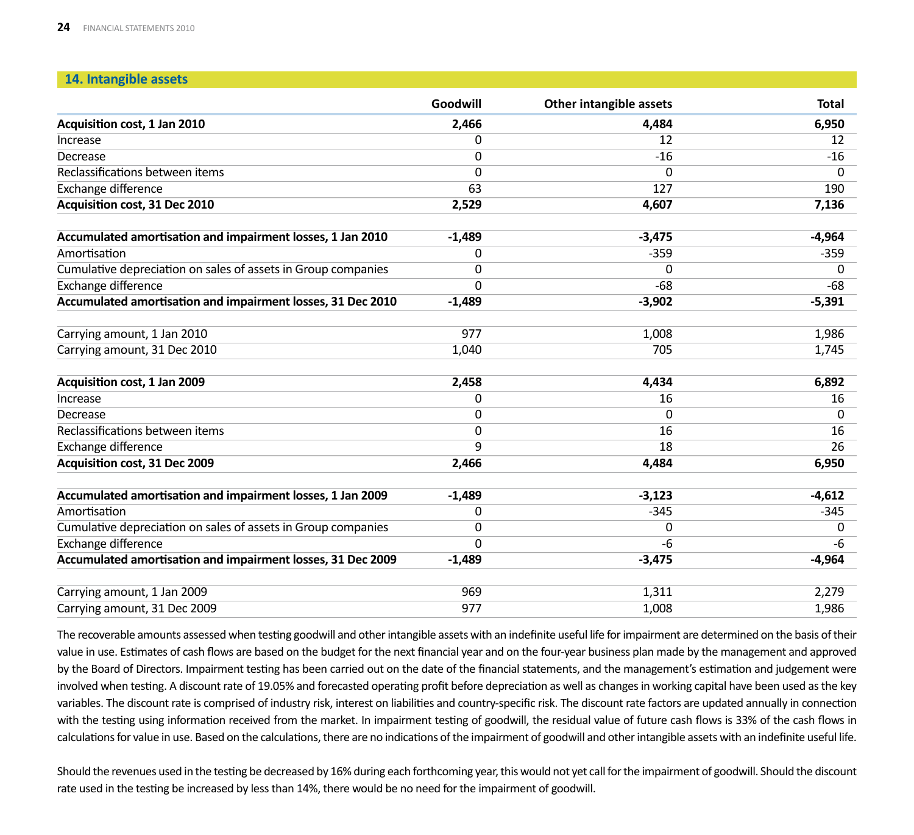## 14. Intangible assets

| | Goodwill | Other intangible assets | Total |
|---|---|---|---|
| **Acquisition cost, 1 Jan 2010** | **2,466** | **4,484** | **6,950** |
| Increase | 0 | 12 | 12 |
| Decrease | 0 | -16 | -16 |
| Reclassifications between items | 0 | 0 | 0 |
| Exchange difference | 63 | 127 | 190 |
| **Acquisition cost, 31 Dec 2010** | **2,529** | **4,607** | **7,136** |
| | | | |
| **Accumulated amortisation and impairment losses, 1 Jan 2010** | **-1,489** | **-3,475** | **-4,964** |
| Amortisation | 0 | -359 | -359 |
| Cumulative depreciation on sales of assets in Group companies | 0 | 0 | 0 |
| Exchange difference | 0 | -68 | -68 |
| **Accumulated amortisation and impairment losses, 31 Dec 2010** | **-1,489** | **-3,902** | **-5,391** |
| | | | |
| Carrying amount, 1 Jan 2010 | 977 | 1,008 | 1,986 |
| Carrying amount, 31 Dec 2010 | 1,040 | 705 | 1,745 |
| | | | |
| **Acquisition cost, 1 Jan 2009** | **2,458** | **4,434** | **6,892** |
| Increase | 0 | 16 | 16 |
| Decrease | 0 | 0 | 0 |
| Reclassifications between items | 0 | 16 | 16 |
| Exchange difference | 9 | 18 | 26 |
| **Acquisition cost, 31 Dec 2009** | **2,466** | **4,484** | **6,950** |
| | | | |
| **Accumulated amortisation and impairment losses, 1 Jan 2009** | **-1,489** | **-3,123** | **-4,612** |
| Amortisation | 0 | -345 | -345 |
| Cumulative depreciation on sales of assets in Group companies | 0 | 0 | 0 |
| Exchange difference | 0 | -6 | -6 |
| **Accumulated amortisation and impairment losses, 31 Dec 2009** | **-1,489** | **-3,475** | **-4,964** |
| | | | |
| Carrying amount, 1 Jan 2009 | 969 | 1,311 | 2,279 |
| Carrying amount, 31 Dec 2009 | 977 | 1,008 | 1,986 |

The recoverable amounts assessed when testing goodwill and other intangible assets with an indefinite useful life for impairment are determined on the basis of their value in use. Estimates of cash flows are based on the budget for the next financial year and on the four-year business plan made by the management and approved by the Board of Directors. Impairment testing has been carried out on the date of the financial statements, and the management's estimation and judgement were involved when testing. A discount rate of 19.05% and forecasted operating profit before depreciation as well as changes in working capital have been used as the key variables. The discount rate is comprised of industry risk, interest on liabilities and country-specific risk. The discount rate factors are updated annually in connection with the testing using information received from the market. In impairment testing of goodwill, the residual value of future cash flows is 33% of the cash flows in calculations for value in use. Based on the calculations, there are no indications of the impairment of goodwill and other intangible assets with an indefinite useful life.

Should the revenues used in the testing be decreased by 16% during each forthcoming year, this would not yet call for the impairment of goodwill. Should the discount rate used in the testing be increased by less than 14%, there would be no need for the impairment of goodwill.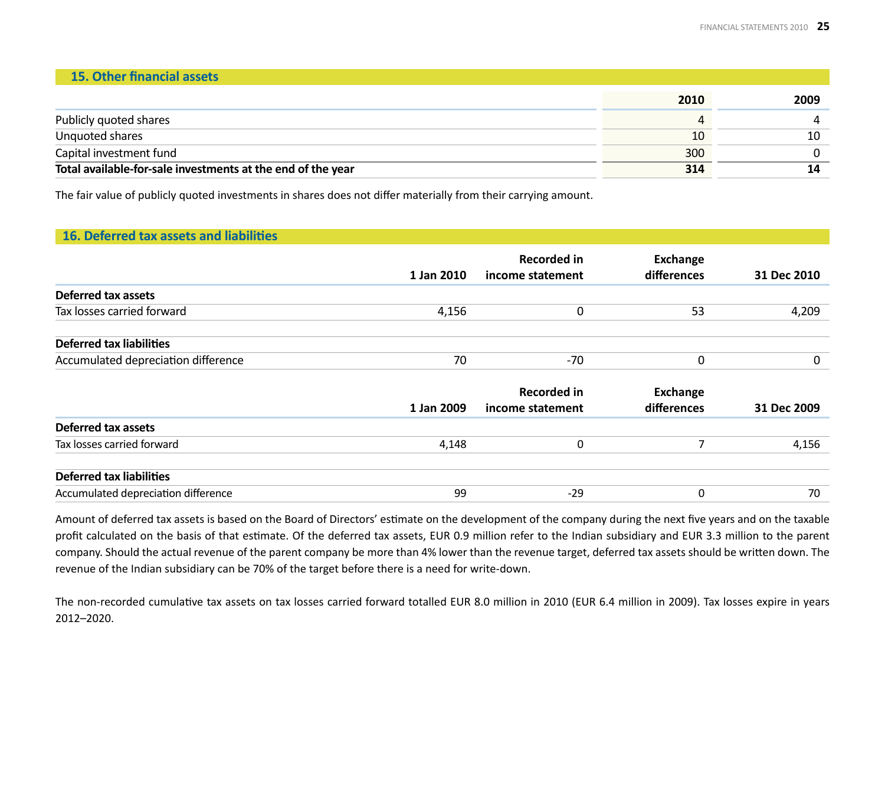## 15. Other financial assets

| | 2010 | 2009 |
|---|---|---|
| Publicly quoted shares | 4 | 4 |
| Unquoted shares | 10 | 10 |
| Capital investment fund | 300 | 0 |
| **Total available-for-sale investments at the end of the year** | **314** | **14** |

The fair value of publicly quoted investments in shares does not differ materially from their carrying amount.

## 16. Deferred tax assets and liabilities

| | 1 Jan 2010 | Recorded in income statement | Exchange differences | 31 Dec 2010 |
|---|---|---|---|---|
| **Deferred tax assets** | | | | |
| Tax losses carried forward | 4,156 | 0 | 53 | 4,209 |
| **Deferred tax liabilities** | | | | |
| Accumulated depreciation difference | 70 | -70 | 0 | 0 |

| | 1 Jan 2009 | Recorded in income statement | Exchange differences | 31 Dec 2009 |
|---|---|---|---|---|
| **Deferred tax assets** | | | | |
| Tax losses carried forward | 4,148 | 0 | 7 | 4,156 |
| **Deferred tax liabilities** | | | | |
| Accumulated depreciation difference | 99 | -29 | 0 | 70 |

Amount of deferred tax assets is based on the Board of Directors' estimate on the development of the company during the next five years and on the taxable profit calculated on the basis of that estimate. Of the deferred tax assets, EUR 0.9 million refer to the Indian subsidiary and EUR 3.3 million to the parent company. Should the actual revenue of the parent company be more than 4% lower than the revenue target, deferred tax assets should be written down. The revenue of the Indian subsidiary can be 70% of the target before there is a need for write-down.

The non-recorded cumulative tax assets on tax losses carried forward totalled EUR 8.0 million in 2010 (EUR 6.4 million in 2009). Tax losses expire in years 2012–2020.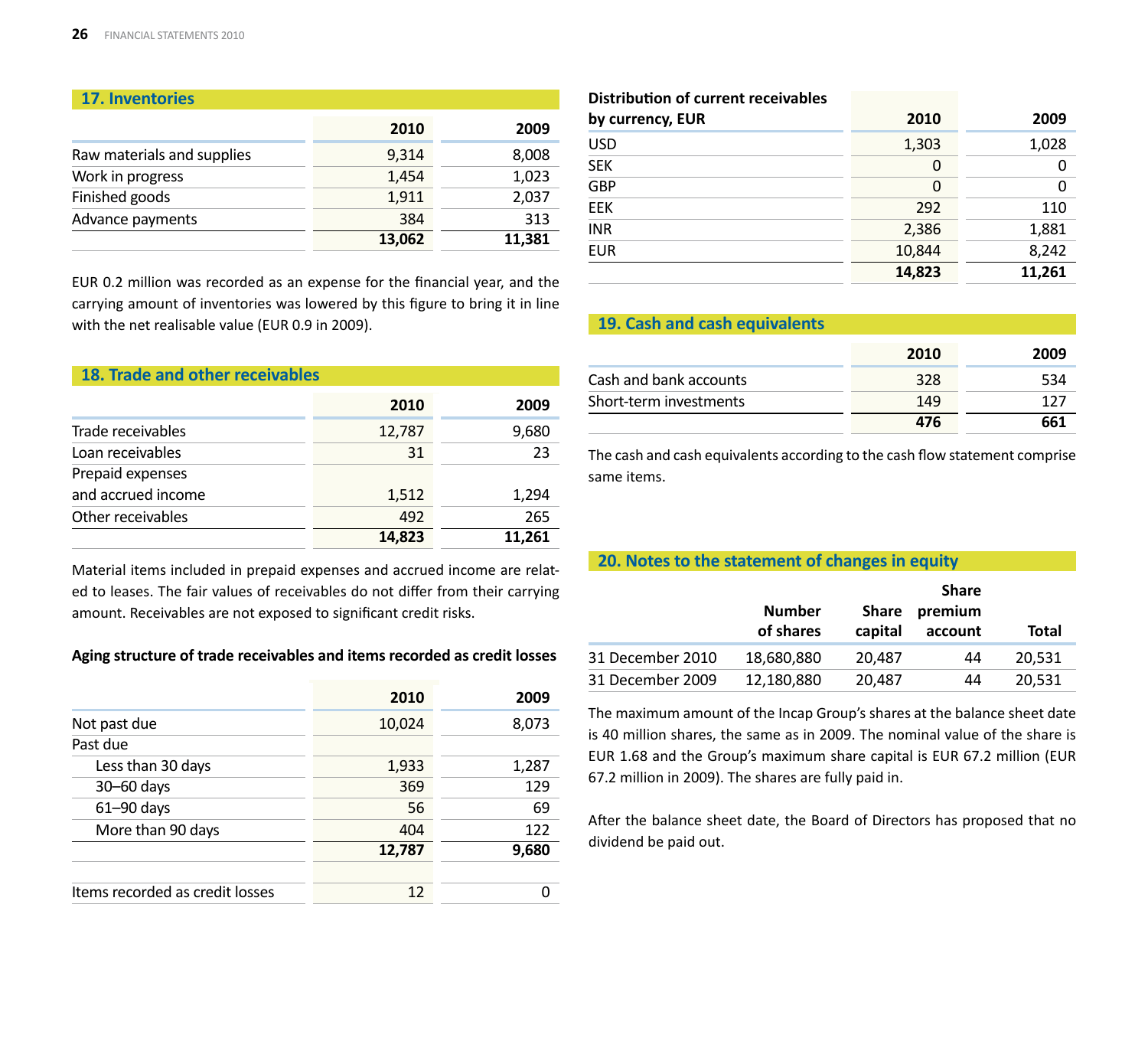## 17. Inventories

| | 2010 | 2009 |
|---|---|---|
| Raw materials and supplies | 9,314 | 8,008 |
| Work in progress | 1,454 | 1,023 |
| Finished goods | 1,911 | 2,037 |
| Advance payments | 384 | 313 |
| | **13,062** | **11,381** |

EUR 0.2 million was recorded as an expense for the financial year, and the carrying amount of inventories was lowered by this figure to bring it in line with the net realisable value (EUR 0.9 in 2009).

## 18. Trade and other receivables

| | 2010 | 2009 |
|---|---|---|
| Trade receivables | 12,787 | 9,680 |
| Loan receivables | 31 | 23 |
| Prepaid expenses and accrued income | 1,512 | 1,294 |
| Other receivables | 492 | 265 |
| | **14,823** | **11,261** |

Material items included in prepaid expenses and accrued income are related to leases. The fair values of receivables do not differ from their carrying amount. Receivables are not exposed to significant credit risks.

**Aging structure of trade receivables and items recorded as credit losses**

| | 2010 | 2009 |
|---|---|---|
| Not past due | 10,024 | 8,073 |
| Past due | | |
| Less than 30 days | 1,933 | 1,287 |
| 30–60 days | 369 | 129 |
| 61–90 days | 56 | 69 |
| More than 90 days | 404 | 122 |
| | **12,787** | **9,680** |
| | | |
| Items recorded as credit losses | 12 | 0 |

| Distribution of current receivables by currency, EUR | 2010 | 2009 |
|---|---|---|
| USD | 1,303 | 1,028 |
| SEK | 0 | 0 |
| GBP | 0 | 0 |
| EEK | 292 | 110 |
| INR | 2,386 | 1,881 |
| EUR | 10,844 | 8,242 |
| | **14,823** | **11,261** |

## 19. Cash and cash equivalents

| | 2010 | 2009 |
|---|---|---|
| Cash and bank accounts | 328 | 534 |
| Short-term investments | 149 | 127 |
| | **476** | **661** |

The cash and cash equivalents according to the cash flow statement comprise same items.

## 20. Notes to the statement of changes in equity

| | Number of shares | Share capital | Share premium account | Total |
|---|---|---|---|---|
| 31 December 2010 | 18,680,880 | 20,487 | 44 | 20,531 |
| 31 December 2009 | 12,180,880 | 20,487 | 44 | 20,531 |

The maximum amount of the Incap Group's shares at the balance sheet date is 40 million shares, the same as in 2009. The nominal value of the share is EUR 1.68 and the Group's maximum share capital is EUR 67.2 million (EUR 67.2 million in 2009). The shares are fully paid in.

After the balance sheet date, the Board of Directors has proposed that no dividend be paid out.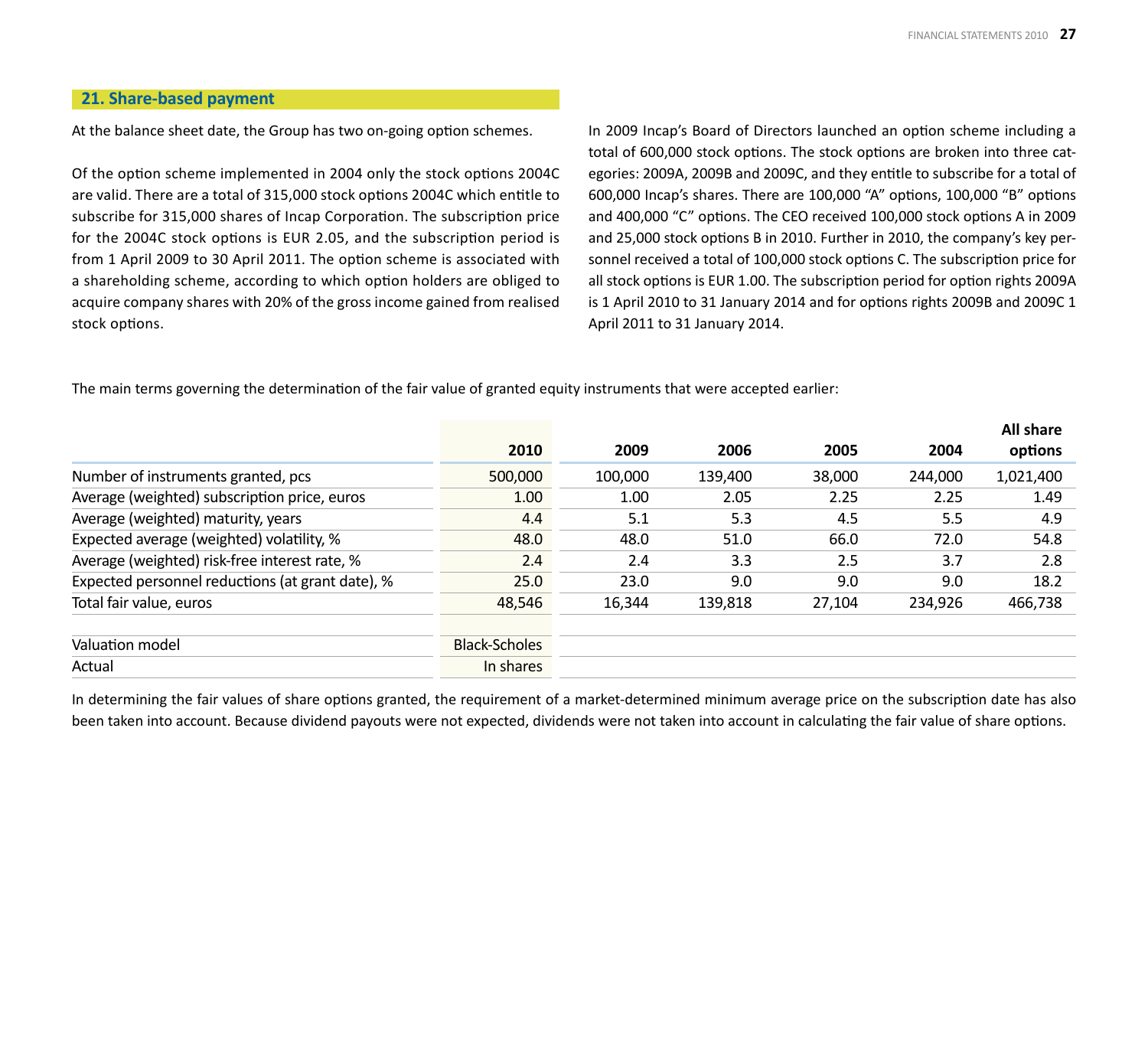## 21. Share-based payment

At the balance sheet date, the Group has two on-going option schemes.

Of the option scheme implemented in 2004 only the stock options 2004C are valid. There are a total of 315,000 stock options 2004C which entitle to subscribe for 315,000 shares of Incap Corporation. The subscription price for the 2004C stock options is EUR 2.05, and the subscription period is from 1 April 2009 to 30 April 2011. The option scheme is associated with a shareholding scheme, according to which option holders are obliged to acquire company shares with 20% of the gross income gained from realised stock options.

In 2009 Incap's Board of Directors launched an option scheme including a total of 600,000 stock options. The stock options are broken into three categories: 2009A, 2009B and 2009C, and they entitle to subscribe for a total of 600,000 Incap's shares. There are 100,000 "A" options, 100,000 "B" options and 400,000 "C" options. The CEO received 100,000 stock options A in 2009 and 25,000 stock options B in 2010. Further in 2010, the company's key personnel received a total of 100,000 stock options C. The subscription price for all stock options is EUR 1.00. The subscription period for option rights 2009A is 1 April 2010 to 31 January 2014 and for options rights 2009B and 2009C 1 April 2011 to 31 January 2014.

The main terms governing the determination of the fair value of granted equity instruments that were accepted earlier:

| | 2010 | 2009 | 2006 | 2005 | 2004 | All share options |
|---|---|---|---|---|---|---|
| Number of instruments granted, pcs | 500,000 | 100,000 | 139,400 | 38,000 | 244,000 | 1,021,400 |
| Average (weighted) subscription price, euros | 1.00 | 1.00 | 2.05 | 2.25 | 2.25 | 1.49 |
| Average (weighted) maturity, years | 4.4 | 5.1 | 5.3 | 4.5 | 5.5 | 4.9 |
| Expected average (weighted) volatility, % | 48.0 | 48.0 | 51.0 | 66.0 | 72.0 | 54.8 |
| Average (weighted) risk-free interest rate, % | 2.4 | 2.4 | 3.3 | 2.5 | 3.7 | 2.8 |
| Expected personnel reductions (at grant date), % | 25.0 | 23.0 | 9.0 | 9.0 | 9.0 | 18.2 |
| Total fair value, euros | 48,546 | 16,344 | 139,818 | 27,104 | 234,926 | 466,738 |
| | | | | | | |
| Valuation model | Black-Scholes | | | | | |
| Actual | In shares | | | | | |

In determining the fair values of share options granted, the requirement of a market-determined minimum average price on the subscription date has also been taken into account. Because dividend payouts were not expected, dividends were not taken into account in calculating the fair value of share options.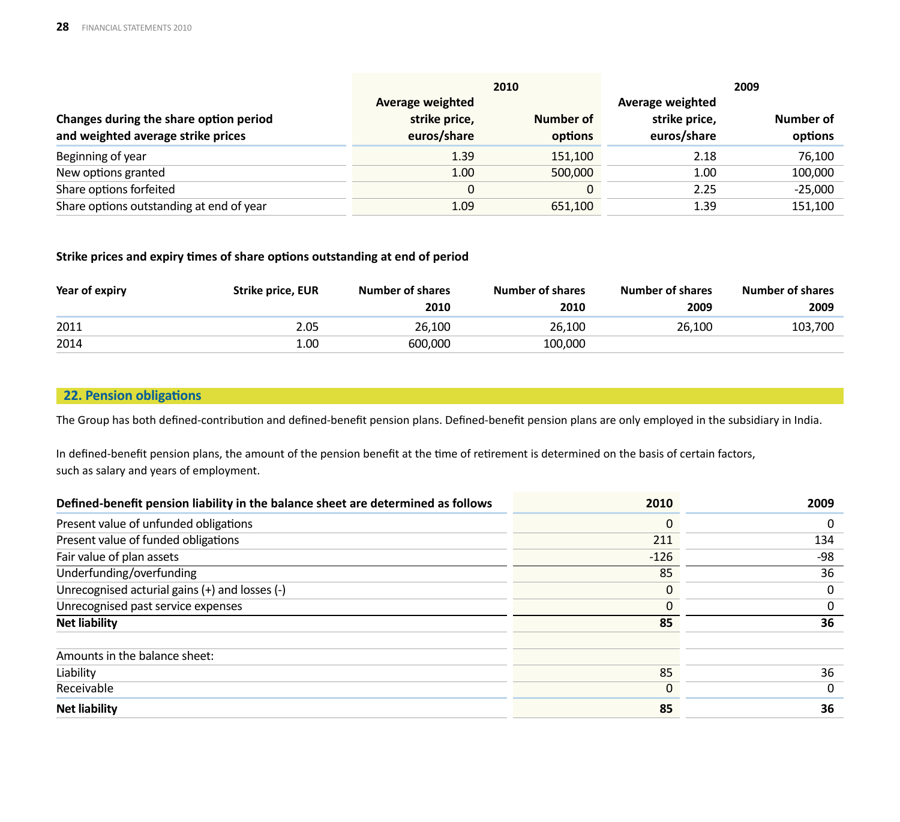| Changes during the share option period and weighted average strike prices | 2010 | | 2009 | |
|---|---|---|---|---|
| | Average weighted strike price, euros/share | Number of options | Average weighted strike price, euros/share | Number of options |
| Beginning of year | 1.39 | 151,100 | 2.18 | 76,100 |
| New options granted | 1.00 | 500,000 | 1.00 | 100,000 |
| Share options forfeited | 0 | 0 | 2.25 | -25,000 |
| Share options outstanding at end of year | 1.09 | 651,100 | 1.39 | 151,100 |

**Strike prices and expiry times of share options outstanding at end of period**

| Year of expiry | Strike price, EUR | Number of shares 2010 | Number of shares 2010 | Number of shares 2009 | Number of shares 2009 |
|---|---|---|---|---|---|
| 2011 | 2.05 | 26,100 | 26,100 | 26,100 | 103,700 |
| 2014 | 1.00 | 600,000 | 100,000 | | |

## 22. Pension obligations

The Group has both defined-contribution and defined-benefit pension plans. Defined-benefit pension plans are only employed in the subsidiary in India.

In defined-benefit pension plans, the amount of the pension benefit at the time of retirement is determined on the basis of certain factors, such as salary and years of employment.

| Defined-benefit pension liability in the balance sheet are determined as follows | 2010 | 2009 |
|---|---|---|
| Present value of unfunded obligations | 0 | 0 |
| Present value of funded obligations | 211 | 134 |
| Fair value of plan assets | -126 | -98 |
| Underfunding/overfunding | 85 | 36 |
| Unrecognised acturial gains (+) and losses (-) | 0 | 0 |
| Unrecognised past service expenses | 0 | 0 |
| **Net liability** | **85** | **36** |
| | | |
| Amounts in the balance sheet: | | |
| Liability | 85 | 36 |
| Receivable | 0 | 0 |
| **Net liability** | **85** | **36** |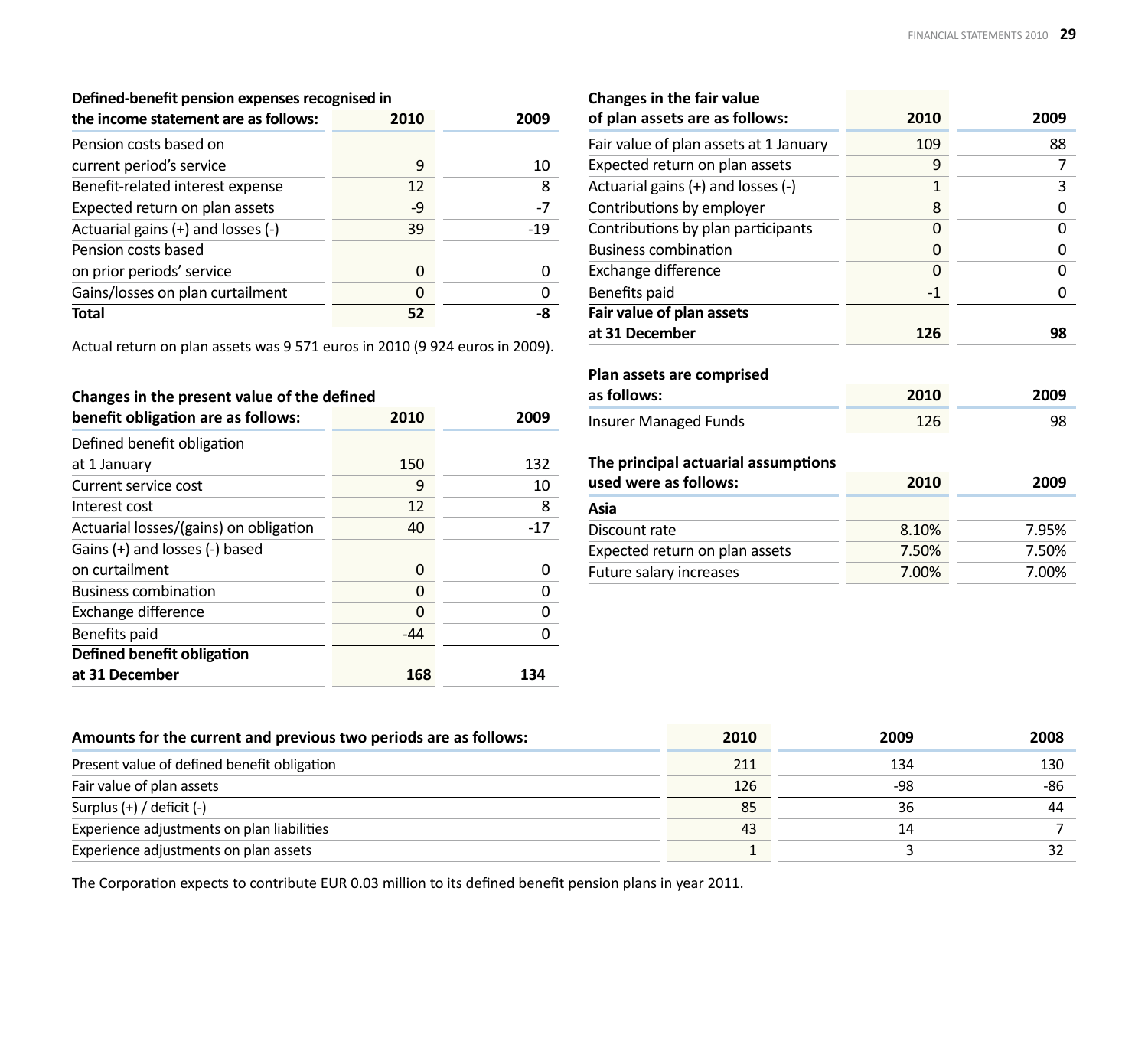| Defined-benefit pension expenses recognised in the income statement are as follows: | 2010 | 2009 |
|---|---|---|
| Pension costs based on current period's service | 9 | 10 |
| Benefit-related interest expense | 12 | 8 |
| Expected return on plan assets | -9 | -7 |
| Actuarial gains (+) and losses (-) | 39 | -19 |
| Pension costs based on prior periods' service | 0 | 0 |
| Gains/losses on plan curtailment | 0 | 0 |
| **Total** | **52** | **-8** |

Actual return on plan assets was 9 571 euros in 2010 (9 924 euros in 2009).

| Changes in the present value of the defined benefit obligation are as follows: | 2010 | 2009 |
|---|---|---|
| Defined benefit obligation at 1 January | 150 | 132 |
| Current service cost | 9 | 10 |
| Interest cost | 12 | 8 |
| Actuarial losses/(gains) on obligation | 40 | -17 |
| Gains (+) and losses (-) based on curtailment | 0 | 0 |
| Business combination | 0 | 0 |
| Exchange difference | 0 | 0 |
| Benefits paid | -44 | 0 |
| **Defined benefit obligation at 31 December** | **168** | **134** |

| Changes in the fair value of plan assets are as follows: | 2010 | 2009 |
|---|---|---|
| Fair value of plan assets at 1 January | 109 | 88 |
| Expected return on plan assets | 9 | 7 |
| Actuarial gains (+) and losses (-) | 1 | 3 |
| Contributions by employer | 8 | 0 |
| Contributions by plan participants | 0 | 0 |
| Business combination | 0 | 0 |
| Exchange difference | 0 | 0 |
| Benefits paid | -1 | 0 |
| **Fair value of plan assets at 31 December** | **126** | **98** |

| Plan assets are comprised as follows: | 2010 | 2009 |
|---|---|---|
| Insurer Managed Funds | 126 | 98 |

| The principal actuarial assumptions used were as follows: | 2010 | 2009 |
|---|---|---|
| **Asia** | | |
| Discount rate | 8.10% | 7.95% |
| Expected return on plan assets | 7.50% | 7.50% |
| Future salary increases | 7.00% | 7.00% |

| Amounts for the current and previous two periods are as follows: | 2010 | 2009 | 2008 |
|---|---|---|---|
| Present value of defined benefit obligation | 211 | 134 | 130 |
| Fair value of plan assets | 126 | -98 | -86 |
| Surplus (+) / deficit (-) | 85 | 36 | 44 |
| Experience adjustments on plan liabilities | 43 | 14 | 7 |
| Experience adjustments on plan assets | 1 | 3 | 32 |

The Corporation expects to contribute EUR 0.03 million to its defined benefit pension plans in year 2011.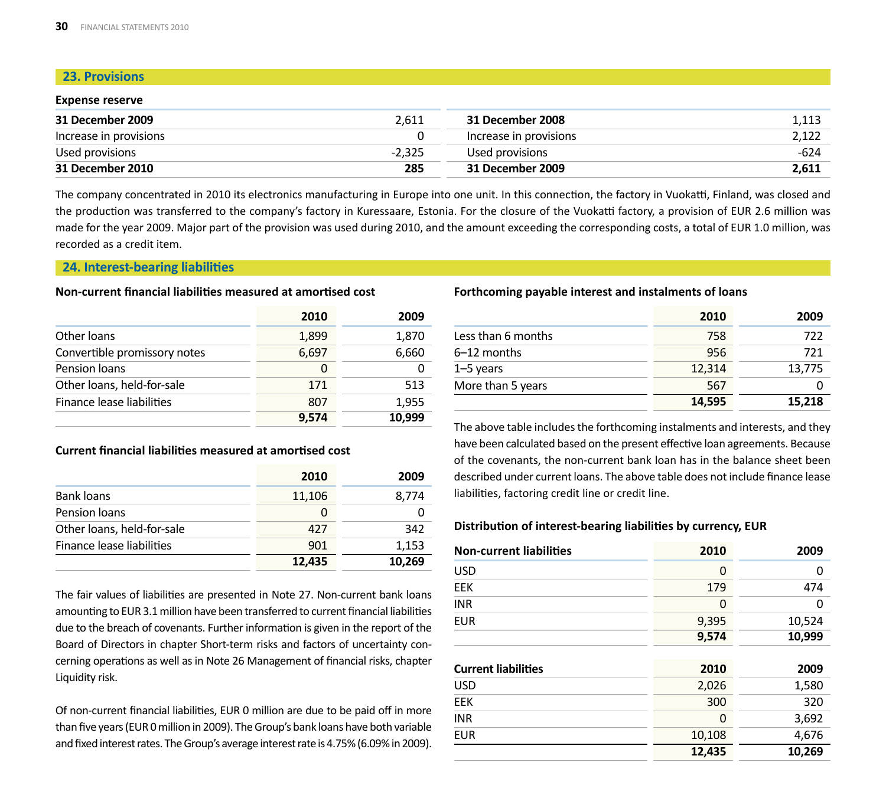## 23. Provisions

### Expense reserve

| | |
|---|---:|
| **31 December 2009** | 2,611 |
| Increase in provisions | 0 |
| Used provisions | -2,325 |
| **31 December 2010** | **285** |

| | |
|---|---:|
| **31 December 2008** | 1,113 |
| Increase in provisions | 2,122 |
| Used provisions | -624 |
| **31 December 2009** | **2,611** |

The company concentrated in 2010 its electronics manufacturing in Europe into one unit. In this connection, the factory in Vuokatti, Finland, was closed and the production was transferred to the company's factory in Kuressaare, Estonia. For the closure of the Vuokatti factory, a provision of EUR 2.6 million was made for the year 2009. Major part of the provision was used during 2010, and the amount exceeding the corresponding costs, a total of EUR 1.0 million, was recorded as a credit item.

## 24. Interest-bearing liabilities

### Non-current financial liabilities measured at amortised cost

| | 2010 | 2009 |
|---|---:|---:|
| Other loans | 1,899 | 1,870 |
| Convertible promissory notes | 6,697 | 6,660 |
| Pension loans | 0 | 0 |
| Other loans, held-for-sale | 171 | 513 |
| Finance lease liabilities | 807 | 1,955 |
| | **9,574** | **10,999** |

### Current financial liabilities measured at amortised cost

| | 2010 | 2009 |
|---|---:|---:|
| Bank loans | 11,106 | 8,774 |
| Pension loans | 0 | 0 |
| Other loans, held-for-sale | 427 | 342 |
| Finance lease liabilities | 901 | 1,153 |
| | **12,435** | **10,269** |

The fair values of liabilities are presented in Note 27. Non-current bank loans amounting to EUR 3.1 million have been transferred to current financial liabilities due to the breach of covenants. Further information is given in the report of the Board of Directors in chapter Short-term risks and factors of uncertainty concerning operations as well as in Note 26 Management of financial risks, chapter Liquidity risk.

Of non-current financial liabilities, EUR 0 million are due to be paid off in more than five years (EUR 0 million in 2009). The Group's bank loans have both variable and fixed interest rates. The Group's average interest rate is 4.75% (6.09% in 2009).

### Forthcoming payable interest and instalments of loans

| | 2010 | 2009 |
|---|---:|---:|
| Less than 6 months | 758 | 722 |
| 6–12 months | 956 | 721 |
| 1–5 years | 12,314 | 13,775 |
| More than 5 years | 567 | 0 |
| | **14,595** | **15,218** |

The above table includes the forthcoming instalments and interests, and they have been calculated based on the present effective loan agreements. Because of the covenants, the non-current bank loan has in the balance sheet been described under current loans. The above table does not include finance lease liabilities, factoring credit line or credit line.

### Distribution of interest-bearing liabilities by currency, EUR

| **Non-current liabilities** | 2010 | 2009 |
|---|---:|---:|
| USD | 0 | 0 |
| EEK | 179 | 474 |
| INR | 0 | 0 |
| EUR | 9,395 | 10,524 |
| | **9,574** | **10,999** |

| **Current liabilities** | 2010 | 2009 |
|---|---:|---:|
| USD | 2,026 | 1,580 |
| EEK | 300 | 320 |
| INR | 0 | 3,692 |
| EUR | 10,108 | 4,676 |
| | **12,435** | **10,269** |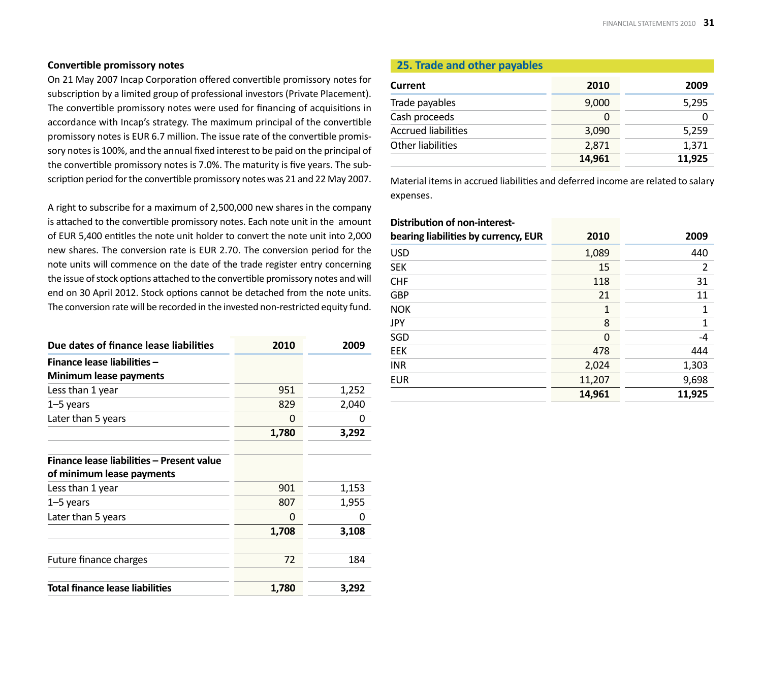### Convertible promissory notes

On 21 May 2007 Incap Corporation offered convertible promissory notes for subscription by a limited group of professional investors (Private Placement). The convertible promissory notes were used for financing of acquisitions in accordance with Incap's strategy. The maximum principal of the convertible promissory notes is EUR 6.7 million. The issue rate of the convertible promissory notes is 100%, and the annual fixed interest to be paid on the principal of the convertible promissory notes is 7.0%. The maturity is five years. The subscription period for the convertible promissory notes was 21 and 22 May 2007.

A right to subscribe for a maximum of 2,500,000 new shares in the company is attached to the convertible promissory notes. Each note unit in the amount of EUR 5,400 entitles the note unit holder to convert the note unit into 2,000 new shares. The conversion rate is EUR 2.70. The conversion period for the note units will commence on the date of the trade register entry concerning the issue of stock options attached to the convertible promissory notes and will end on 30 April 2012. Stock options cannot be detached from the note units. The conversion rate will be recorded in the invested non-restricted equity fund.

| Due dates of finance lease liabilities | 2010 | 2009 |
|---|---|---|
| **Finance lease liabilities – Minimum lease payments** | | |
| Less than 1 year | 951 | 1,252 |
| 1–5 years | 829 | 2,040 |
| Later than 5 years | 0 | 0 |
| | **1,780** | **3,292** |
| | | |
| **Finance lease liabilities – Present value of minimum lease payments** | | |
| Less than 1 year | 901 | 1,153 |
| 1–5 years | 807 | 1,955 |
| Later than 5 years | 0 | 0 |
| | **1,708** | **3,108** |
| | | |
| Future finance charges | 72 | 184 |
| | | |
| **Total finance lease liabilities** | **1,780** | **3,292** |

## 25. Trade and other payables

| Current | 2010 | 2009 |
|---|---|---|
| Trade payables | 9,000 | 5,295 |
| Cash proceeds | 0 | 0 |
| Accrued liabilities | 3,090 | 5,259 |
| Other liabilities | 2,871 | 1,371 |
| | **14,961** | **11,925** |

Material items in accrued liabilities and deferred income are related to salary expenses.

| Distribution of non-interest-bearing liabilities by currency, EUR | 2010 | 2009 |
|---|---|---|
| USD | 1,089 | 440 |
| SEK | 15 | 2 |
| CHF | 118 | 31 |
| GBP | 21 | 11 |
| NOK | 1 | 1 |
| JPY | 8 | 1 |
| SGD | 0 | -4 |
| EEK | 478 | 444 |
| INR | 2,024 | 1,303 |
| EUR | 11,207 | 9,698 |
| | **14,961** | **11,925** |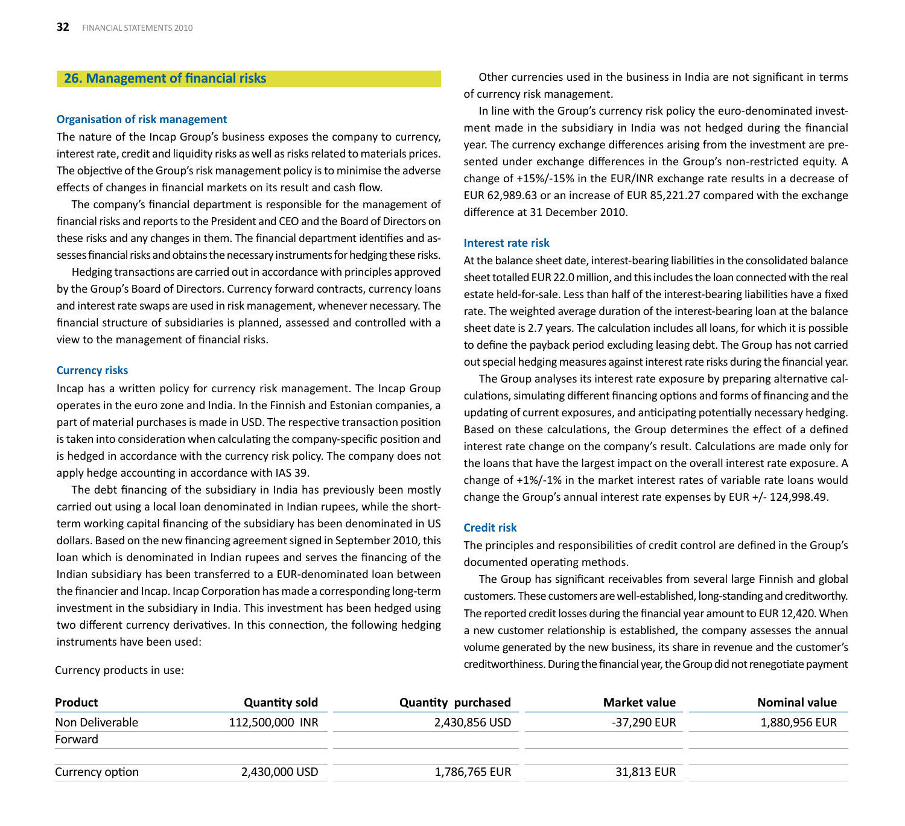## 26. Management of financial risks

### Organisation of risk management

The nature of the Incap Group's business exposes the company to currency, interest rate, credit and liquidity risks as well as risks related to materials prices. The objective of the Group's risk management policy is to minimise the adverse effects of changes in financial markets on its result and cash flow.

The company's financial department is responsible for the management of financial risks and reports to the President and CEO and the Board of Directors on these risks and any changes in them. The financial department identifies and assesses financial risks and obtains the necessary instruments for hedging these risks.

Hedging transactions are carried out in accordance with principles approved by the Group's Board of Directors. Currency forward contracts, currency loans and interest rate swaps are used in risk management, whenever necessary. The financial structure of subsidiaries is planned, assessed and controlled with a view to the management of financial risks.

### Currency risks

Incap has a written policy for currency risk management. The Incap Group operates in the euro zone and India. In the Finnish and Estonian companies, a part of material purchases is made in USD. The respective transaction position is taken into consideration when calculating the company-specific position and is hedged in accordance with the currency risk policy. The company does not apply hedge accounting in accordance with IAS 39.

The debt financing of the subsidiary in India has previously been mostly carried out using a local loan denominated in Indian rupees, while the short-term working capital financing of the subsidiary has been denominated in US dollars. Based on the new financing agreement signed in September 2010, this loan which is denominated in Indian rupees and serves the financing of the Indian subsidiary has been transferred to a EUR-denominated loan between the financier and Incap. Incap Corporation has made a corresponding long-term investment in the subsidiary in India. This investment has been hedged using two different currency derivatives. In this connection, the following hedging instruments have been used:

Currency products in use:

| Product | Quantity sold | Quantity purchased | Market value | Nominal value |
|---|---|---|---|---|
| Non Deliverable Forward | 112,500,000 INR | 2,430,856 USD | -37,290 EUR | 1,880,956 EUR |
| Currency option | 2,430,000 USD | 1,786,765 EUR | 31,813 EUR | |

Other currencies used in the business in India are not significant in terms of currency risk management.

In line with the Group's currency risk policy the euro-denominated investment made in the subsidiary in India was not hedged during the financial year. The currency exchange differences arising from the investment are presented under exchange differences in the Group's non-restricted equity. A change of +15%/-15% in the EUR/INR exchange rate results in a decrease of EUR 62,989.63 or an increase of EUR 85,221.27 compared with the exchange difference at 31 December 2010.

### Interest rate risk

At the balance sheet date, interest-bearing liabilities in the consolidated balance sheet totalled EUR 22.0 million, and this includes the loan connected with the real estate held-for-sale. Less than half of the interest-bearing liabilities have a fixed rate. The weighted average duration of the interest-bearing loan at the balance sheet date is 2.7 years. The calculation includes all loans, for which it is possible to define the payback period excluding leasing debt. The Group has not carried out special hedging measures against interest rate risks during the financial year.

The Group analyses its interest rate exposure by preparing alternative calculations, simulating different financing options and forms of financing and the updating of current exposures, and anticipating potentially necessary hedging. Based on these calculations, the Group determines the effect of a defined interest rate change on the company's result. Calculations are made only for the loans that have the largest impact on the overall interest rate exposure. A change of +1%/-1% in the market interest rates of variable rate loans would change the Group's annual interest rate expenses by EUR +/- 124,998.49.

### Credit risk

The principles and responsibilities of credit control are defined in the Group's documented operating methods.

The Group has significant receivables from several large Finnish and global customers. These customers are well-established, long-standing and creditworthy. The reported credit losses during the financial year amount to EUR 12,420. When a new customer relationship is established, the company assesses the annual volume generated by the new business, its share in revenue and the customer's creditworthiness. During the financial year, the Group did not renegotiate payment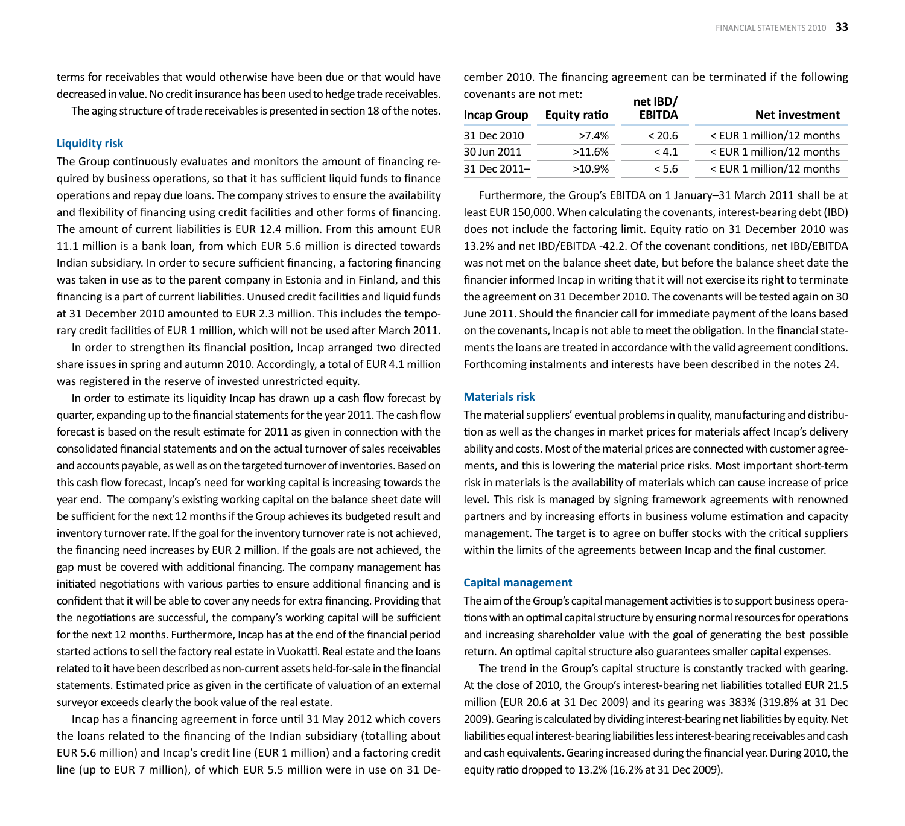terms for receivables that would otherwise have been due or that would have decreased in value. No credit insurance has been used to hedge trade receivables.

The aging structure of trade receivables is presented in section 18 of the notes.

### Liquidity risk

The Group continuously evaluates and monitors the amount of financing required by business operations, so that it has sufficient liquid funds to finance operations and repay due loans. The company strives to ensure the availability and flexibility of financing using credit facilities and other forms of financing. The amount of current liabilities is EUR 12.4 million. From this amount EUR 11.1 million is a bank loan, from which EUR 5.6 million is directed towards Indian subsidiary. In order to secure sufficient financing, a factoring financing was taken in use as to the parent company in Estonia and in Finland, and this financing is a part of current liabilities. Unused credit facilities and liquid funds at 31 December 2010 amounted to EUR 2.3 million. This includes the temporary credit facilities of EUR 1 million, which will not be used after March 2011.

In order to strengthen its financial position, Incap arranged two directed share issues in spring and autumn 2010. Accordingly, a total of EUR 4.1 million was registered in the reserve of invested unrestricted equity.

In order to estimate its liquidity Incap has drawn up a cash flow forecast by quarter, expanding up to the financial statements for the year 2011. The cash flow forecast is based on the result estimate for 2011 as given in connection with the consolidated financial statements and on the actual turnover of sales receivables and accounts payable, as well as on the targeted turnover of inventories. Based on this cash flow forecast, Incap's need for working capital is increasing towards the year end. The company's existing working capital on the balance sheet date will be sufficient for the next 12 months if the Group achieves its budgeted result and inventory turnover rate. If the goal for the inventory turnover rate is not achieved, the financing need increases by EUR 2 million. If the goals are not achieved, the gap must be covered with additional financing. The company management has initiated negotiations with various parties to ensure additional financing and is confident that it will be able to cover any needs for extra financing. Providing that the negotiations are successful, the company's working capital will be sufficient for the next 12 months. Furthermore, Incap has at the end of the financial period started actions to sell the factory real estate in Vuokatti. Real estate and the loans related to it have been described as non-current assets held-for-sale in the financial statements. Estimated price as given in the certificate of valuation of an external surveyor exceeds clearly the book value of the real estate.

Incap has a financing agreement in force until 31 May 2012 which covers the loans related to the financing of the Indian subsidiary (totalling about EUR 5.6 million) and Incap's credit line (EUR 1 million) and a factoring credit line (up to EUR 7 million), of which EUR 5.5 million were in use on 31 December 2010. The financing agreement can be terminated if the following covenants are not met:

| Incap Group | Equity ratio | net IBD/ EBITDA | Net investment |
|---|---|---|---|
| 31 Dec 2010 | >7.4% | < 20.6 | < EUR 1 million/12 months |
| 30 Jun 2011 | >11.6% | < 4.1 | < EUR 1 million/12 months |
| 31 Dec 2011– | >10.9% | < 5.6 | < EUR 1 million/12 months |

Furthermore, the Group's EBITDA on 1 January–31 March 2011 shall be at least EUR 150,000. When calculating the covenants, interest-bearing debt (IBD) does not include the factoring limit. Equity ratio on 31 December 2010 was 13.2% and net IBD/EBITDA -42.2. Of the covenant conditions, net IBD/EBITDA was not met on the balance sheet date, but before the balance sheet date the financier informed Incap in writing that it will not exercise its right to terminate the agreement on 31 December 2010. The covenants will be tested again on 30 June 2011. Should the financier call for immediate payment of the loans based on the covenants, Incap is not able to meet the obligation. In the financial statements the loans are treated in accordance with the valid agreement conditions. Forthcoming instalments and interests have been described in the notes 24.

### Materials risk

The material suppliers' eventual problems in quality, manufacturing and distribution as well as the changes in market prices for materials affect Incap's delivery ability and costs. Most of the material prices are connected with customer agreements, and this is lowering the material price risks. Most important short-term risk in materials is the availability of materials which can cause increase of price level. This risk is managed by signing framework agreements with renowned partners and by increasing efforts in business volume estimation and capacity management. The target is to agree on buffer stocks with the critical suppliers within the limits of the agreements between Incap and the final customer.

### Capital management

The aim of the Group's capital management activities is to support business operations with an optimal capital structure by ensuring normal resources for operations and increasing shareholder value with the goal of generating the best possible return. An optimal capital structure also guarantees smaller capital expenses.

The trend in the Group's capital structure is constantly tracked with gearing. At the close of 2010, the Group's interest-bearing net liabilities totalled EUR 21.5 million (EUR 20.6 at 31 Dec 2009) and its gearing was 383% (319.8% at 31 Dec 2009). Gearing is calculated by dividing interest-bearing net liabilities by equity. Net liabilities equal interest-bearing liabilities less interest-bearing receivables and cash and cash equivalents. Gearing increased during the financial year. During 2010, the equity ratio dropped to 13.2% (16.2% at 31 Dec 2009).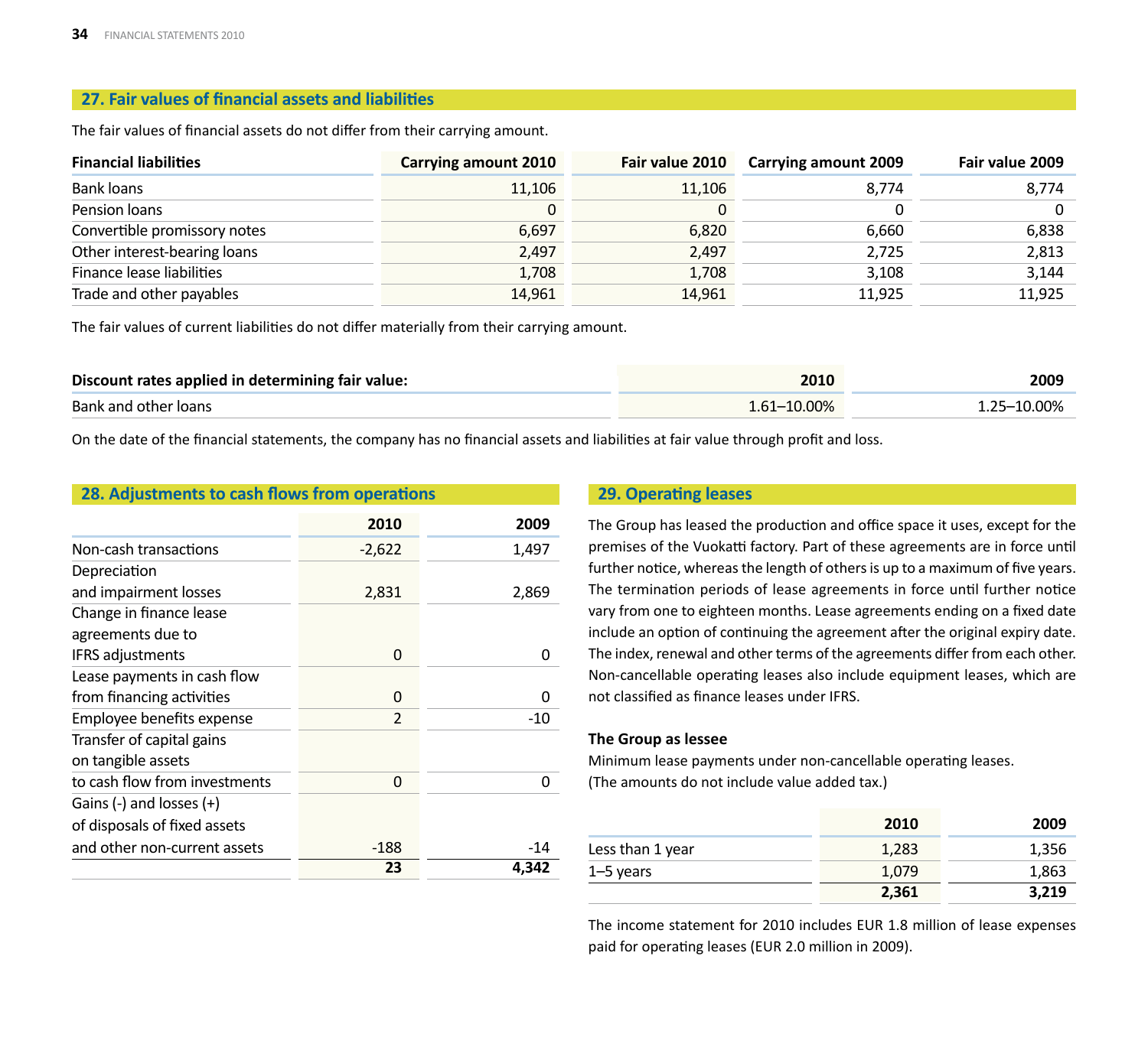## 27. Fair values of financial assets and liabilities

The fair values of financial assets do not differ from their carrying amount.

| Financial liabilities | Carrying amount 2010 | Fair value 2010 | Carrying amount 2009 | Fair value 2009 |
|---|---|---|---|---|
| Bank loans | 11,106 | 11,106 | 8,774 | 8,774 |
| Pension loans | 0 | 0 | 0 | 0 |
| Convertible promissory notes | 6,697 | 6,820 | 6,660 | 6,838 |
| Other interest-bearing loans | 2,497 | 2,497 | 2,725 | 2,813 |
| Finance lease liabilities | 1,708 | 1,708 | 3,108 | 3,144 |
| Trade and other payables | 14,961 | 14,961 | 11,925 | 11,925 |

The fair values of current liabilities do not differ materially from their carrying amount.

| Discount rates applied in determining fair value: | 2010 | 2009 |
|---|---|---|
| Bank and other loans | 1.61–10.00% | 1.25–10.00% |

On the date of the financial statements, the company has no financial assets and liabilities at fair value through profit and loss.

## 28. Adjustments to cash flows from operations

| | 2010 | 2009 |
|---|---|---|
| Non-cash transactions | -2,622 | 1,497 |
| Depreciation and impairment losses | 2,831 | 2,869 |
| Change in finance lease agreements due to IFRS adjustments | 0 | 0 |
| Lease payments in cash flow from financing activities | 0 | 0 |
| Employee benefits expense | 2 | -10 |
| Transfer of capital gains on tangible assets to cash flow from investments | 0 | 0 |
| Gains (-) and losses (+) of disposals of fixed assets and other non-current assets | -188 | -14 |
| | **23** | **4,342** |

## 29. Operating leases

The Group has leased the production and office space it uses, except for the premises of the Vuokatti factory. Part of these agreements are in force until further notice, whereas the length of others is up to a maximum of five years. The termination periods of lease agreements in force until further notice vary from one to eighteen months. Lease agreements ending on a fixed date include an option of continuing the agreement after the original expiry date. The index, renewal and other terms of the agreements differ from each other. Non-cancellable operating leases also include equipment leases, which are not classified as finance leases under IFRS.

**The Group as lessee**

Minimum lease payments under non-cancellable operating leases.
(The amounts do not include value added tax.)

| | 2010 | 2009 |
|---|---|---|
| Less than 1 year | 1,283 | 1,356 |
| 1–5 years | 1,079 | 1,863 |
| | **2,361** | **3,219** |

The income statement for 2010 includes EUR 1.8 million of lease expenses paid for operating leases (EUR 2.0 million in 2009).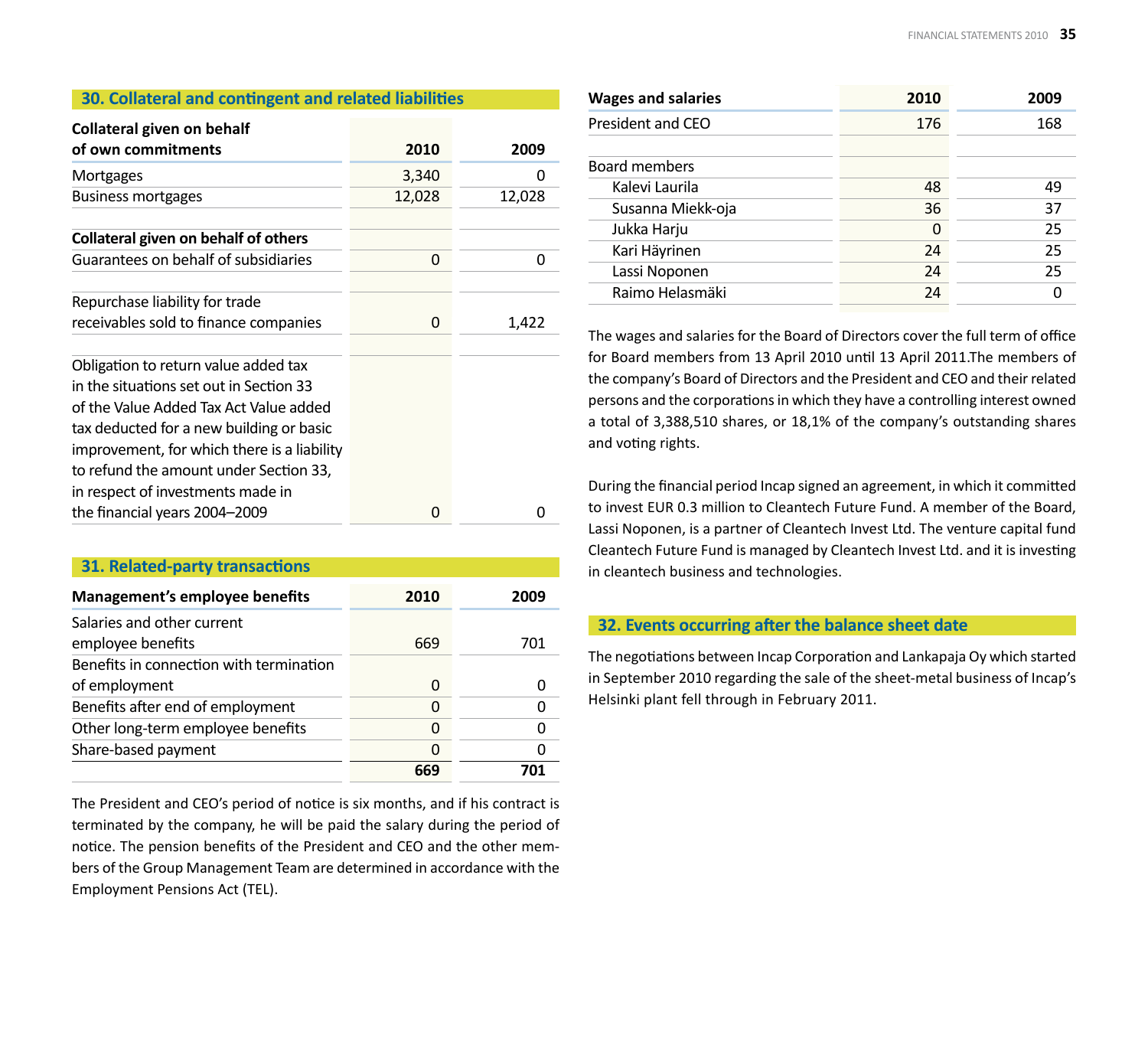## 30. Collateral and contingent and related liabilities

| Collateral given on behalf of own commitments | 2010 | 2009 |
|---|---|---|
| Mortgages | 3,340 | 0 |
| Business mortgages | 12,028 | 12,028 |
| **Collateral given on behalf of others** | | |
| Guarantees on behalf of subsidiaries | 0 | 0 |
| Repurchase liability for trade receivables sold to finance companies | 0 | 1,422 |
| Obligation to return value added tax in the situations set out in Section 33 of the Value Added Tax Act Value added tax deducted for a new building or basic improvement, for which there is a liability to refund the amount under Section 33, in respect of investments made in the financial years 2004–2009 | 0 | 0 |

## 31. Related-party transactions

| Management's employee benefits | 2010 | 2009 |
|---|---|---|
| Salaries and other current employee benefits | 669 | 701 |
| Benefits in connection with termination of employment | 0 | 0 |
| Benefits after end of employment | 0 | 0 |
| Other long-term employee benefits | 0 | 0 |
| Share-based payment | 0 | 0 |
| | **669** | **701** |

The President and CEO's period of notice is six months, and if his contract is terminated by the company, he will be paid the salary during the period of notice. The pension benefits of the President and CEO and the other members of the Group Management Team are determined in accordance with the Employment Pensions Act (TEL).

| Wages and salaries | 2010 | 2009 |
|---|---|---|
| President and CEO | 176 | 168 |
| Board members | | |
| Kalevi Laurila | 48 | 49 |
| Susanna Miekk-oja | 36 | 37 |
| Jukka Harju | 0 | 25 |
| Kari Häyrinen | 24 | 25 |
| Lassi Noponen | 24 | 25 |
| Raimo Helasmäki | 24 | 0 |

The wages and salaries for the Board of Directors cover the full term of office for Board members from 13 April 2010 until 13 April 2011.The members of the company's Board of Directors and the President and CEO and their related persons and the corporations in which they have a controlling interest owned a total of 3,388,510 shares, or 18,1% of the company's outstanding shares and voting rights.

During the financial period Incap signed an agreement, in which it committed to invest EUR 0.3 million to Cleantech Future Fund. A member of the Board, Lassi Noponen, is a partner of Cleantech Invest Ltd. The venture capital fund Cleantech Future Fund is managed by Cleantech Invest Ltd. and it is investing in cleantech business and technologies.

## 32. Events occurring after the balance sheet date

The negotiations between Incap Corporation and Lankapaja Oy which started in September 2010 regarding the sale of the sheet-metal business of Incap's Helsinki plant fell through in February 2011.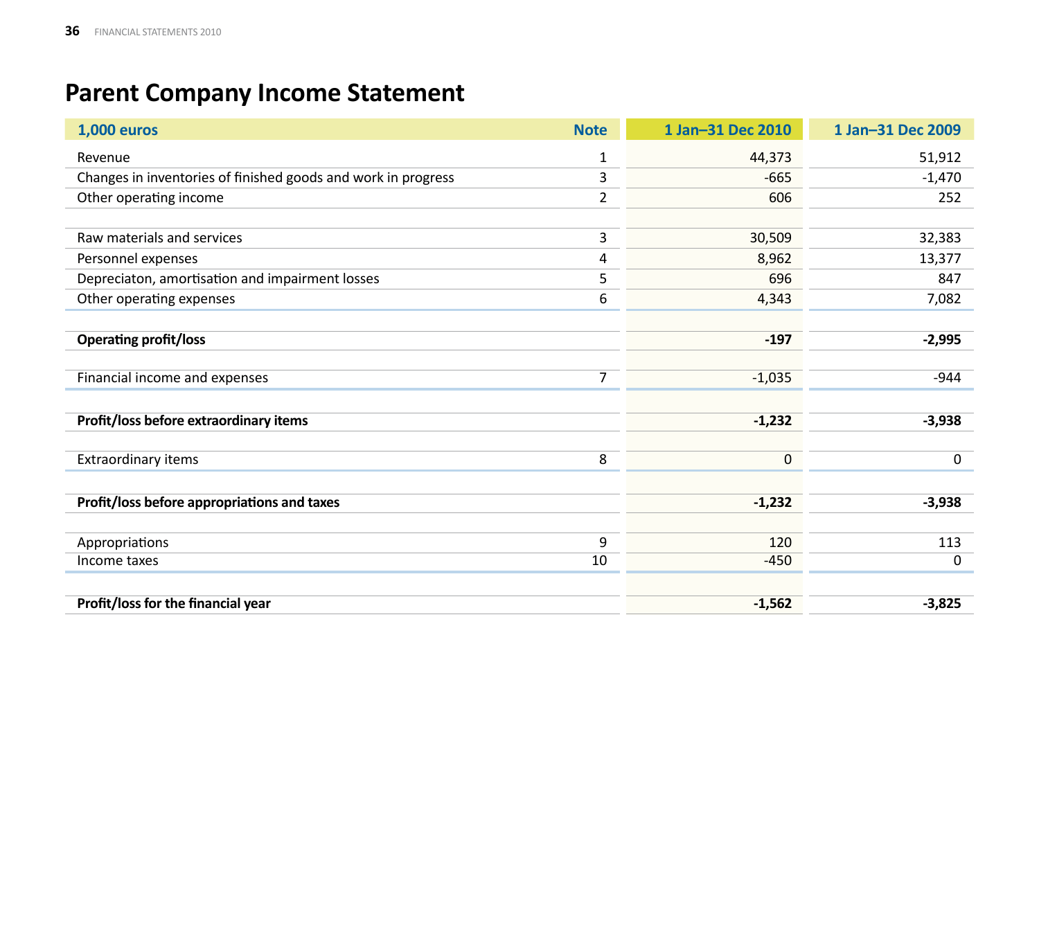# Parent Company Income Statement

| 1,000 euros | Note | 1 Jan–31 Dec 2010 | 1 Jan–31 Dec 2009 |
|---|---|---|---|
| Revenue | 1 | 44,373 | 51,912 |
| Changes in inventories of finished goods and work in progress | 3 | -665 | -1,470 |
| Other operating income | 2 | 606 | 252 |
| | | | |
| Raw materials and services | 3 | 30,509 | 32,383 |
| Personnel expenses | 4 | 8,962 | 13,377 |
| Depreciaton, amortisation and impairment losses | 5 | 696 | 847 |
| Other operating expenses | 6 | 4,343 | 7,082 |
| | | | |
| **Operating profit/loss** | | **-197** | **-2,995** |
| | | | |
| Financial income and expenses | 7 | -1,035 | -944 |
| | | | |
| **Profit/loss before extraordinary items** | | **-1,232** | **-3,938** |
| | | | |
| Extraordinary items | 8 | 0 | 0 |
| | | | |
| **Profit/loss before appropriations and taxes** | | **-1,232** | **-3,938** |
| | | | |
| Appropriations | 9 | 120 | 113 |
| Income taxes | 10 | -450 | 0 |
| | | | |
| **Profit/loss for the financial year** | | **-1,562** | **-3,825** |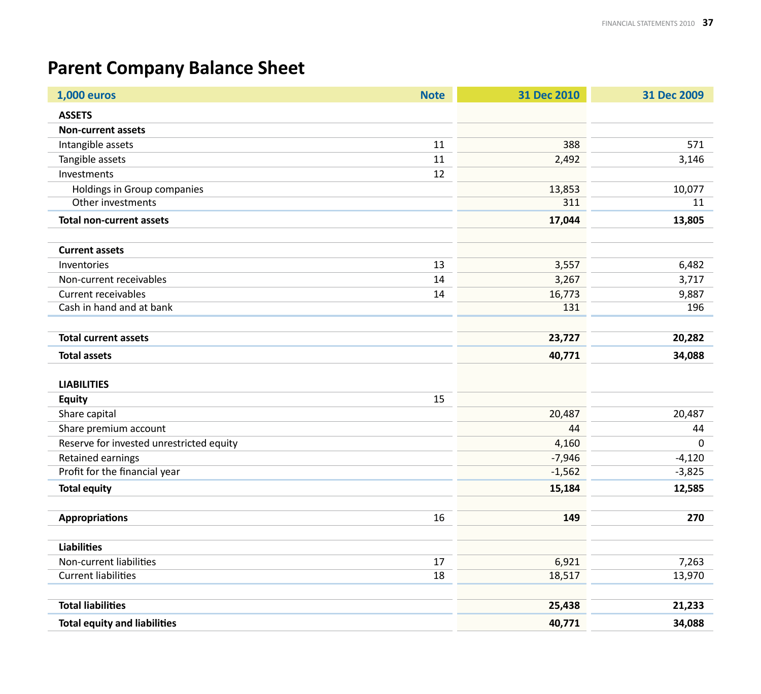# Parent Company Balance Sheet

| 1,000 euros | Note | 31 Dec 2010 | 31 Dec 2009 |
|---|---|---|---|
| **ASSETS** | | | |
| **Non-current assets** | | | |
| Intangible assets | 11 | 388 | 571 |
| Tangible assets | 11 | 2,492 | 3,146 |
| Investments | 12 | | |
| Holdings in Group companies | | 13,853 | 10,077 |
| Other investments | | 311 | 11 |
| **Total non-current assets** | | **17,044** | **13,805** |
| | | | |
| **Current assets** | | | |
| Inventories | 13 | 3,557 | 6,482 |
| Non-current receivables | 14 | 3,267 | 3,717 |
| Current receivables | 14 | 16,773 | 9,887 |
| Cash in hand and at bank | | 131 | 196 |
| **Total current assets** | | **23,727** | **20,282** |
| **Total assets** | | **40,771** | **34,088** |
| | | | |
| **LIABILITIES** | | | |
| **Equity** | 15 | | |
| Share capital | | 20,487 | 20,487 |
| Share premium account | | 44 | 44 |
| Reserve for invested unrestricted equity | | 4,160 | 0 |
| Retained earnings | | -7,946 | -4,120 |
| Profit for the financial year | | -1,562 | -3,825 |
| **Total equity** | | **15,184** | **12,585** |
| | | | |
| **Appropriations** | 16 | **149** | **270** |
| | | | |
| **Liabilities** | | | |
| Non-current liabilities | 17 | 6,921 | 7,263 |
| Current liabilities | 18 | 18,517 | 13,970 |
| **Total liabilities** | | **25,438** | **21,233** |
| **Total equity and liabilities** | | **40,771** | **34,088** |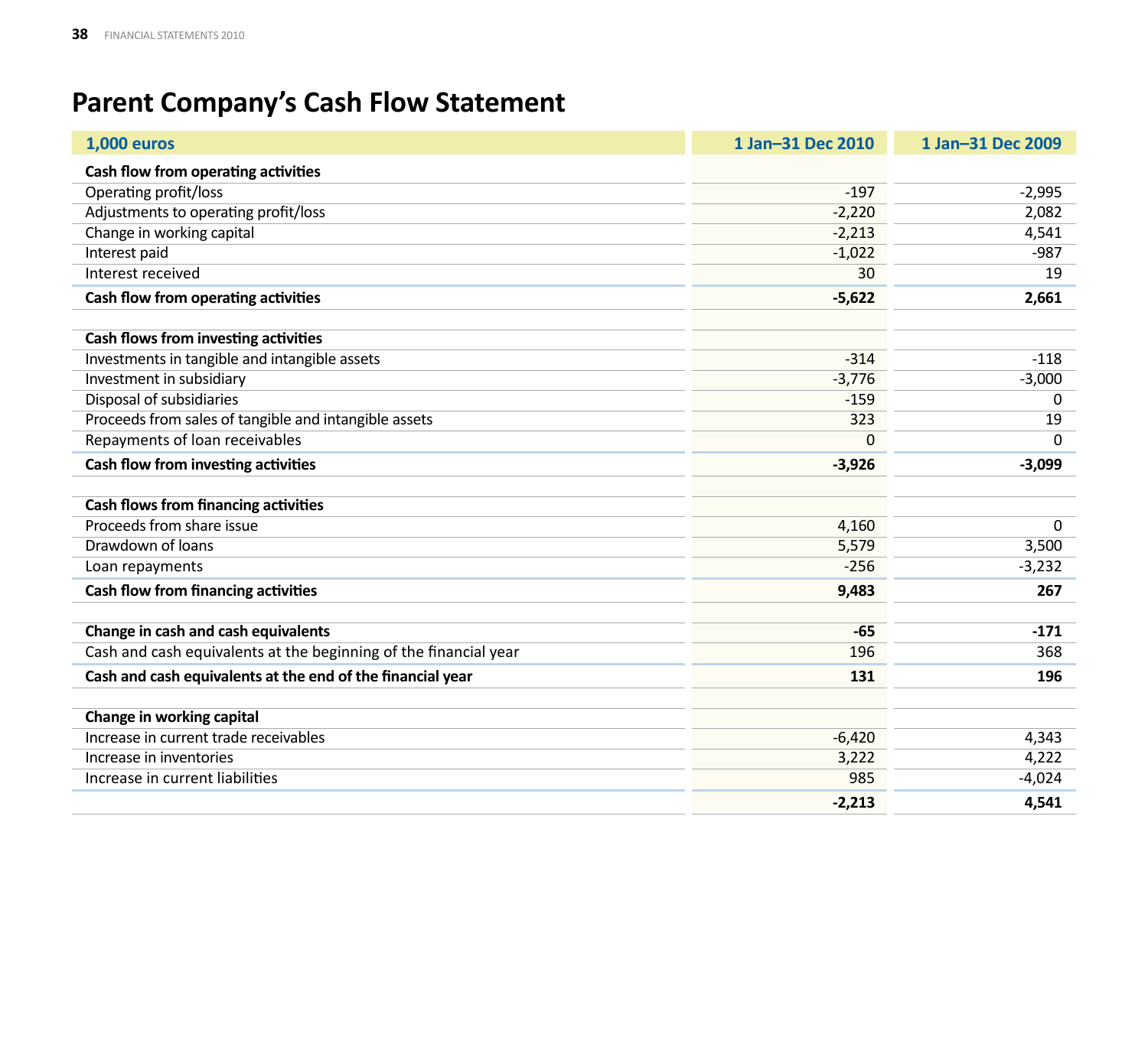# Parent Company's Cash Flow Statement

| 1,000 euros | 1 Jan–31 Dec 2010 | 1 Jan–31 Dec 2009 |
|---|---|---|
| **Cash flow from operating activities** | | |
| Operating profit/loss | -197 | -2,995 |
| Adjustments to operating profit/loss | -2,220 | 2,082 |
| Change in working capital | -2,213 | 4,541 |
| Interest paid | -1,022 | -987 |
| Interest received | 30 | 19 |
| **Cash flow from operating activities** | **-5,622** | **2,661** |
| | | |
| **Cash flows from investing activities** | | |
| Investments in tangible and intangible assets | -314 | -118 |
| Investment in subsidiary | -3,776 | -3,000 |
| Disposal of subsidiaries | -159 | 0 |
| Proceeds from sales of tangible and intangible assets | 323 | 19 |
| Repayments of loan receivables | 0 | 0 |
| **Cash flow from investing activities** | **-3,926** | **-3,099** |
| | | |
| **Cash flows from financing activities** | | |
| Proceeds from share issue | 4,160 | 0 |
| Drawdown of loans | 5,579 | 3,500 |
| Loan repayments | -256 | -3,232 |
| **Cash flow from financing activities** | **9,483** | **267** |
| | | |
| **Change in cash and cash equivalents** | **-65** | **-171** |
| Cash and cash equivalents at the beginning of the financial year | 196 | 368 |
| **Cash and cash equivalents at the end of the financial year** | **131** | **196** |
| | | |
| **Change in working capital** | | |
| Increase in current trade receivables | -6,420 | 4,343 |
| Increase in inventories | 3,222 | 4,222 |
| Increase in current liabilities | 985 | -4,024 |
| | **-2,213** | **4,541** |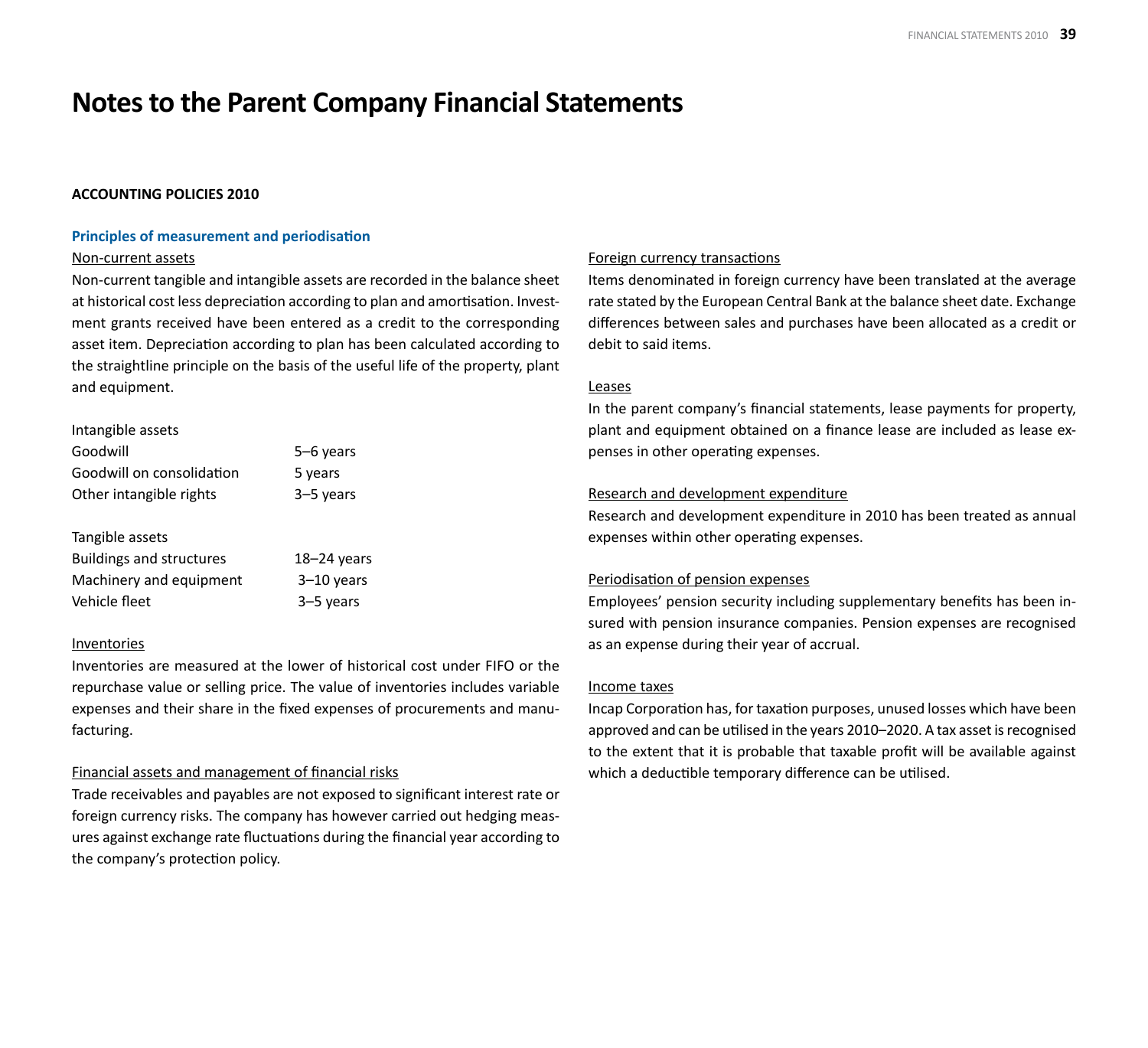# Notes to the Parent Company Financial Statements

## ACCOUNTING POLICIES 2010

### Principles of measurement and periodisation

Non-current assets

Non-current tangible and intangible assets are recorded in the balance sheet at historical cost less depreciation according to plan and amortisation. Investment grants received have been entered as a credit to the corresponding asset item. Depreciation according to plan has been calculated according to the straightline principle on the basis of the useful life of the property, plant and equipment.

| | |
|---|---|
| Intangible assets | |
| Goodwill | 5–6 years |
| Goodwill on consolidation | 5 years |
| Other intangible rights | 3–5 years |
| | |
| Tangible assets | |
| Buildings and structures | 18–24 years |
| Machinery and equipment | 3–10 years |
| Vehicle fleet | 3–5 years |

Inventories

Inventories are measured at the lower of historical cost under FIFO or the repurchase value or selling price. The value of inventories includes variable expenses and their share in the fixed expenses of procurements and manufacturing.

Financial assets and management of financial risks

Trade receivables and payables are not exposed to significant interest rate or foreign currency risks. The company has however carried out hedging measures against exchange rate fluctuations during the financial year according to the company's protection policy.

Foreign currency transactions

Items denominated in foreign currency have been translated at the average rate stated by the European Central Bank at the balance sheet date. Exchange differences between sales and purchases have been allocated as a credit or debit to said items.

Leases

In the parent company's financial statements, lease payments for property, plant and equipment obtained on a finance lease are included as lease expenses in other operating expenses.

Research and development expenditure

Research and development expenditure in 2010 has been treated as annual expenses within other operating expenses.

Periodisation of pension expenses

Employees' pension security including supplementary benefits has been insured with pension insurance companies. Pension expenses are recognised as an expense during their year of accrual.

Income taxes

Incap Corporation has, for taxation purposes, unused losses which have been approved and can be utilised in the years 2010–2020. A tax asset is recognised to the extent that it is probable that taxable profit will be available against which a deductible temporary difference can be utilised.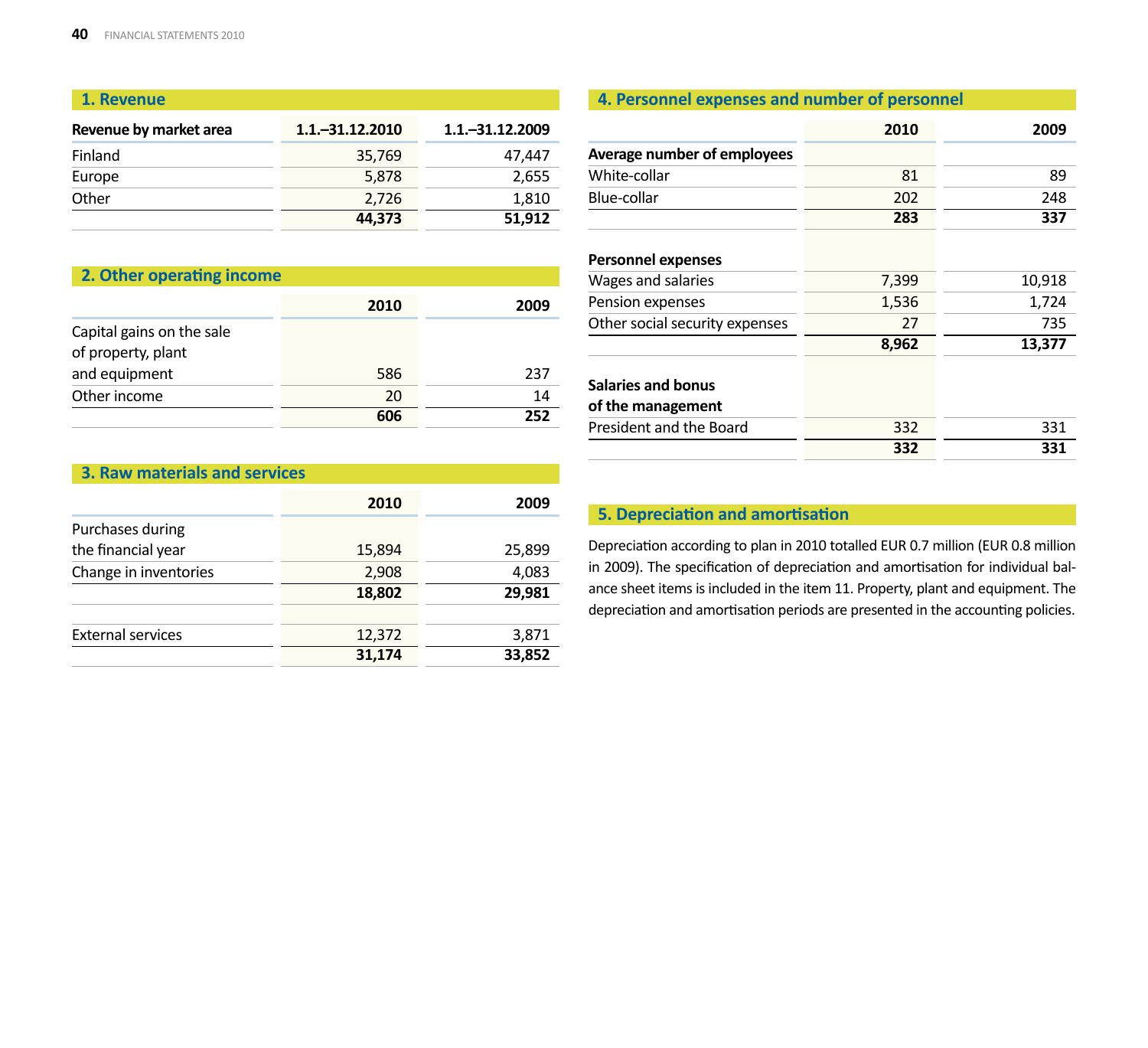## 1. Revenue

| Revenue by market area | 1.1.–31.12.2010 | 1.1.–31.12.2009 |
|---|---|---|
| Finland | 35,769 | 47,447 |
| Europe | 5,878 | 2,655 |
| Other | 2,726 | 1,810 |
| | **44,373** | **51,912** |

## 2. Other operating income

| | 2010 | 2009 |
|---|---|---|
| Capital gains on the sale of property, plant and equipment | 586 | 237 |
| Other income | 20 | 14 |
| | **606** | **252** |

## 3. Raw materials and services

| | 2010 | 2009 |
|---|---|---|
| Purchases during the financial year | 15,894 | 25,899 |
| Change in inventories | 2,908 | 4,083 |
| | **18,802** | **29,981** |
| | | |
| External services | 12,372 | 3,871 |
| | **31,174** | **33,852** |

## 4. Personnel expenses and number of personnel

| | 2010 | 2009 |
|---|---|---|
| **Average number of employees** | | |
| White-collar | 81 | 89 |
| Blue-collar | 202 | 248 |
| | **283** | **337** |
| | | |
| **Personnel expenses** | | |
| Wages and salaries | 7,399 | 10,918 |
| Pension expenses | 1,536 | 1,724 |
| Other social security expenses | 27 | 735 |
| | **8,962** | **13,377** |
| | | |
| **Salaries and bonus of the management** | | |
| President and the Board | 332 | 331 |
| | **332** | **331** |

## 5. Depreciation and amortisation

Depreciation according to plan in 2010 totalled EUR 0.7 million (EUR 0.8 million in 2009). The specification of depreciation and amortisation for individual balance sheet items is included in the item 11. Property, plant and equipment. The depreciation and amortisation periods are presented in the accounting policies.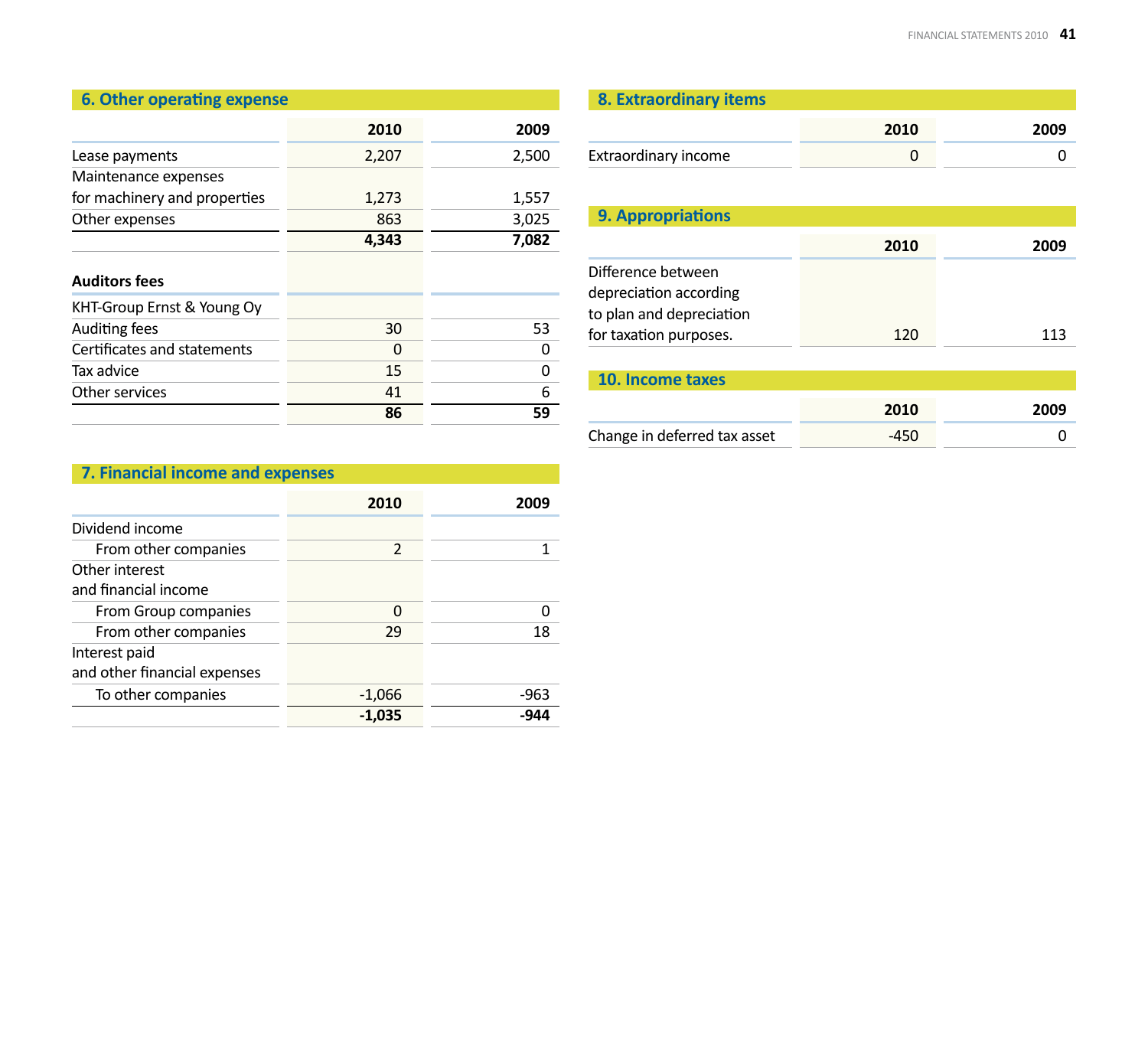## 6. Other operating expense

| | 2010 | 2009 |
|---|---|---|
| Lease payments | 2,207 | 2,500 |
| Maintenance expenses for machinery and properties | 1,273 | 1,557 |
| Other expenses | 863 | 3,025 |
| | **4,343** | **7,082** |

| **Auditors fees** | | |
|---|---|---|
| KHT-Group Ernst & Young Oy | | |
| Auditing fees | 30 | 53 |
| Certificates and statements | 0 | 0 |
| Tax advice | 15 | 0 |
| Other services | 41 | 6 |
| | **86** | **59** |

## 7. Financial income and expenses

| | 2010 | 2009 |
|---|---|---|
| Dividend income | | |
| From other companies | 2 | 1 |
| Other interest and financial income | | |
| From Group companies | 0 | 0 |
| From other companies | 29 | 18 |
| Interest paid and other financial expenses | | |
| To other companies | -1,066 | -963 |
| | **-1,035** | **-944** |

## 8. Extraordinary items

| | 2010 | 2009 |
|---|---|---|
| Extraordinary income | 0 | 0 |

## 9. Appropriations

| | 2010 | 2009 |
|---|---|---|
| Difference between depreciation according to plan and depreciation for taxation purposes. | 120 | 113 |

## 10. Income taxes

| | 2010 | 2009 |
|---|---|---|
| Change in deferred tax asset | -450 | 0 |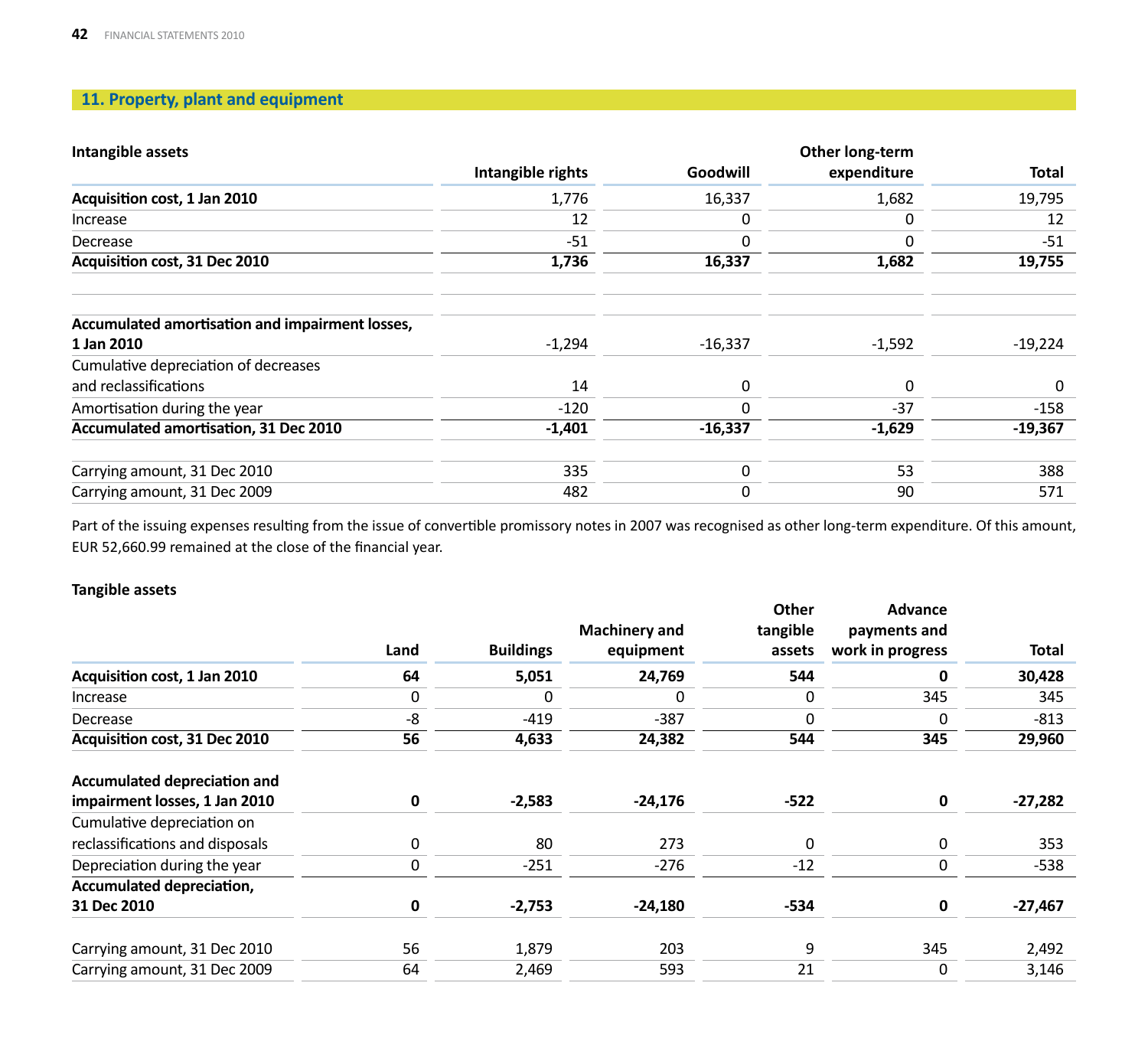## 11. Property, plant and equipment

**Intangible assets**

| | Intangible rights | Goodwill | Other long-term expenditure | Total |
|---|---|---|---|---|
| **Acquisition cost, 1 Jan 2010** | 1,776 | 16,337 | 1,682 | 19,795 |
| Increase | 12 | 0 | 0 | 12 |
| Decrease | -51 | 0 | 0 | -51 |
| **Acquisition cost, 31 Dec 2010** | **1,736** | **16,337** | **1,682** | **19,755** |
| | | | | |
| **Accumulated amortisation and impairment losses, 1 Jan 2010** | -1,294 | -16,337 | -1,592 | -19,224 |
| Cumulative depreciation of decreases and reclassifications | 14 | 0 | 0 | 0 |
| Amortisation during the year | -120 | 0 | -37 | -158 |
| **Accumulated amortisation, 31 Dec 2010** | **-1,401** | **-16,337** | **-1,629** | **-19,367** |
| | | | | |
| Carrying amount, 31 Dec 2010 | 335 | 0 | 53 | 388 |
| Carrying amount, 31 Dec 2009 | 482 | 0 | 90 | 571 |

Part of the issuing expenses resulting from the issue of convertible promissory notes in 2007 was recognised as other long-term expenditure. Of this amount, EUR 52,660.99 remained at the close of the financial year.

**Tangible assets**

| | Land | Buildings | Machinery and equipment | Other tangible assets | Advance payments and work in progress | Total |
|---|---|---|---|---|---|---|
| **Acquisition cost, 1 Jan 2010** | **64** | **5,051** | **24,769** | **544** | **0** | **30,428** |
| Increase | 0 | 0 | 0 | 0 | 345 | 345 |
| Decrease | -8 | -419 | -387 | 0 | 0 | -813 |
| **Acquisition cost, 31 Dec 2010** | **56** | **4,633** | **24,382** | **544** | **345** | **29,960** |
| | | | | | | |
| **Accumulated depreciation and impairment losses, 1 Jan 2010** | **0** | **-2,583** | **-24,176** | **-522** | **0** | **-27,282** |
| Cumulative depreciation on reclassifications and disposals | 0 | 80 | 273 | 0 | 0 | 353 |
| Depreciation during the year | 0 | -251 | -276 | -12 | 0 | -538 |
| **Accumulated depreciation, 31 Dec 2010** | **0** | **-2,753** | **-24,180** | **-534** | **0** | **-27,467** |
| | | | | | | |
| Carrying amount, 31 Dec 2010 | 56 | 1,879 | 203 | 9 | 345 | 2,492 |
| Carrying amount, 31 Dec 2009 | 64 | 2,469 | 593 | 21 | 0 | 3,146 |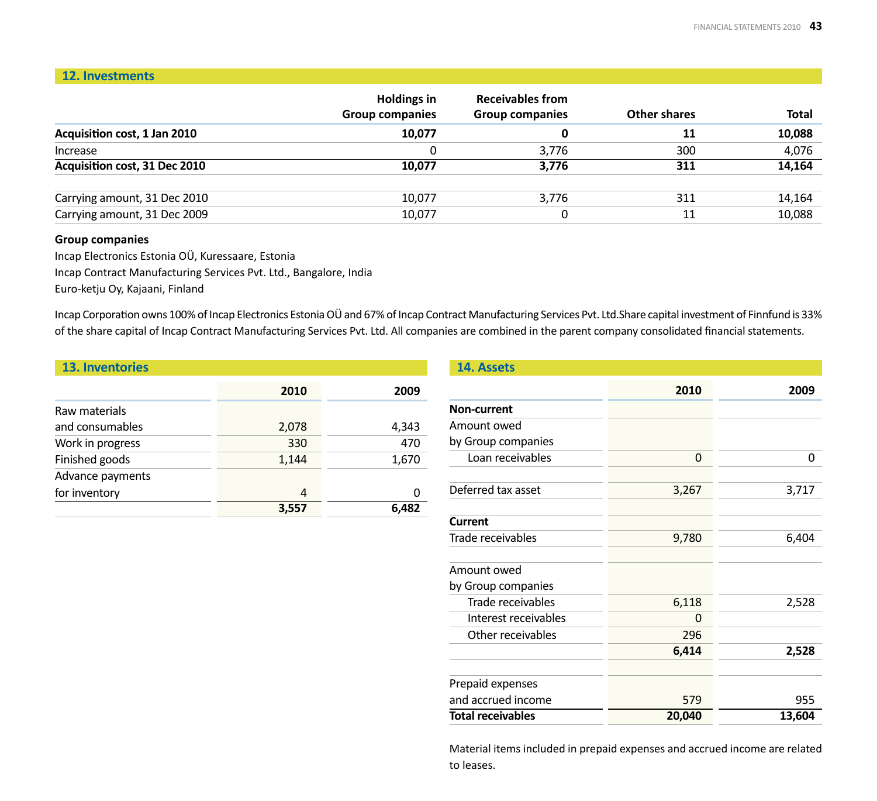## 12. Investments

| | Holdings in Group companies | Receivables from Group companies | Other shares | Total |
|---|---|---|---|---|
| **Acquisition cost, 1 Jan 2010** | **10,077** | **0** | **11** | **10,088** |
| Increase | 0 | 3,776 | 300 | 4,076 |
| **Acquisition cost, 31 Dec 2010** | **10,077** | **3,776** | **311** | **14,164** |
| | | | | |
| Carrying amount, 31 Dec 2010 | 10,077 | 3,776 | 311 | 14,164 |
| Carrying amount, 31 Dec 2009 | 10,077 | 0 | 11 | 10,088 |

**Group companies**

Incap Electronics Estonia OÜ, Kuressaare, Estonia

Incap Contract Manufacturing Services Pvt. Ltd., Bangalore, India

Euro-ketju Oy, Kajaani, Finland

Incap Corporation owns 100% of Incap Electronics Estonia OÜ and 67% of Incap Contract Manufacturing Services Pvt. Ltd.Share capital investment of Finnfund is 33% of the share capital of Incap Contract Manufacturing Services Pvt. Ltd. All companies are combined in the parent company consolidated financial statements.

## 13. Inventories

| | 2010 | 2009 |
|---|---|---|
| Raw materials and consumables | 2,078 | 4,343 |
| Work in progress | 330 | 470 |
| Finished goods | 1,144 | 1,670 |
| Advance payments for inventory | 4 | 0 |
| | **3,557** | **6,482** |

## 14. Assets

| | 2010 | 2009 |
|---|---|---|
| **Non-current** | | |
| Amount owed by Group companies | | |
| Loan receivables | 0 | 0 |
| | | |
| Deferred tax asset | 3,267 | 3,717 |
| | | |
| **Current** | | |
| Trade receivables | 9,780 | 6,404 |
| | | |
| Amount owed by Group companies | | |
| Trade receivables | 6,118 | 2,528 |
| Interest receivables | 0 | |
| Other receivables | 296 | |
| | **6,414** | **2,528** |
| | | |
| Prepaid expenses and accrued income | 579 | 955 |
| **Total receivables** | **20,040** | **13,604** |

Material items included in prepaid expenses and accrued income are related to leases.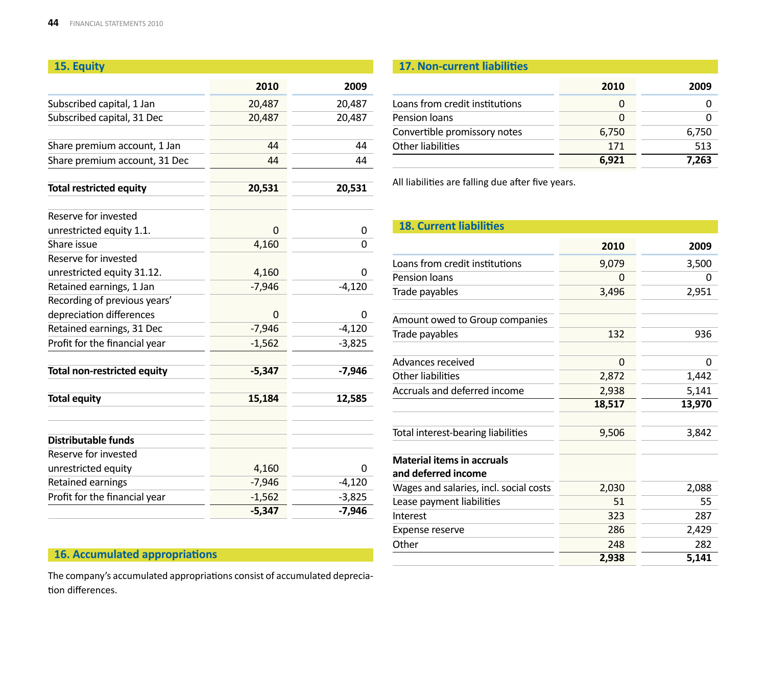## 15. Equity

| | 2010 | 2009 |
|---|---|---|
| Subscribed capital, 1 Jan | 20,487 | 20,487 |
| Subscribed capital, 31 Dec | 20,487 | 20,487 |
| | | |
| Share premium account, 1 Jan | 44 | 44 |
| Share premium account, 31 Dec | 44 | 44 |
| | | |
| **Total restricted equity** | **20,531** | **20,531** |
| | | |
| Reserve for invested unrestricted equity 1.1. | 0 | 0 |
| Share issue | 4,160 | 0 |
| Reserve for invested unrestricted equity 31.12. | 4,160 | 0 |
| Retained earnings, 1 Jan | -7,946 | -4,120 |
| Recording of previous years' depreciation differences | 0 | 0 |
| Retained earnings, 31 Dec | -7,946 | -4,120 |
| Profit for the financial year | -1,562 | -3,825 |
| | | |
| **Total non-restricted equity** | **-5,347** | **-7,946** |
| | | |
| **Total equity** | **15,184** | **12,585** |
| | | |
| | | |
| **Distributable funds** | | |
| Reserve for invested unrestricted equity | 4,160 | 0 |
| Retained earnings | -7,946 | -4,120 |
| Profit for the financial year | -1,562 | -3,825 |
| | **-5,347** | **-7,946** |

## 16. Accumulated appropriations

The company's accumulated appropriations consist of accumulated depreciation differences.

## 17. Non-current liabilities

| | 2010 | 2009 |
|---|---|---|
| Loans from credit institutions | 0 | 0 |
| Pension loans | 0 | 0 |
| Convertible promissory notes | 6,750 | 6,750 |
| Other liabilities | 171 | 513 |
| | **6,921** | **7,263** |

All liabilities are falling due after five years.

## 18. Current liabilities

| | 2010 | 2009 |
|---|---|---|
| Loans from credit institutions | 9,079 | 3,500 |
| Pension loans | 0 | 0 |
| Trade payables | 3,496 | 2,951 |
| | | |
| Amount owed to Group companies | | |
| Trade payables | 132 | 936 |
| | | |
| Advances received | 0 | 0 |
| Other liabilities | 2,872 | 1,442 |
| Accruals and deferred income | 2,938 | 5,141 |
| | **18,517** | **13,970** |
| | | |
| Total interest-bearing liabilities | 9,506 | 3,842 |
| | | |
| **Material items in accruals and deferred income** | | |
| Wages and salaries, incl. social costs | 2,030 | 2,088 |
| Lease payment liabilities | 51 | 55 |
| Interest | 323 | 287 |
| Expense reserve | 286 | 2,429 |
| Other | 248 | 282 |
| | **2,938** | **5,141** |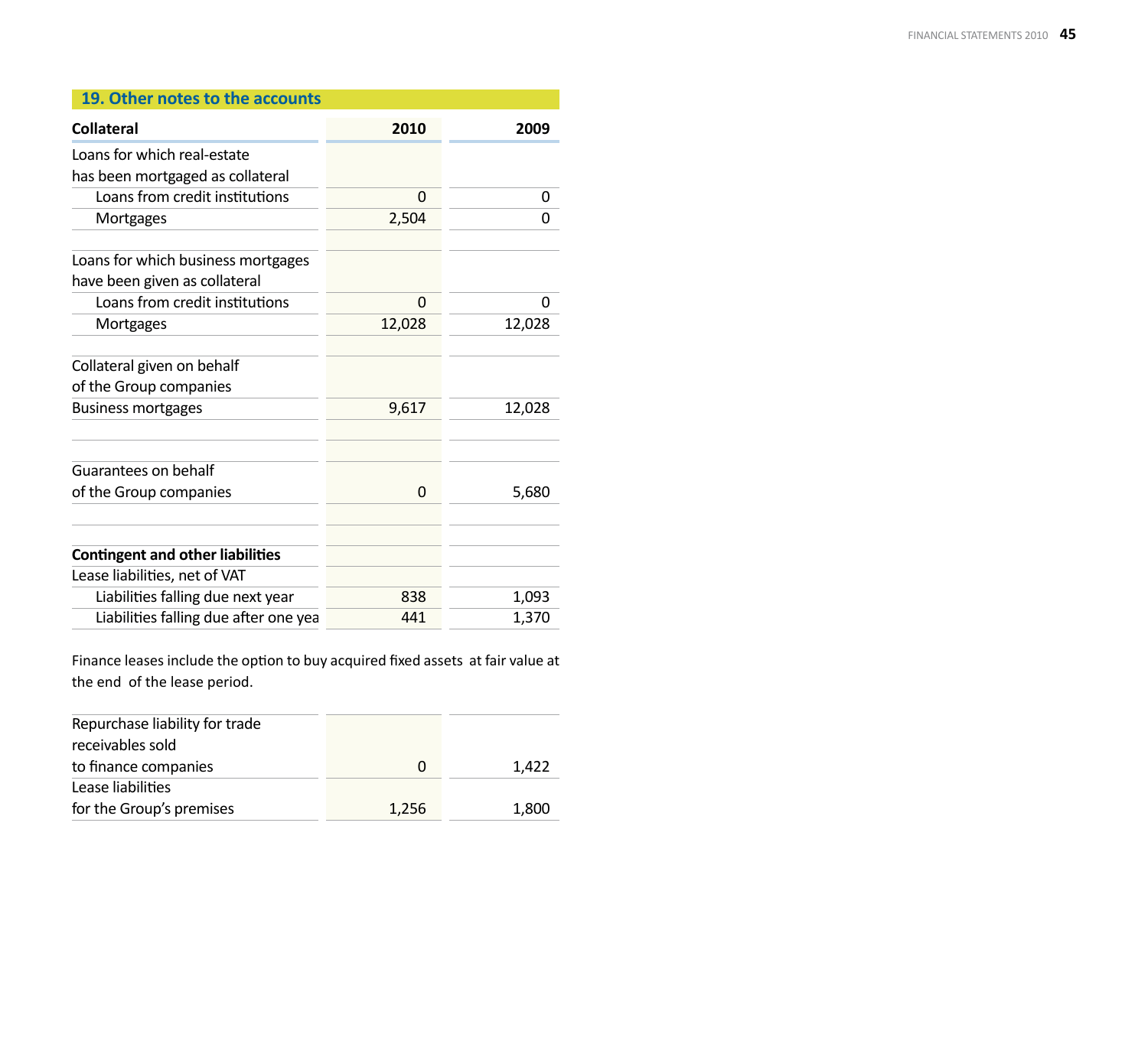## 19. Other notes to the accounts

| Collateral | 2010 | 2009 |
|---|---|---|
| Loans for which real-estate has been mortgaged as collateral | | |
| Loans from credit institutions | 0 | 0 |
| Mortgages | 2,504 | 0 |
| | | |
| Loans for which business mortgages have been given as collateral | | |
| Loans from credit institutions | 0 | 0 |
| Mortgages | 12,028 | 12,028 |
| | | |
| Collateral given on behalf of the Group companies | | |
| Business mortgages | 9,617 | 12,028 |
| | | |
| Guarantees on behalf of the Group companies | 0 | 5,680 |
| | | |
| **Contingent and other liabilities** | | |
| Lease liabilities, net of VAT | | |
| Liabilities falling due next year | 838 | 1,093 |
| Liabilities falling due after one yea | 441 | 1,370 |

Finance leases include the option to buy acquired fixed assets at fair value at the end of the lease period.

| | 2010 | 2009 |
|---|---|---|
| Repurchase liability for trade receivables sold to finance companies | 0 | 1,422 |
| Lease liabilities for the Group's premises | 1,256 | 1,800 |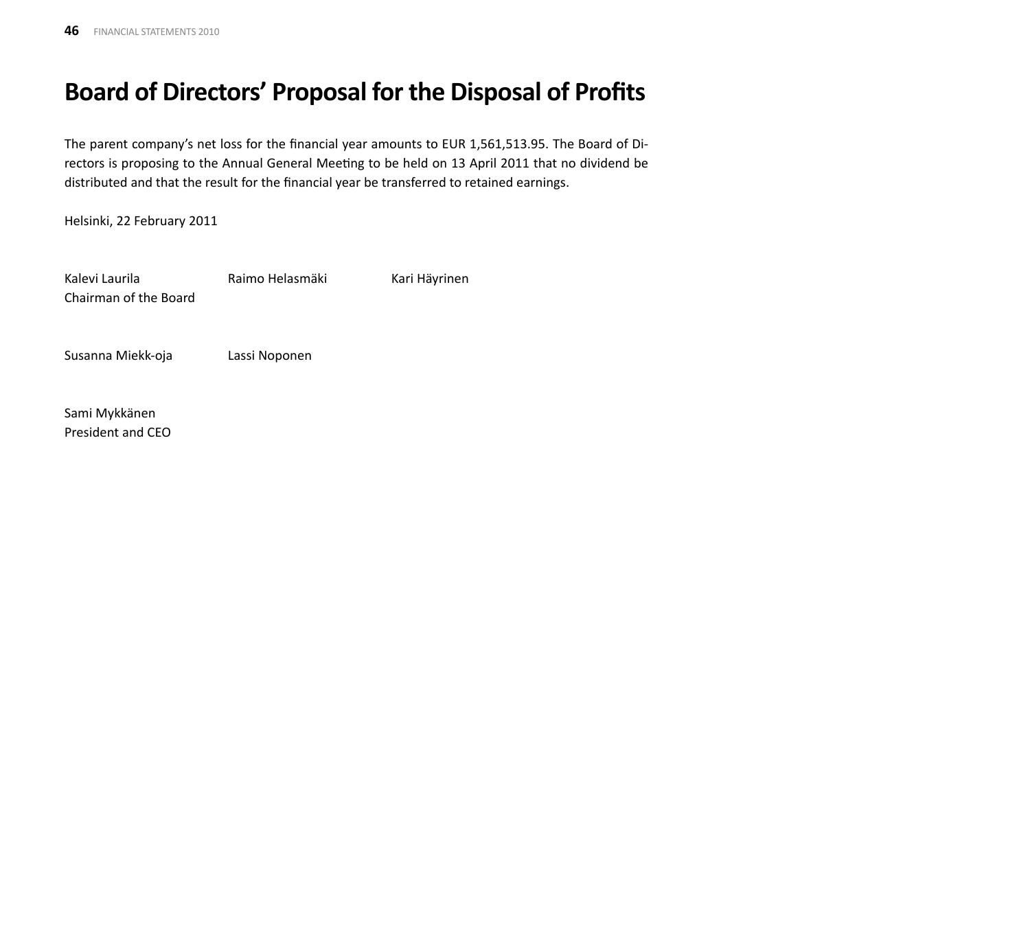# Board of Directors' Proposal for the Disposal of Profits

The parent company's net loss for the financial year amounts to EUR 1,561,513.95. The Board of Directors is proposing to the Annual General Meeting to be held on 13 April 2011 that no dividend be distributed and that the result for the financial year be transferred to retained earnings.

Helsinki, 22 February 2011

Kalevi Laurila
Chairman of the Board

Raimo Helasmäki

Kari Häyrinen

Susanna Miekk-oja

Lassi Noponen

Sami Mykkänen
President and CEO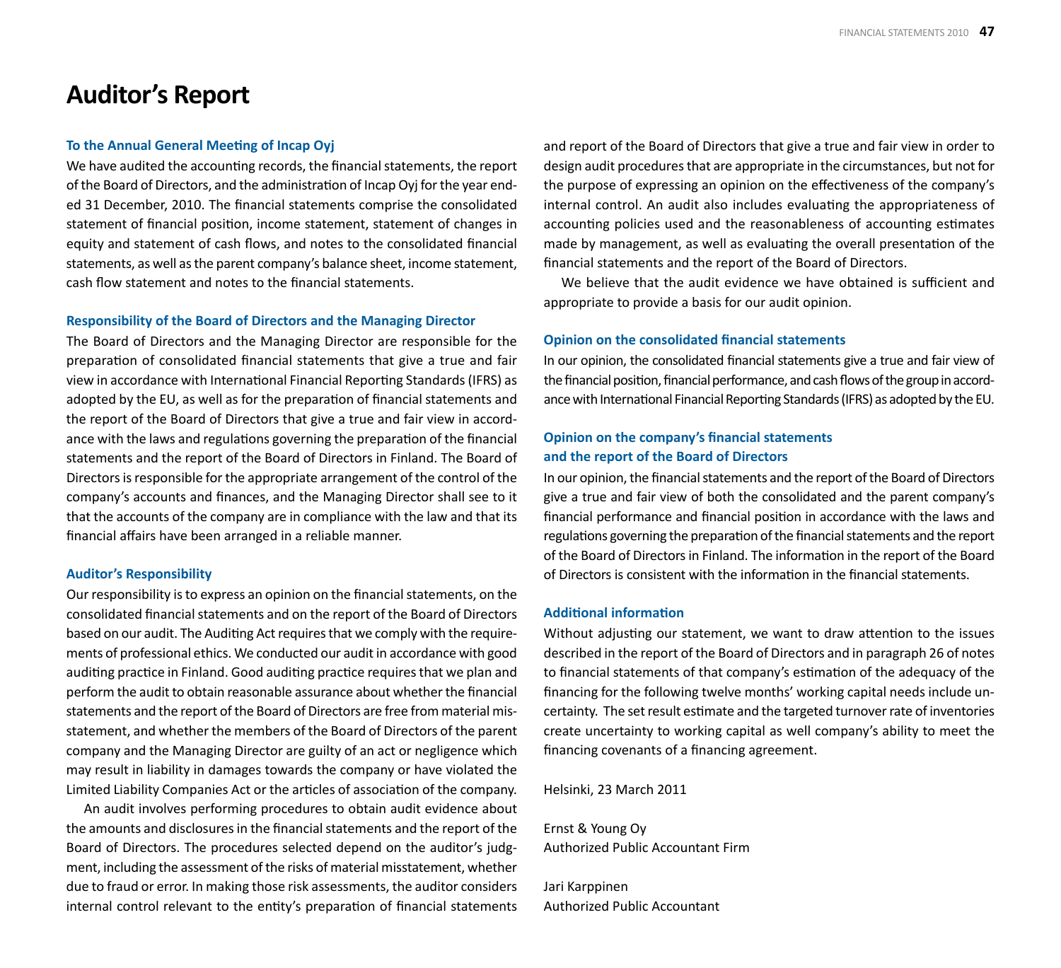# Auditor's Report

### To the Annual General Meeting of Incap Oyj

We have audited the accounting records, the financial statements, the report of the Board of Directors, and the administration of Incap Oyj for the year ended 31 December, 2010. The financial statements comprise the consolidated statement of financial position, income statement, statement of changes in equity and statement of cash flows, and notes to the consolidated financial statements, as well as the parent company's balance sheet, income statement, cash flow statement and notes to the financial statements.

### Responsibility of the Board of Directors and the Managing Director

The Board of Directors and the Managing Director are responsible for the preparation of consolidated financial statements that give a true and fair view in accordance with International Financial Reporting Standards (IFRS) as adopted by the EU, as well as for the preparation of financial statements and the report of the Board of Directors that give a true and fair view in accordance with the laws and regulations governing the preparation of the financial statements and the report of the Board of Directors in Finland. The Board of Directors is responsible for the appropriate arrangement of the control of the company's accounts and finances, and the Managing Director shall see to it that the accounts of the company are in compliance with the law and that its financial affairs have been arranged in a reliable manner.

### Auditor's Responsibility

Our responsibility is to express an opinion on the financial statements, on the consolidated financial statements and on the report of the Board of Directors based on our audit. The Auditing Act requires that we comply with the requirements of professional ethics. We conducted our audit in accordance with good auditing practice in Finland. Good auditing practice requires that we plan and perform the audit to obtain reasonable assurance about whether the financial statements and the report of the Board of Directors are free from material misstatement, and whether the members of the Board of Directors of the parent company and the Managing Director are guilty of an act or negligence which may result in liability in damages towards the company or have violated the Limited Liability Companies Act or the articles of association of the company.

An audit involves performing procedures to obtain audit evidence about the amounts and disclosures in the financial statements and the report of the Board of Directors. The procedures selected depend on the auditor's judgment, including the assessment of the risks of material misstatement, whether due to fraud or error. In making those risk assessments, the auditor considers internal control relevant to the entity's preparation of financial statements and report of the Board of Directors that give a true and fair view in order to design audit procedures that are appropriate in the circumstances, but not for the purpose of expressing an opinion on the effectiveness of the company's internal control. An audit also includes evaluating the appropriateness of accounting policies used and the reasonableness of accounting estimates made by management, as well as evaluating the overall presentation of the financial statements and the report of the Board of Directors.

We believe that the audit evidence we have obtained is sufficient and appropriate to provide a basis for our audit opinion.

### Opinion on the consolidated financial statements

In our opinion, the consolidated financial statements give a true and fair view of the financial position, financial performance, and cash flows of the group in accordance with International Financial Reporting Standards (IFRS) as adopted by the EU.

### Opinion on the company's financial statements and the report of the Board of Directors

In our opinion, the financial statements and the report of the Board of Directors give a true and fair view of both the consolidated and the parent company's financial performance and financial position in accordance with the laws and regulations governing the preparation of the financial statements and the report of the Board of Directors in Finland. The information in the report of the Board of Directors is consistent with the information in the financial statements.

### Additional information

Without adjusting our statement, we want to draw attention to the issues described in the report of the Board of Directors and in paragraph 26 of notes to financial statements of that company's estimation of the adequacy of the financing for the following twelve months' working capital needs include uncertainty. The set result estimate and the targeted turnover rate of inventories create uncertainty to working capital as well company's ability to meet the financing covenants of a financing agreement.

Helsinki, 23 March 2011

Ernst & Young Oy
Authorized Public Accountant Firm

Jari Karppinen
Authorized Public Accountant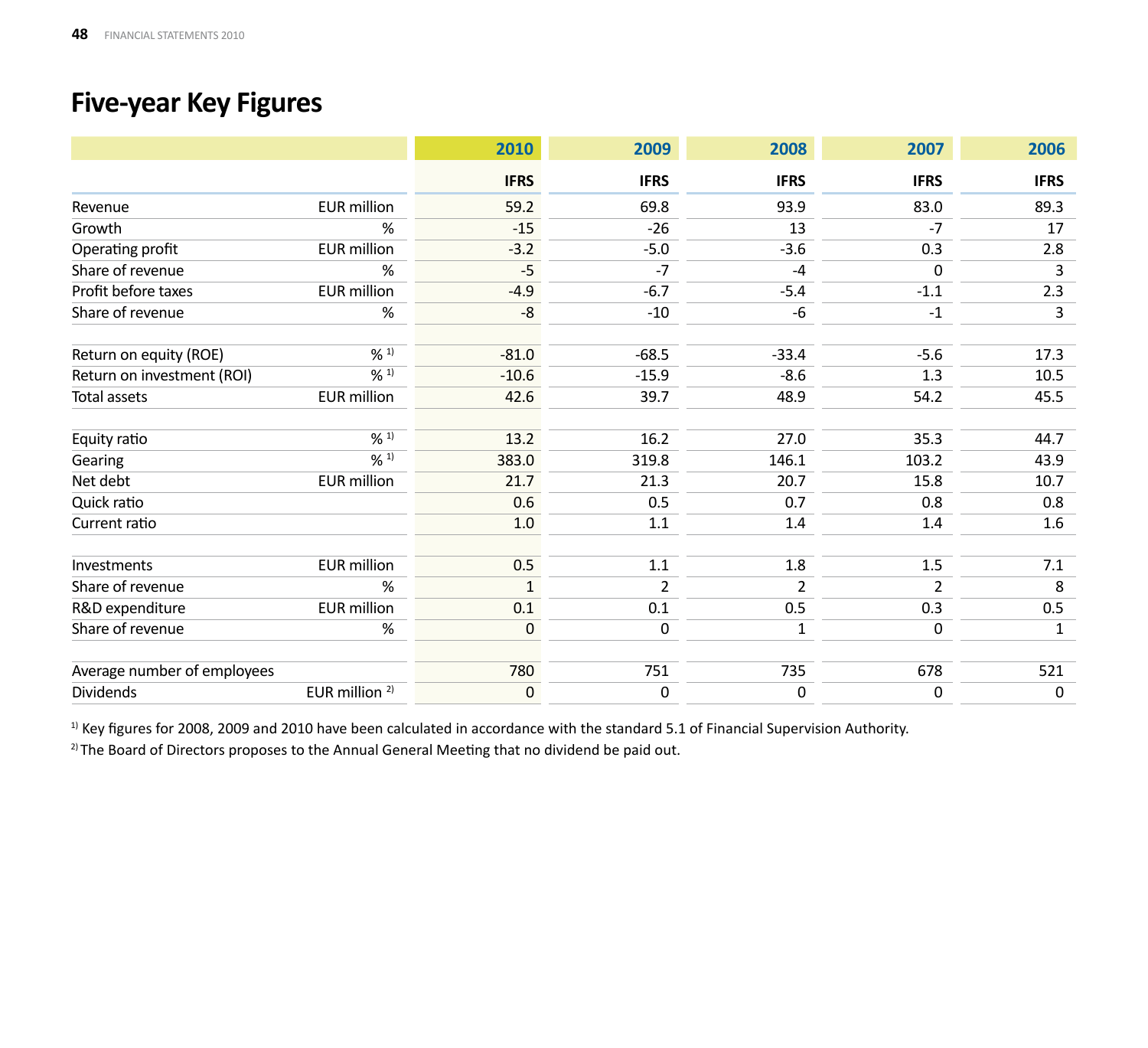# Five-year Key Figures

| | | 2010 | 2009 | 2008 | 2007 | 2006 |
|---|---|---|---|---|---|---|
| | | IFRS | IFRS | IFRS | IFRS | IFRS |
| Revenue | EUR million | 59.2 | 69.8 | 93.9 | 83.0 | 89.3 |
| Growth | % | -15 | -26 | 13 | -7 | 17 |
| Operating profit | EUR million | -3.2 | -5.0 | -3.6 | 0.3 | 2.8 |
| Share of revenue | % | -5 | -7 | -4 | 0 | 3 |
| Profit before taxes | EUR million | -4.9 | -6.7 | -5.4 | -1.1 | 2.3 |
| Share of revenue | % | -8 | -10 | -6 | -1 | 3 |
| | | | | | | |
| Return on equity (ROE) | % [1] | -81.0 | -68.5 | -33.4 | -5.6 | 17.3 |
| Return on investment (ROI) | % [1] | -10.6 | -15.9 | -8.6 | 1.3 | 10.5 |
| Total assets | EUR million | 42.6 | 39.7 | 48.9 | 54.2 | 45.5 |
| | | | | | | |
| Equity ratio | % [1] | 13.2 | 16.2 | 27.0 | 35.3 | 44.7 |
| Gearing | % [1] | 383.0 | 319.8 | 146.1 | 103.2 | 43.9 |
| Net debt | EUR million | 21.7 | 21.3 | 20.7 | 15.8 | 10.7 |
| Quick ratio | | 0.6 | 0.5 | 0.7 | 0.8 | 0.8 |
| Current ratio | | 1.0 | 1.1 | 1.4 | 1.4 | 1.6 |
| | | | | | | |
| Investments | EUR million | 0.5 | 1.1 | 1.8 | 1.5 | 7.1 |
| Share of revenue | % | 1 | 2 | 2 | 2 | 8 |
| R&D expenditure | EUR million | 0.1 | 0.1 | 0.5 | 0.3 | 0.5 |
| Share of revenue | % | 0 | 0 | 1 | 0 | 1 |
| | | | | | | |
| Average number of employees | | 780 | 751 | 735 | 678 | 521 |
| Dividends | EUR million [2] | 0 | 0 | 0 | 0 | 0 |

[1] Key figures for 2008, 2009 and 2010 have been calculated in accordance with the standard 5.1 of Financial Supervision Authority.

[2] The Board of Directors proposes to the Annual General Meeting that no dividend be paid out.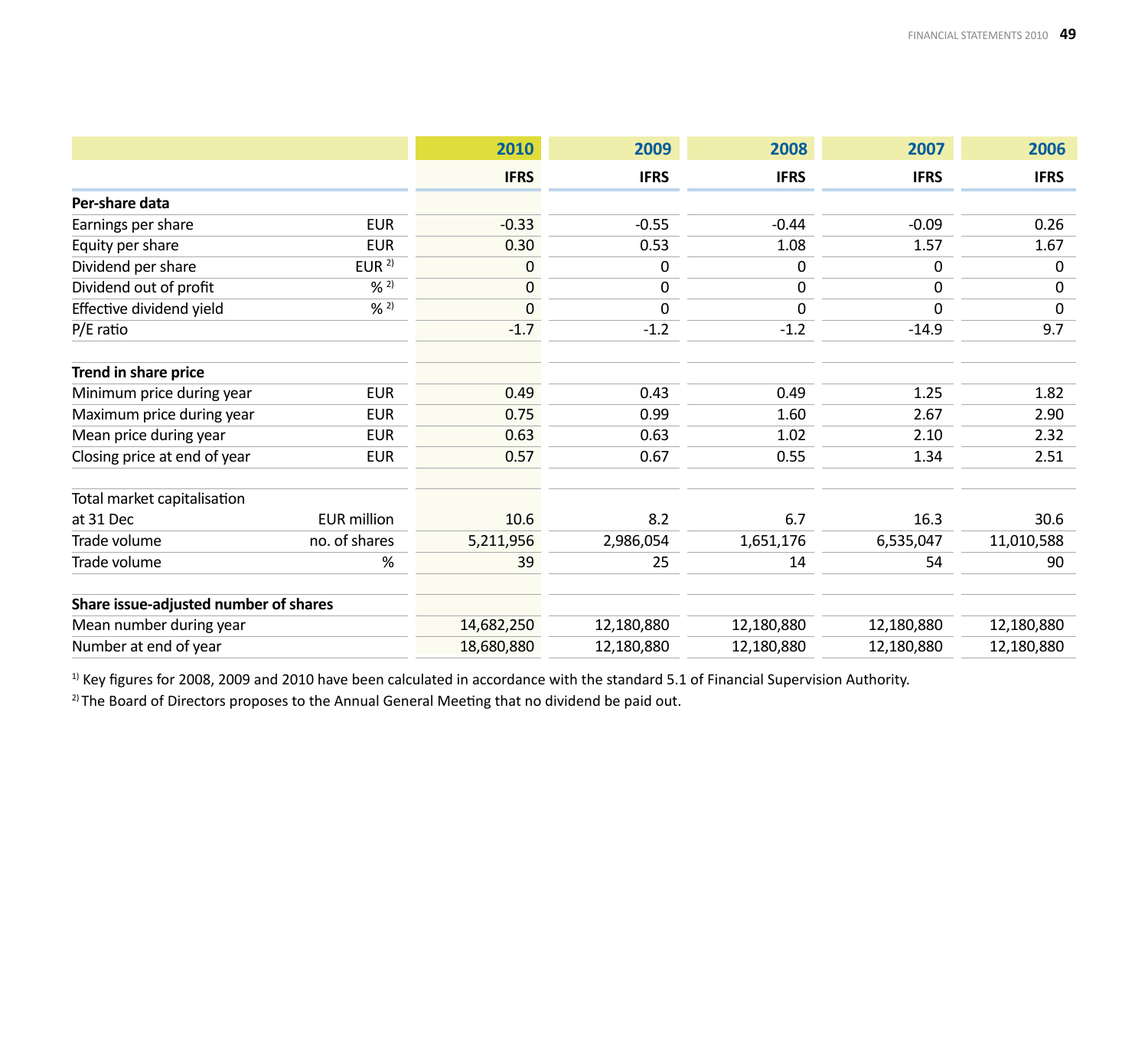| | | 2010 | 2009 | 2008 | 2007 | 2006 |
|---|---|---|---|---|---|---|
| | | IFRS | IFRS | IFRS | IFRS | IFRS |
| **Per-share data** | | | | | | |
| Earnings per share | EUR | -0.33 | -0.55 | -0.44 | -0.09 | 0.26 |
| Equity per share | EUR | 0.30 | 0.53 | 1.08 | 1.57 | 1.67 |
| Dividend per share | EUR [2)] | 0 | 0 | 0 | 0 | 0 |
| Dividend out of profit | % [2)] | 0 | 0 | 0 | 0 | 0 |
| Effective dividend yield | % [2)] | 0 | 0 | 0 | 0 | 0 |
| P/E ratio | | -1.7 | -1.2 | -1.2 | -14.9 | 9.7 |
| | | | | | | |
| **Trend in share price** | | | | | | |
| Minimum price during year | EUR | 0.49 | 0.43 | 0.49 | 1.25 | 1.82 |
| Maximum price during year | EUR | 0.75 | 0.99 | 1.60 | 2.67 | 2.90 |
| Mean price during year | EUR | 0.63 | 0.63 | 1.02 | 2.10 | 2.32 |
| Closing price at end of year | EUR | 0.57 | 0.67 | 0.55 | 1.34 | 2.51 |
| | | | | | | |
| Total market capitalisation at 31 Dec | EUR million | 10.6 | 8.2 | 6.7 | 16.3 | 30.6 |
| Trade volume | no. of shares | 5,211,956 | 2,986,054 | 1,651,176 | 6,535,047 | 11,010,588 |
| Trade volume | % | 39 | 25 | 14 | 54 | 90 |
| | | | | | | |
| **Share issue-adjusted number of shares** | | | | | | |
| Mean number during year | | 14,682,250 | 12,180,880 | 12,180,880 | 12,180,880 | 12,180,880 |
| Number at end of year | | 18,680,880 | 12,180,880 | 12,180,880 | 12,180,880 | 12,180,880 |

[1)] Key figures for 2008, 2009 and 2010 have been calculated in accordance with the standard 5.1 of Financial Supervision Authority.

[2)] The Board of Directors proposes to the Annual General Meeting that no dividend be paid out.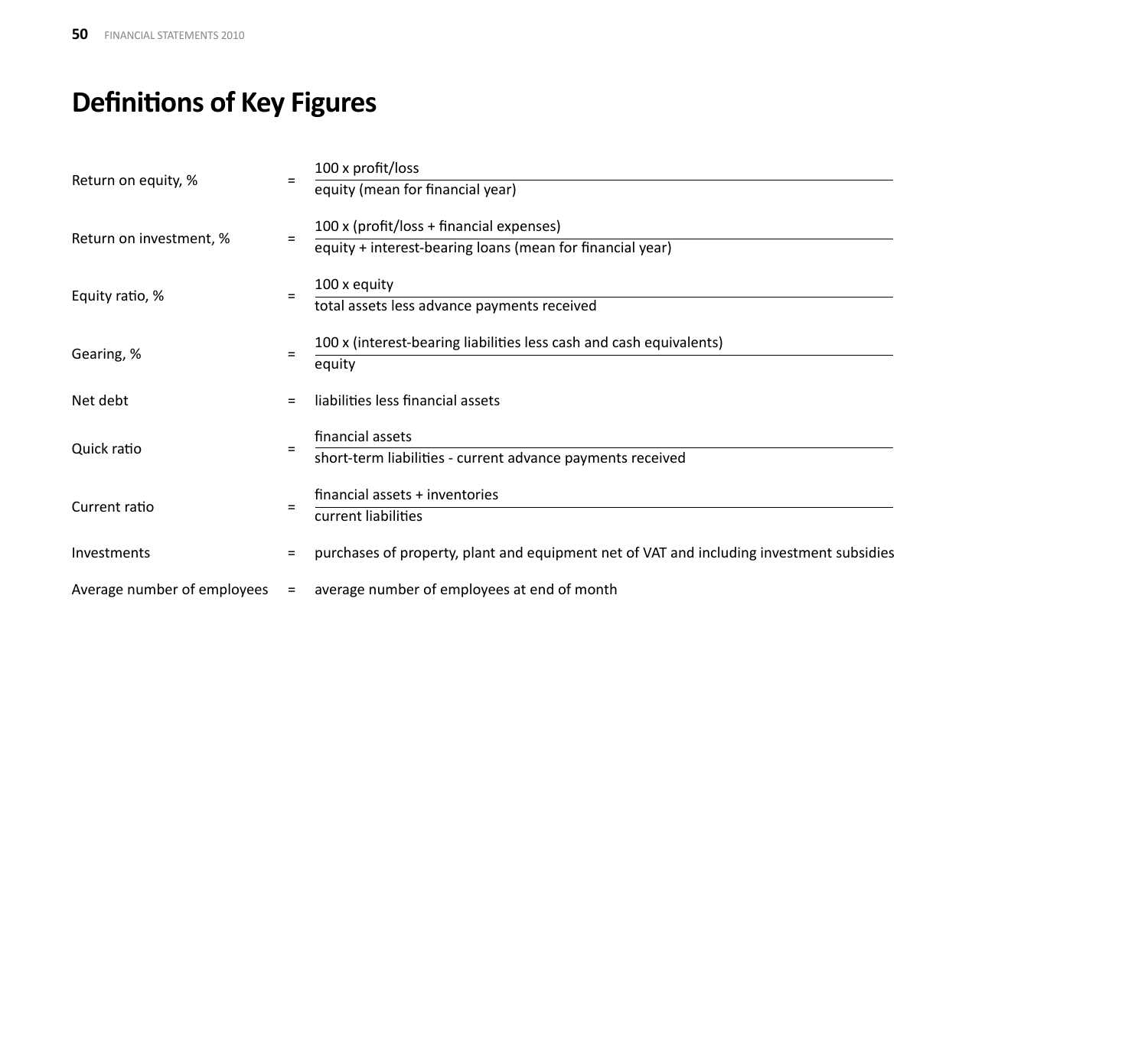# Definitions of Key Figures

Return on equity, % = $\dfrac{\text{100 x profit/loss}}{\text{equity (mean for financial year)}}$

Return on investment, % = $\dfrac{\text{100 x (profit/loss + financial expenses)}}{\text{equity + interest-bearing loans (mean for financial year)}}$

Equity ratio, % = $\dfrac{\text{100 x equity}}{\text{total assets less advance payments received}}$

Gearing, % = $\dfrac{\text{100 x (interest-bearing liabilities less cash and cash equivalents)}}{\text{equity}}$

Net debt = liabilities less financial assets

Quick ratio = $\dfrac{\text{financial assets}}{\text{short-term liabilities - current advance payments received}}$

Current ratio = $\dfrac{\text{financial assets + inventories}}{\text{current liabilities}}$

Investments = purchases of property, plant and equipment net of VAT and including investment subsidies

Average number of employees = average number of employees at end of month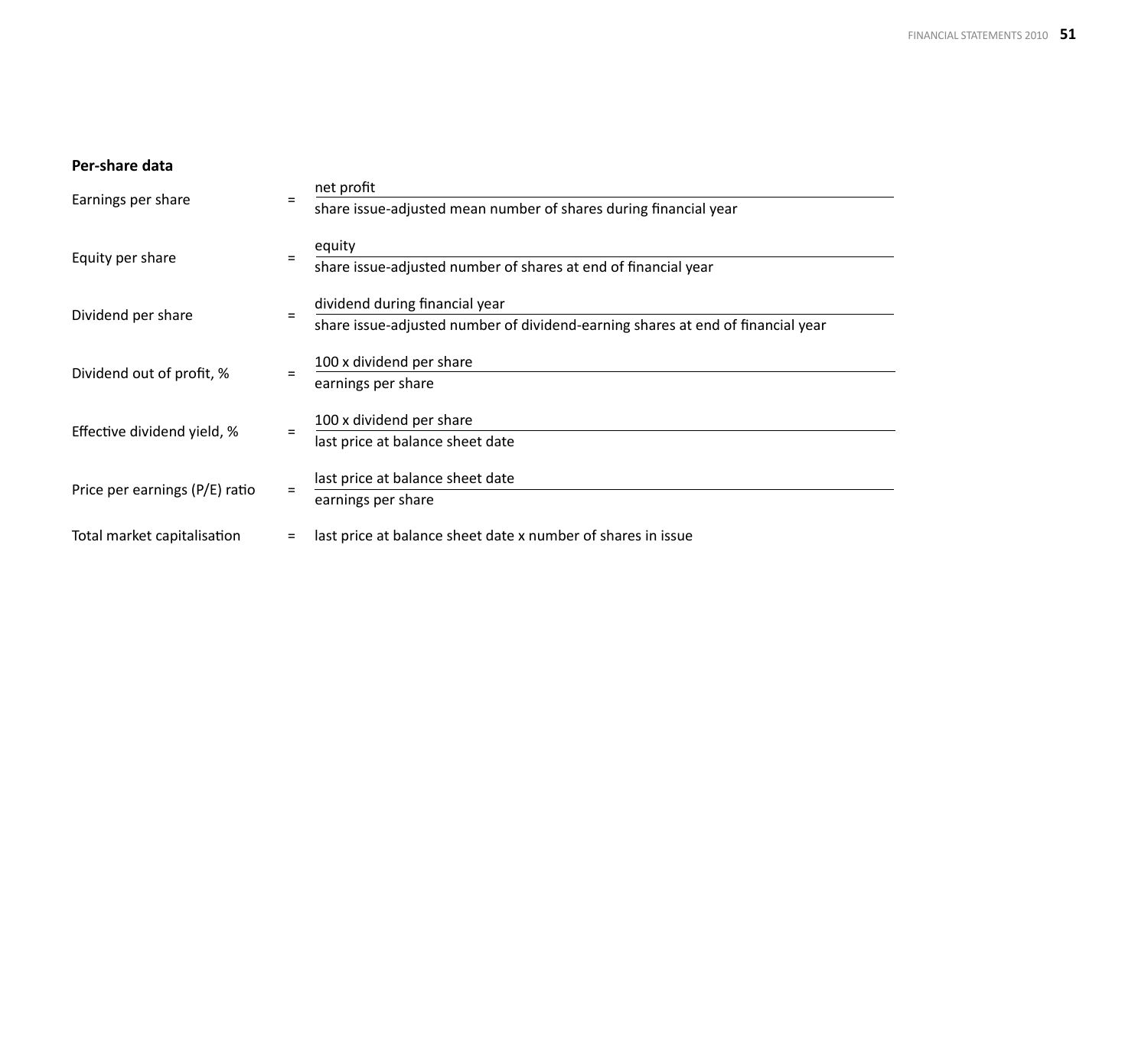**Per-share data**

$$\text{Earnings per share} = \frac{\text{net profit}}{\text{share issue-adjusted mean number of shares during financial year}}$$

$$\text{Equity per share} = \frac{\text{equity}}{\text{share issue-adjusted number of shares at end of financial year}}$$

$$\text{Dividend per share} = \frac{\text{dividend during financial year}}{\text{share issue-adjusted number of dividend-earning shares at end of financial year}}$$

$$\text{Dividend out of profit, \%} = \frac{\text{100 x dividend per share}}{\text{earnings per share}}$$

$$\text{Effective dividend yield, \%} = \frac{\text{100 x dividend per share}}{\text{last price at balance sheet date}}$$

$$\text{Price per earnings (P/E) ratio} = \frac{\text{last price at balance sheet date}}{\text{earnings per share}}$$

Total market capitalisation = last price at balance sheet date x number of shares in issue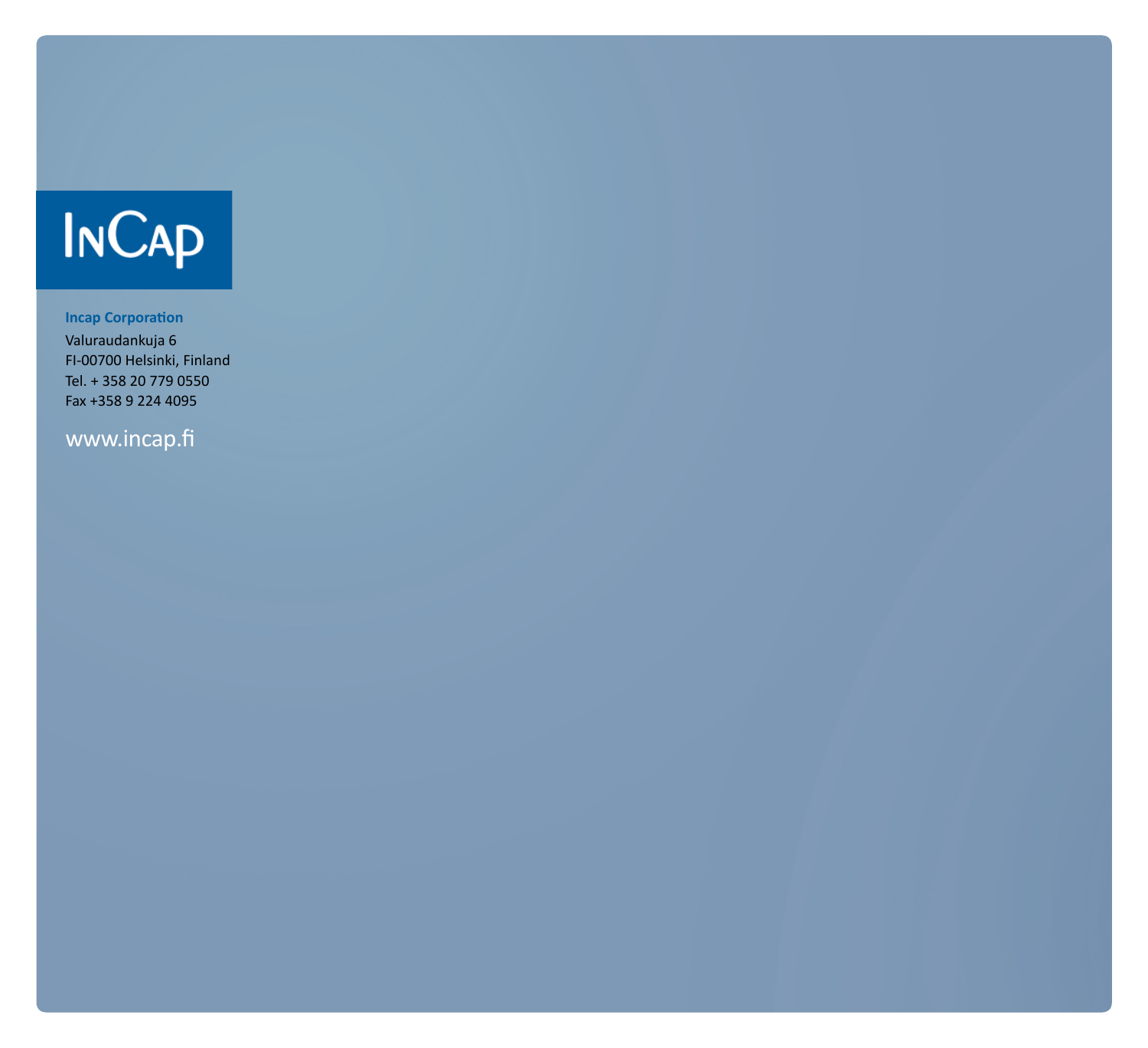InCap

**Incap Corporation**

Valuraudankuja 6
FI-00700 Helsinki, Finland
Tel. + 358 20 779 0550
Fax +358 9 224 4095

www.incap.fi